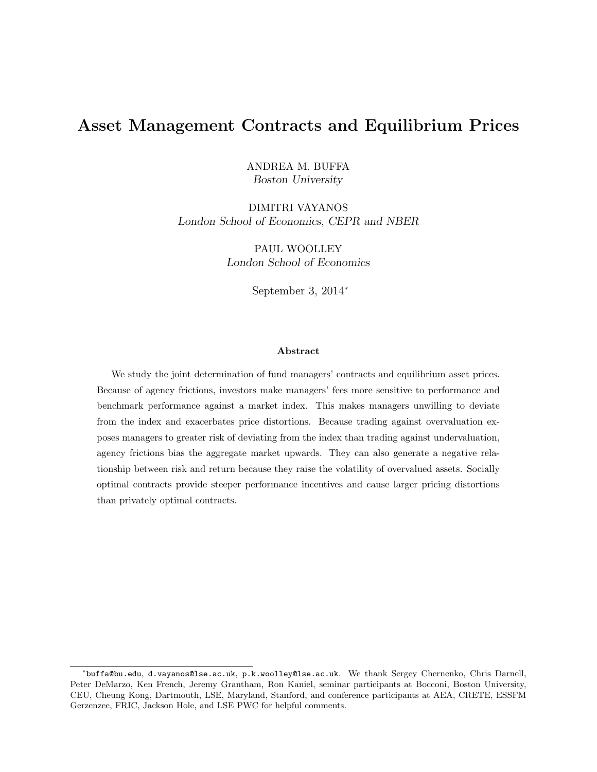# Asset Management Contracts and Equilibrium Prices

ANDREA M. BUFFA
*Boston University*

DIMITRI VAYANOS
*London School of Economics, CEPR and NBER*

PAUL WOOLLEY
*London School of Economics*

September 3, 2014*

### Abstract

We study the joint determination of fund managers' contracts and equilibrium asset prices. Because of agency frictions, investors make managers' fees more sensitive to performance and benchmark performance against a market index. This makes managers unwilling to deviate from the index and exacerbates price distortions. Because trading against overvaluation exposes managers to greater risk of deviating from the index than trading against undervaluation, agency frictions bias the aggregate market upwards. They can also generate a negative relationship between risk and return because they raise the volatility of overvalued assets. Socially optimal contracts provide steeper performance incentives and cause larger pricing distortions than privately optimal contracts.

---

*`buffa@bu.edu`, `d.vayanos@lse.ac.uk`, `p.k.woolley@lse.ac.uk`. We thank Sergey Chernenko, Chris Darnell, Peter DeMarzo, Ken French, Jeremy Grantham, Ron Kaniel, seminar participants at Bocconi, Boston University, CEU, Cheung Kong, Dartmouth, LSE, Maryland, Stanford, and conference participants at AEA, CRETE, ESSFM Gerzenzee, FRIC, Jackson Hole, and LSE PWC for helpful comments.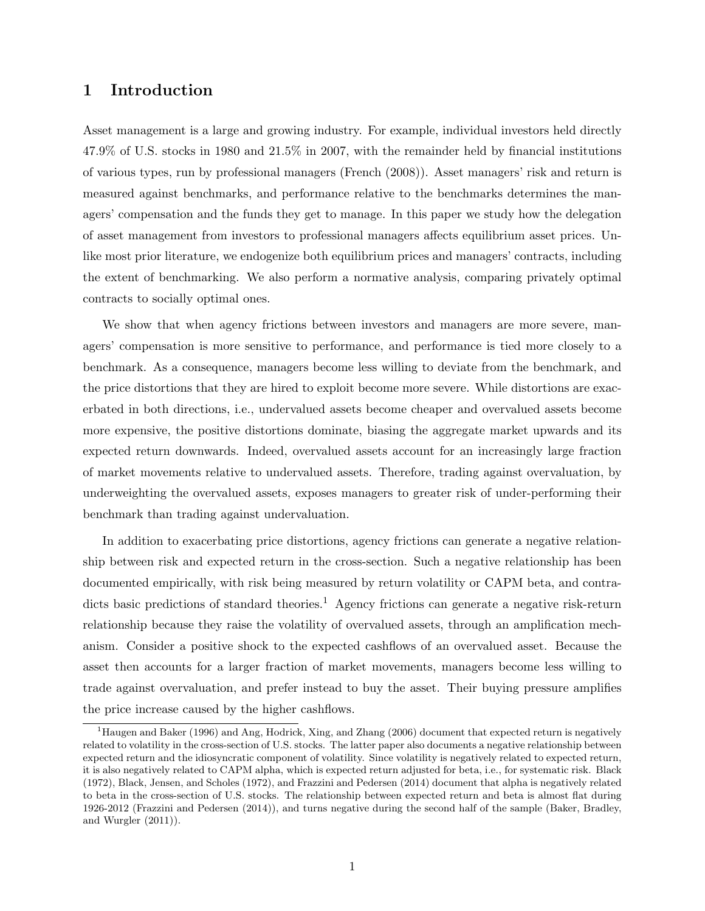# 1 Introduction

Asset management is a large and growing industry. For example, individual investors held directly 47.9% of U.S. stocks in 1980 and 21.5% in 2007, with the remainder held by financial institutions of various types, run by professional managers (French (2008)). Asset managers' risk and return is measured against benchmarks, and performance relative to the benchmarks determines the managers' compensation and the funds they get to manage. In this paper we study how the delegation of asset management from investors to professional managers affects equilibrium asset prices. Unlike most prior literature, we endogenize both equilibrium prices and managers' contracts, including the extent of benchmarking. We also perform a normative analysis, comparing privately optimal contracts to socially optimal ones.

We show that when agency frictions between investors and managers are more severe, managers' compensation is more sensitive to performance, and performance is tied more closely to a benchmark. As a consequence, managers become less willing to deviate from the benchmark, and the price distortions that they are hired to exploit become more severe. While distortions are exacerbated in both directions, i.e., undervalued assets become cheaper and overvalued assets become more expensive, the positive distortions dominate, biasing the aggregate market upwards and its expected return downwards. Indeed, overvalued assets account for an increasingly large fraction of market movements relative to undervalued assets. Therefore, trading against overvaluation, by underweighting the overvalued assets, exposes managers to greater risk of under-performing their benchmark than trading against undervaluation.

In addition to exacerbating price distortions, agency frictions can generate a negative relationship between risk and expected return in the cross-section. Such a negative relationship has been documented empirically, with risk being measured by return volatility or CAPM beta, and contradicts basic predictions of standard theories.[1] Agency frictions can generate a negative risk-return relationship because they raise the volatility of overvalued assets, through an amplification mechanism. Consider a positive shock to the expected cashflows of an overvalued asset. Because the asset then accounts for a larger fraction of market movements, managers become less willing to trade against overvaluation, and prefer instead to buy the asset. Their buying pressure amplifies the price increase caused by the higher cashflows.

[1] Haugen and Baker (1996) and Ang, Hodrick, Xing, and Zhang (2006) document that expected return is negatively related to volatility in the cross-section of U.S. stocks. The latter paper also documents a negative relationship between expected return and the idiosyncratic component of volatility. Since volatility is negatively related to expected return, it is also negatively related to CAPM alpha, which is expected return adjusted for beta, i.e., for systematic risk. Black (1972), Black, Jensen, and Scholes (1972), and Frazzini and Pedersen (2014) document that alpha is negatively related to beta in the cross-section of U.S. stocks. The relationship between expected return and beta is almost flat during 1926-2012 (Frazzini and Pedersen (2014)), and turns negative during the second half of the sample (Baker, Bradley, and Wurgler (2011)).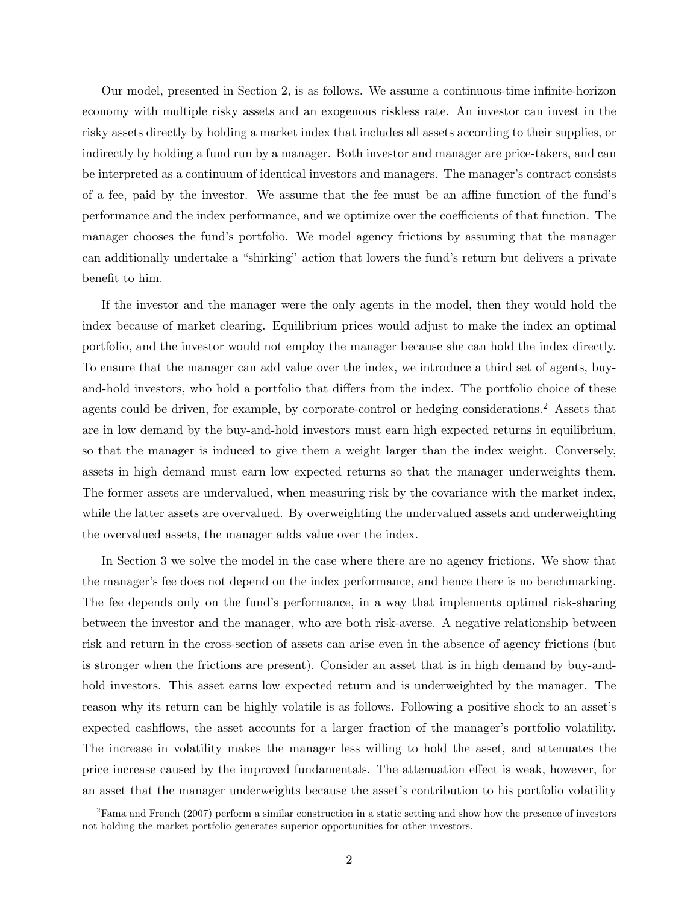Our model, presented in Section 2, is as follows. We assume a continuous-time infinite-horizon economy with multiple risky assets and an exogenous riskless rate. An investor can invest in the risky assets directly by holding a market index that includes all assets according to their supplies, or indirectly by holding a fund run by a manager. Both investor and manager are price-takers, and can be interpreted as a continuum of identical investors and managers. The manager's contract consists of a fee, paid by the investor. We assume that the fee must be an affine function of the fund's performance and the index performance, and we optimize over the coefficients of that function. The manager chooses the fund's portfolio. We model agency frictions by assuming that the manager can additionally undertake a "shirking" action that lowers the fund's return but delivers a private benefit to him.

If the investor and the manager were the only agents in the model, then they would hold the index because of market clearing. Equilibrium prices would adjust to make the index an optimal portfolio, and the investor would not employ the manager because she can hold the index directly. To ensure that the manager can add value over the index, we introduce a third set of agents, buy-and-hold investors, who hold a portfolio that differs from the index. The portfolio choice of these agents could be driven, for example, by corporate-control or hedging considerations.[2] Assets that are in low demand by the buy-and-hold investors must earn high expected returns in equilibrium, so that the manager is induced to give them a weight larger than the index weight. Conversely, assets in high demand must earn low expected returns so that the manager underweights them. The former assets are undervalued, when measuring risk by the covariance with the market index, while the latter assets are overvalued. By overweighting the undervalued assets and underweighting the overvalued assets, the manager adds value over the index.

In Section 3 we solve the model in the case where there are no agency frictions. We show that the manager's fee does not depend on the index performance, and hence there is no benchmarking. The fee depends only on the fund's performance, in a way that implements optimal risk-sharing between the investor and the manager, who are both risk-averse. A negative relationship between risk and return in the cross-section of assets can arise even in the absence of agency frictions (but is stronger when the frictions are present). Consider an asset that is in high demand by buy-and-hold investors. This asset earns low expected return and is underweighted by the manager. The reason why its return can be highly volatile is as follows. Following a positive shock to an asset's expected cashflows, the asset accounts for a larger fraction of the manager's portfolio volatility. The increase in volatility makes the manager less willing to hold the asset, and attenuates the price increase caused by the improved fundamentals. The attenuation effect is weak, however, for an asset that the manager underweights because the asset's contribution to his portfolio volatility

[2] Fama and French (2007) perform a similar construction in a static setting and show how the presence of investors not holding the market portfolio generates superior opportunities for other investors.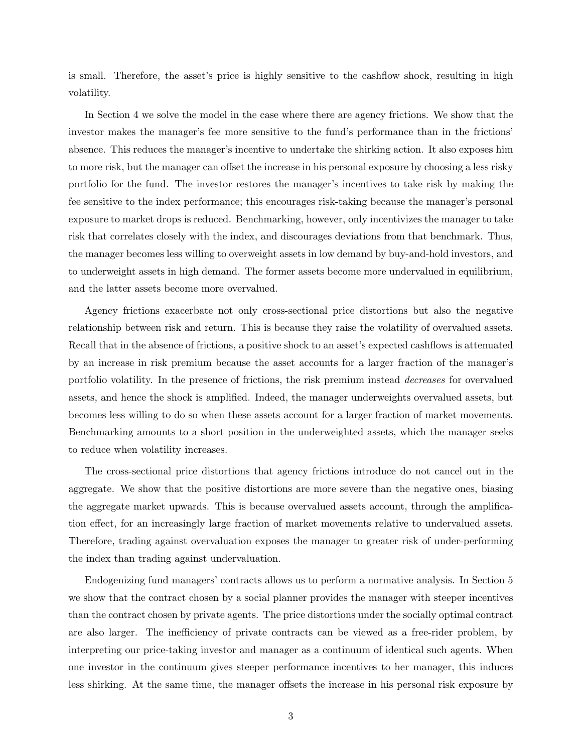is small. Therefore, the asset's price is highly sensitive to the cashflow shock, resulting in high volatility.

In Section 4 we solve the model in the case where there are agency frictions. We show that the investor makes the manager's fee more sensitive to the fund's performance than in the frictions' absence. This reduces the manager's incentive to undertake the shirking action. It also exposes him to more risk, but the manager can offset the increase in his personal exposure by choosing a less risky portfolio for the fund. The investor restores the manager's incentives to take risk by making the fee sensitive to the index performance; this encourages risk-taking because the manager's personal exposure to market drops is reduced. Benchmarking, however, only incentivizes the manager to take risk that correlates closely with the index, and discourages deviations from that benchmark. Thus, the manager becomes less willing to overweight assets in low demand by buy-and-hold investors, and to underweight assets in high demand. The former assets become more undervalued in equilibrium, and the latter assets become more overvalued.

Agency frictions exacerbate not only cross-sectional price distortions but also the negative relationship between risk and return. This is because they raise the volatility of overvalued assets. Recall that in the absence of frictions, a positive shock to an asset's expected cashflows is attenuated by an increase in risk premium because the asset accounts for a larger fraction of the manager's portfolio volatility. In the presence of frictions, the risk premium instead *decreases* for overvalued assets, and hence the shock is amplified. Indeed, the manager underweights overvalued assets, but becomes less willing to do so when these assets account for a larger fraction of market movements. Benchmarking amounts to a short position in the underweighted assets, which the manager seeks to reduce when volatility increases.

The cross-sectional price distortions that agency frictions introduce do not cancel out in the aggregate. We show that the positive distortions are more severe than the negative ones, biasing the aggregate market upwards. This is because overvalued assets account, through the amplification effect, for an increasingly large fraction of market movements relative to undervalued assets. Therefore, trading against overvaluation exposes the manager to greater risk of under-performing the index than trading against undervaluation.

Endogenizing fund managers' contracts allows us to perform a normative analysis. In Section 5 we show that the contract chosen by a social planner provides the manager with steeper incentives than the contract chosen by private agents. The price distortions under the socially optimal contract are also larger. The inefficiency of private contracts can be viewed as a free-rider problem, by interpreting our price-taking investor and manager as a continuum of identical such agents. When one investor in the continuum gives steeper performance incentives to her manager, this induces less shirking. At the same time, the manager offsets the increase in his personal risk exposure by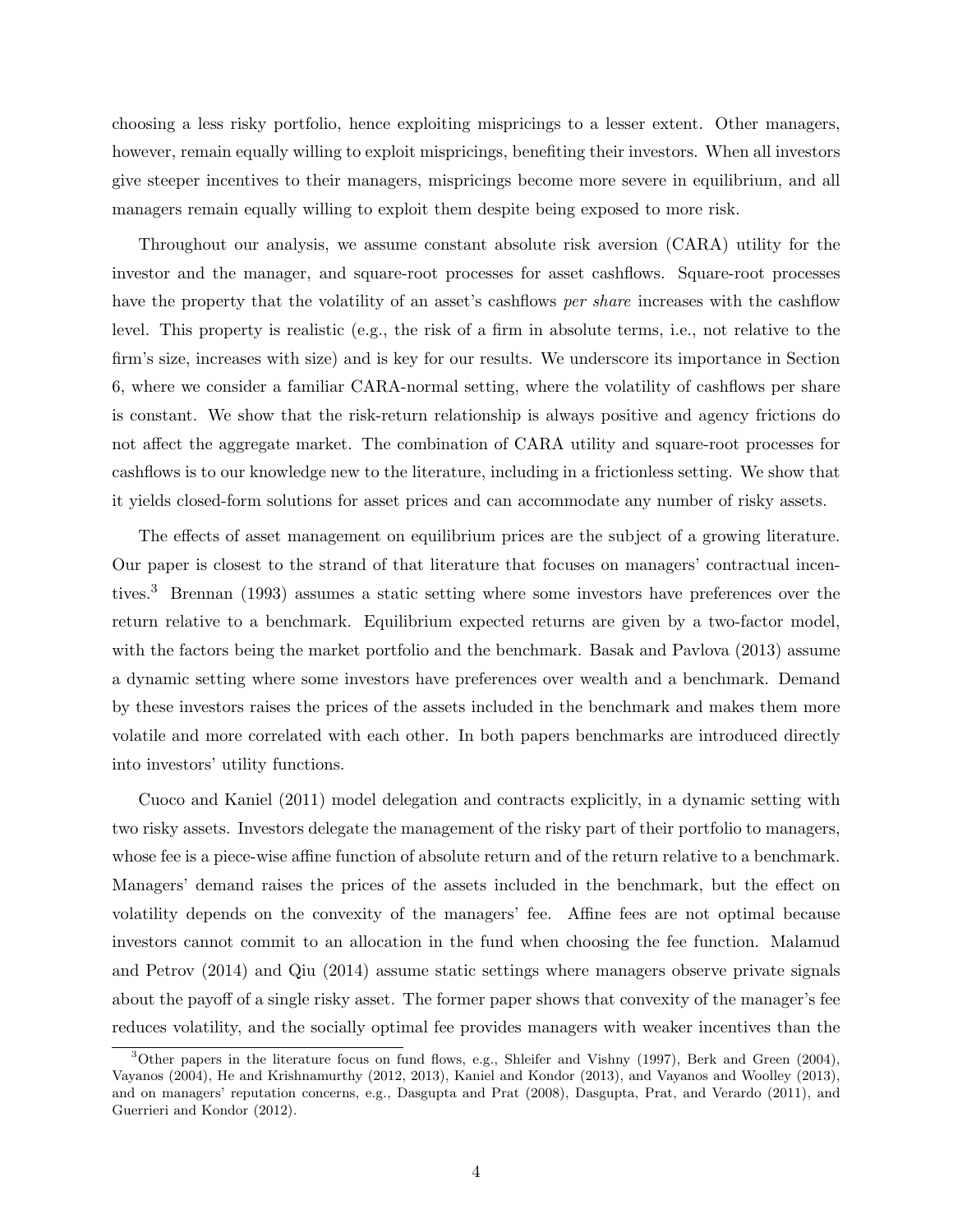choosing a less risky portfolio, hence exploiting mispricings to a lesser extent. Other managers, however, remain equally willing to exploit mispricings, benefiting their investors. When all investors give steeper incentives to their managers, mispricings become more severe in equilibrium, and all managers remain equally willing to exploit them despite being exposed to more risk.

Throughout our analysis, we assume constant absolute risk aversion (CARA) utility for the investor and the manager, and square-root processes for asset cashflows. Square-root processes have the property that the volatility of an asset's cashflows *per share* increases with the cashflow level. This property is realistic (e.g., the risk of a firm in absolute terms, i.e., not relative to the firm's size, increases with size) and is key for our results. We underscore its importance in Section 6, where we consider a familiar CARA-normal setting, where the volatility of cashflows per share is constant. We show that the risk-return relationship is always positive and agency frictions do not affect the aggregate market. The combination of CARA utility and square-root processes for cashflows is to our knowledge new to the literature, including in a frictionless setting. We show that it yields closed-form solutions for asset prices and can accommodate any number of risky assets.

The effects of asset management on equilibrium prices are the subject of a growing literature. Our paper is closest to the strand of that literature that focuses on managers' contractual incentives.[3] Brennan (1993) assumes a static setting where some investors have preferences over the return relative to a benchmark. Equilibrium expected returns are given by a two-factor model, with the factors being the market portfolio and the benchmark. Basak and Pavlova (2013) assume a dynamic setting where some investors have preferences over wealth and a benchmark. Demand by these investors raises the prices of the assets included in the benchmark and makes them more volatile and more correlated with each other. In both papers benchmarks are introduced directly into investors' utility functions.

Cuoco and Kaniel (2011) model delegation and contracts explicitly, in a dynamic setting with two risky assets. Investors delegate the management of the risky part of their portfolio to managers, whose fee is a piece-wise affine function of absolute return and of the return relative to a benchmark. Managers' demand raises the prices of the assets included in the benchmark, but the effect on volatility depends on the convexity of the managers' fee. Affine fees are not optimal because investors cannot commit to an allocation in the fund when choosing the fee function. Malamud and Petrov (2014) and Qiu (2014) assume static settings where managers observe private signals about the payoff of a single risky asset. The former paper shows that convexity of the manager's fee reduces volatility, and the socially optimal fee provides managers with weaker incentives than the

[3] Other papers in the literature focus on fund flows, e.g., Shleifer and Vishny (1997), Berk and Green (2004), Vayanos (2004), He and Krishnamurthy (2012, 2013), Kaniel and Kondor (2013), and Vayanos and Woolley (2013), and on managers' reputation concerns, e.g., Dasgupta and Prat (2008), Dasgupta, Prat, and Verardo (2011), and Guerrieri and Kondor (2012).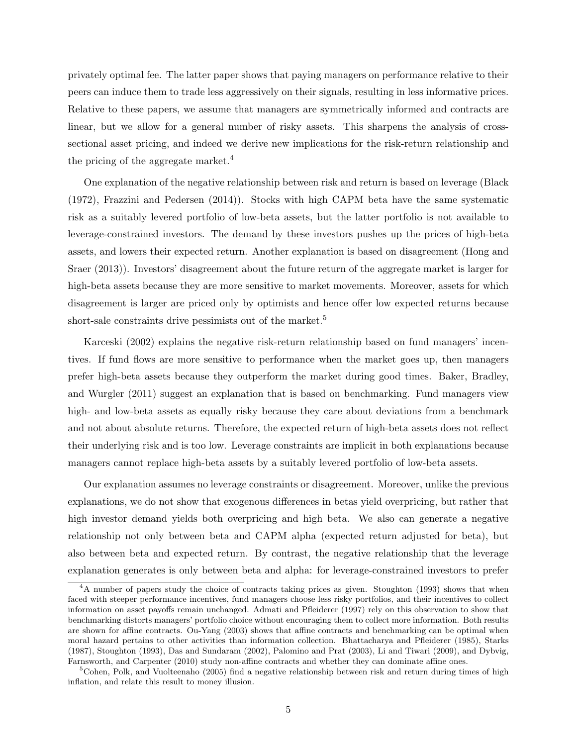privately optimal fee. The latter paper shows that paying managers on performance relative to their peers can induce them to trade less aggressively on their signals, resulting in less informative prices. Relative to these papers, we assume that managers are symmetrically informed and contracts are linear, but we allow for a general number of risky assets. This sharpens the analysis of cross-sectional asset pricing, and indeed we derive new implications for the risk-return relationship and the pricing of the aggregate market.[4]

One explanation of the negative relationship between risk and return is based on leverage (Black (1972), Frazzini and Pedersen (2014)). Stocks with high CAPM beta have the same systematic risk as a suitably levered portfolio of low-beta assets, but the latter portfolio is not available to leverage-constrained investors. The demand by these investors pushes up the prices of high-beta assets, and lowers their expected return. Another explanation is based on disagreement (Hong and Sraer (2013)). Investors' disagreement about the future return of the aggregate market is larger for high-beta assets because they are more sensitive to market movements. Moreover, assets for which disagreement is larger are priced only by optimists and hence offer low expected returns because short-sale constraints drive pessimists out of the market.[5]

Karceski (2002) explains the negative risk-return relationship based on fund managers' incentives. If fund flows are more sensitive to performance when the market goes up, then managers prefer high-beta assets because they outperform the market during good times. Baker, Bradley, and Wurgler (2011) suggest an explanation that is based on benchmarking. Fund managers view high- and low-beta assets as equally risky because they care about deviations from a benchmark and not about absolute returns. Therefore, the expected return of high-beta assets does not reflect their underlying risk and is too low. Leverage constraints are implicit in both explanations because managers cannot replace high-beta assets by a suitably levered portfolio of low-beta assets.

Our explanation assumes no leverage constraints or disagreement. Moreover, unlike the previous explanations, we do not show that exogenous differences in betas yield overpricing, but rather that high investor demand yields both overpricing and high beta. We also can generate a negative relationship not only between beta and CAPM alpha (expected return adjusted for beta), but also between beta and expected return. By contrast, the negative relationship that the leverage explanation generates is only between beta and alpha: for leverage-constrained investors to prefer

[4] A number of papers study the choice of contracts taking prices as given. Stoughton (1993) shows that when faced with steeper performance incentives, fund managers choose less risky portfolios, and their incentives to collect information on asset payoffs remain unchanged. Admati and Pfleiderer (1997) rely on this observation to show that benchmarking distorts managers' portfolio choice without encouraging them to collect more information. Both results are shown for affine contracts. Ou-Yang (2003) shows that affine contracts and benchmarking can be optimal when moral hazard pertains to other activities than information collection. Bhattacharya and Pfleiderer (1985), Starks (1987), Stoughton (1993), Das and Sundaram (2002), Palomino and Prat (2003), Li and Tiwari (2009), and Dybvig, Farnsworth, and Carpenter (2010) study non-affine contracts and whether they can dominate affine ones.

[5] Cohen, Polk, and Vuolteenaho (2005) find a negative relationship between risk and return during times of high inflation, and relate this result to money illusion.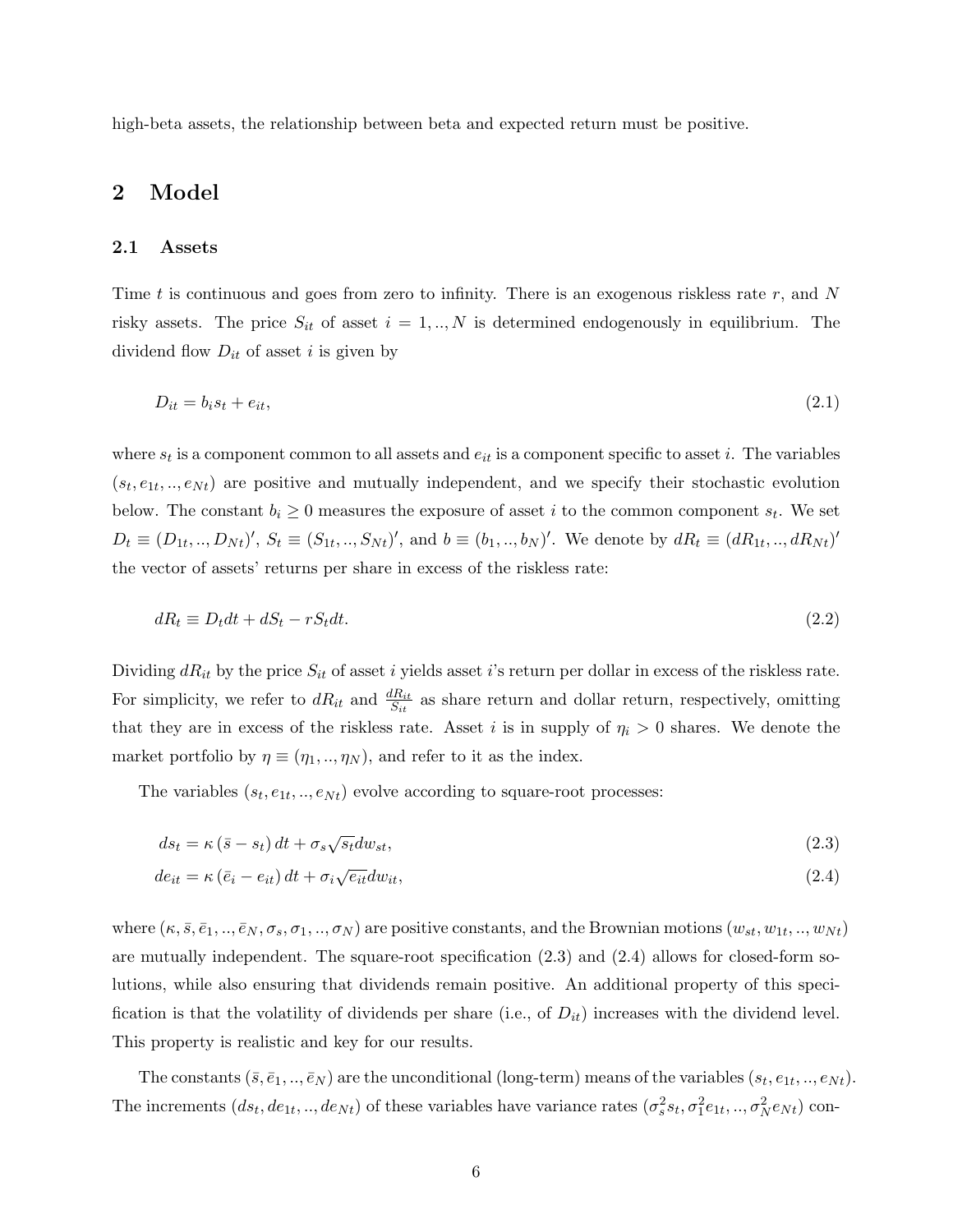high-beta assets, the relationship between beta and expected return must be positive.

## 2 Model

### 2.1 Assets

Time $t$ is continuous and goes from zero to infinity. There is an exogenous riskless rate $r$, and $N$ risky assets. The price $S_{it}$ of asset $i = 1, .., N$ is determined endogenously in equilibrium. The dividend flow $D_{it}$ of asset $i$ is given by

$$D_{it} = b_i s_t + e_{it}, \tag{2.1}$$

where $s_t$ is a component common to all assets and $e_{it}$ is a component specific to asset $i$. The variables $(s_t, e_{1t}, .., e_{Nt})$ are positive and mutually independent, and we specify their stochastic evolution below. The constant $b_i \geq 0$ measures the exposure of asset $i$ to the common component $s_t$. We set $D_t \equiv (D_{1t}, .., D_{Nt})'$, $S_t \equiv (S_{1t}, .., S_{Nt})'$, and $b \equiv (b_1, .., b_N)'$. We denote by $dR_t \equiv (dR_{1t}, .., dR_{Nt})'$ the vector of assets' returns per share in excess of the riskless rate:

$$dR_t \equiv D_t dt + dS_t - rS_t dt. \tag{2.2}$$

Dividing $dR_{it}$ by the price $S_{it}$ of asset $i$ yields asset $i$'s return per dollar in excess of the riskless rate. For simplicity, we refer to $dR_{it}$ and $\frac{dR_{it}}{S_{it}}$ as share return and dollar return, respectively, omitting that they are in excess of the riskless rate. Asset $i$ is in supply of $\eta_i > 0$ shares. We denote the market portfolio by $\eta \equiv (\eta_1, .., \eta_N)$, and refer to it as the index.

The variables $(s_t, e_{1t}, .., e_{Nt})$ evolve according to square-root processes:

$$ds_t = \kappa \left(\bar{s} - s_t\right) dt + \sigma_s \sqrt{s_t} dw_{st}, \tag{2.3}$$

$$de_{it} = \kappa \left(\bar{e}_i - e_{it}\right) dt + \sigma_i \sqrt{e_{it}} dw_{it}, \tag{2.4}$$

where $(\kappa, \bar{s}, \bar{e}_1, .., \bar{e}_N, \sigma_s, \sigma_1, .., \sigma_N)$ are positive constants, and the Brownian motions $(w_{st}, w_{1t}, .., w_{Nt})$ are mutually independent. The square-root specification (2.3) and (2.4) allows for closed-form solutions, while also ensuring that dividends remain positive. An additional property of this specification is that the volatility of dividends per share (i.e., of $D_{it}$) increases with the dividend level. This property is realistic and key for our results.

The constants $(\bar{s}, \bar{e}_1, .., \bar{e}_N)$ are the unconditional (long-term) means of the variables $(s_t, e_{1t}, .., e_{Nt})$. The increments $(ds_t, de_{1t}, .., de_{Nt})$ of these variables have variance rates $(\sigma_s^2 s_t, \sigma_1^2 e_{1t}, .., \sigma_N^2 e_{Nt})$ con-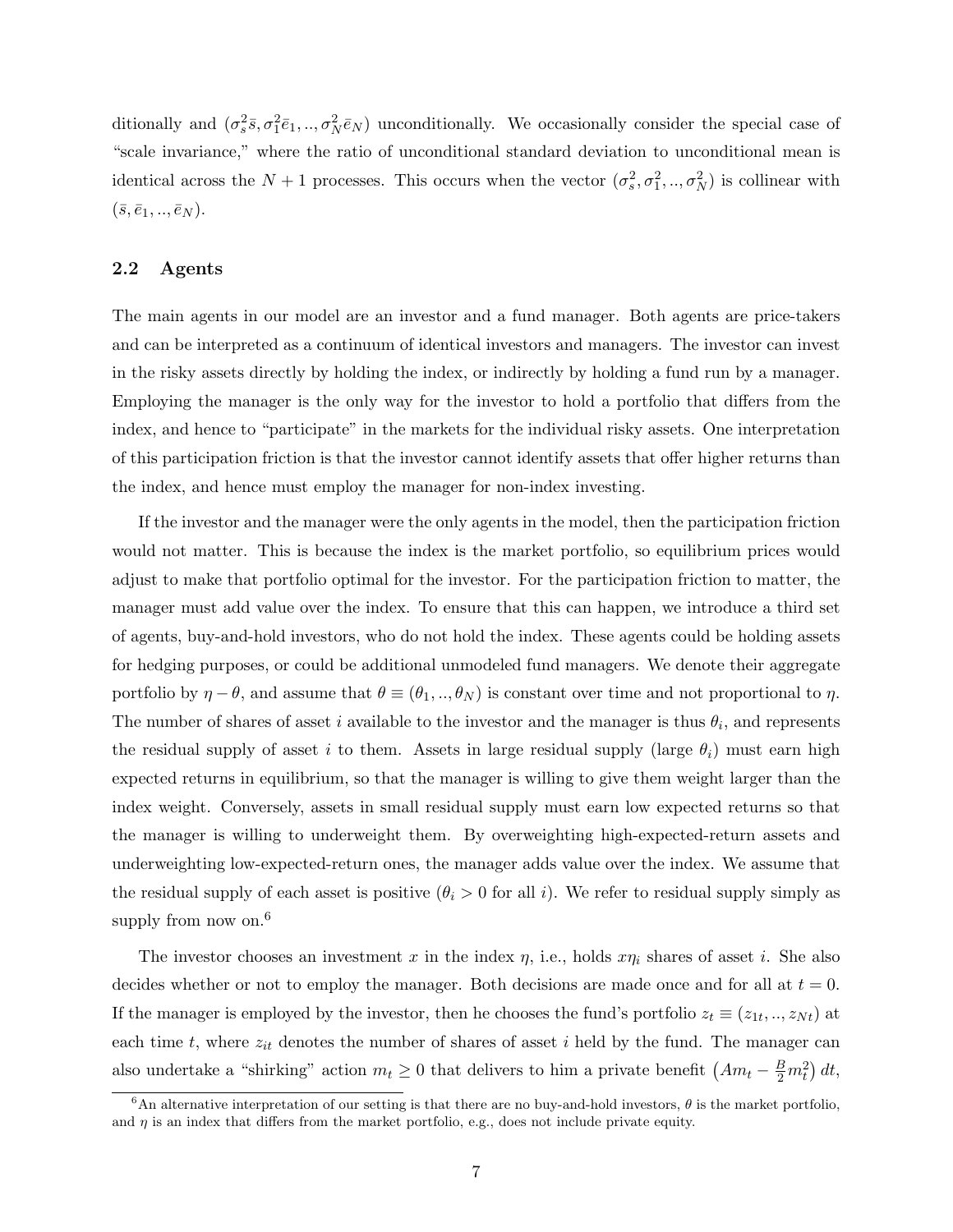ditionally and $(\sigma_s^2\bar{s}, \sigma_1^2\bar{e}_1, .., \sigma_N^2\bar{e}_N)$ unconditionally. We occasionally consider the special case of "scale invariance," where the ratio of unconditional standard deviation to unconditional mean is identical across the $N+1$ processes. This occurs when the vector $(\sigma_s^2, \sigma_1^2, .., \sigma_N^2)$ is collinear with $(\bar{s}, \bar{e}_1, .., \bar{e}_N)$.

## 2.2 Agents

The main agents in our model are an investor and a fund manager. Both agents are price-takers and can be interpreted as a continuum of identical investors and managers. The investor can invest in the risky assets directly by holding the index, or indirectly by holding a fund run by a manager. Employing the manager is the only way for the investor to hold a portfolio that differs from the index, and hence to "participate" in the markets for the individual risky assets. One interpretation of this participation friction is that the investor cannot identify assets that offer higher returns than the index, and hence must employ the manager for non-index investing.

If the investor and the manager were the only agents in the model, then the participation friction would not matter. This is because the index is the market portfolio, so equilibrium prices would adjust to make that portfolio optimal for the investor. For the participation friction to matter, the manager must add value over the index. To ensure that this can happen, we introduce a third set of agents, buy-and-hold investors, who do not hold the index. These agents could be holding assets for hedging purposes, or could be additional unmodeled fund managers. We denote their aggregate portfolio by $\eta - \theta$, and assume that $\theta \equiv (\theta_1, .., \theta_N)$ is constant over time and not proportional to $\eta$. The number of shares of asset $i$ available to the investor and the manager is thus $\theta_i$, and represents the residual supply of asset $i$ to them. Assets in large residual supply (large $\theta_i$) must earn high expected returns in equilibrium, so that the manager is willing to give them weight larger than the index weight. Conversely, assets in small residual supply must earn low expected returns so that the manager is willing to underweight them. By overweighting high-expected-return assets and underweighting low-expected-return ones, the manager adds value over the index. We assume that the residual supply of each asset is positive ($\theta_i > 0$ for all $i$). We refer to residual supply simply as supply from now on.[6]

The investor chooses an investment $x$ in the index $\eta$, i.e., holds $x\eta_i$ shares of asset $i$. She also decides whether or not to employ the manager. Both decisions are made once and for all at $t = 0$. If the manager is employed by the investor, then he chooses the fund's portfolio $z_t \equiv (z_{1t}, .., z_{Nt})$ at each time $t$, where $z_{it}$ denotes the number of shares of asset $i$ held by the fund. The manager can also undertake a "shirking" action $m_t \geq 0$ that delivers to him a private benefit $\left(Am_t - \frac{B}{2}m_t^2\right)dt$,

[6] An alternative interpretation of our setting is that there are no buy-and-hold investors, $\theta$ is the market portfolio, and $\eta$ is an index that differs from the market portfolio, e.g., does not include private equity.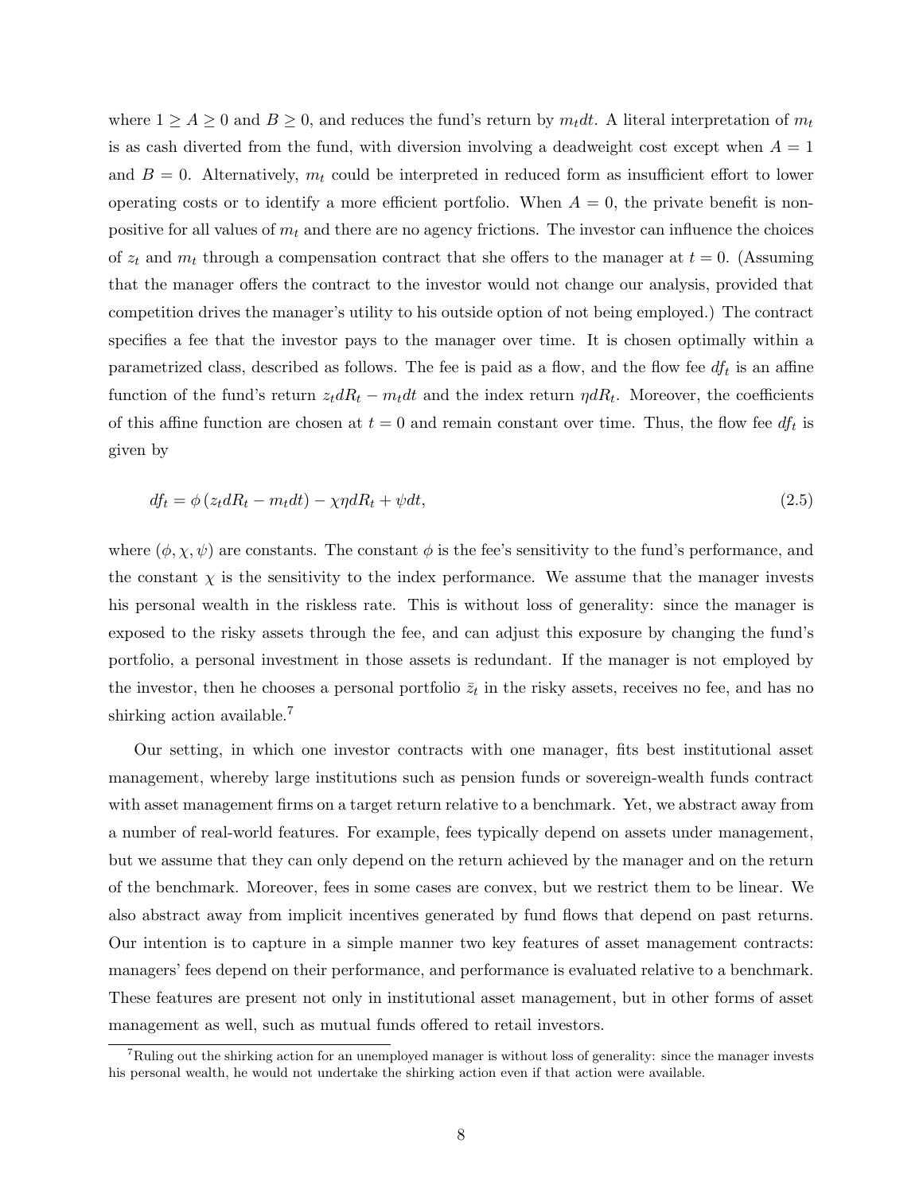where $1 \geq A \geq 0$ and $B \geq 0$, and reduces the fund's return by $m_t dt$. A literal interpretation of $m_t$ is as cash diverted from the fund, with diversion involving a deadweight cost except when $A = 1$ and $B = 0$. Alternatively, $m_t$ could be interpreted in reduced form as insufficient effort to lower operating costs or to identify a more efficient portfolio. When $A = 0$, the private benefit is non-positive for all values of $m_t$ and there are no agency frictions. The investor can influence the choices of $z_t$ and $m_t$ through a compensation contract that she offers to the manager at $t = 0$. (Assuming that the manager offers the contract to the investor would not change our analysis, provided that competition drives the manager's utility to his outside option of not being employed.) The contract specifies a fee that the investor pays to the manager over time. It is chosen optimally within a parametrized class, described as follows. The fee is paid as a flow, and the flow fee $df_t$ is an affine function of the fund's return $z_t dR_t - m_t dt$ and the index return $\eta dR_t$. Moreover, the coefficients of this affine function are chosen at $t = 0$ and remain constant over time. Thus, the flow fee $df_t$ is given by

$$df_t = \phi \left( z_t dR_t - m_t dt \right) - \chi \eta dR_t + \psi dt, \tag{2.5}$$

where $(\phi, \chi, \psi)$ are constants. The constant $\phi$ is the fee's sensitivity to the fund's performance, and the constant $\chi$ is the sensitivity to the index performance. We assume that the manager invests his personal wealth in the riskless rate. This is without loss of generality: since the manager is exposed to the risky assets through the fee, and can adjust this exposure by changing the fund's portfolio, a personal investment in those assets is redundant. If the manager is not employed by the investor, then he chooses a personal portfolio $\bar{z}_t$ in the risky assets, receives no fee, and has no shirking action available.[7]

Our setting, in which one investor contracts with one manager, fits best institutional asset management, whereby large institutions such as pension funds or sovereign-wealth funds contract with asset management firms on a target return relative to a benchmark. Yet, we abstract away from a number of real-world features. For example, fees typically depend on assets under management, but we assume that they can only depend on the return achieved by the manager and on the return of the benchmark. Moreover, fees in some cases are convex, but we restrict them to be linear. We also abstract away from implicit incentives generated by fund flows that depend on past returns. Our intention is to capture in a simple manner two key features of asset management contracts: managers' fees depend on their performance, and performance is evaluated relative to a benchmark. These features are present not only in institutional asset management, but in other forms of asset management as well, such as mutual funds offered to retail investors.

[7]Ruling out the shirking action for an unemployed manager is without loss of generality: since the manager invests his personal wealth, he would not undertake the shirking action even if that action were available.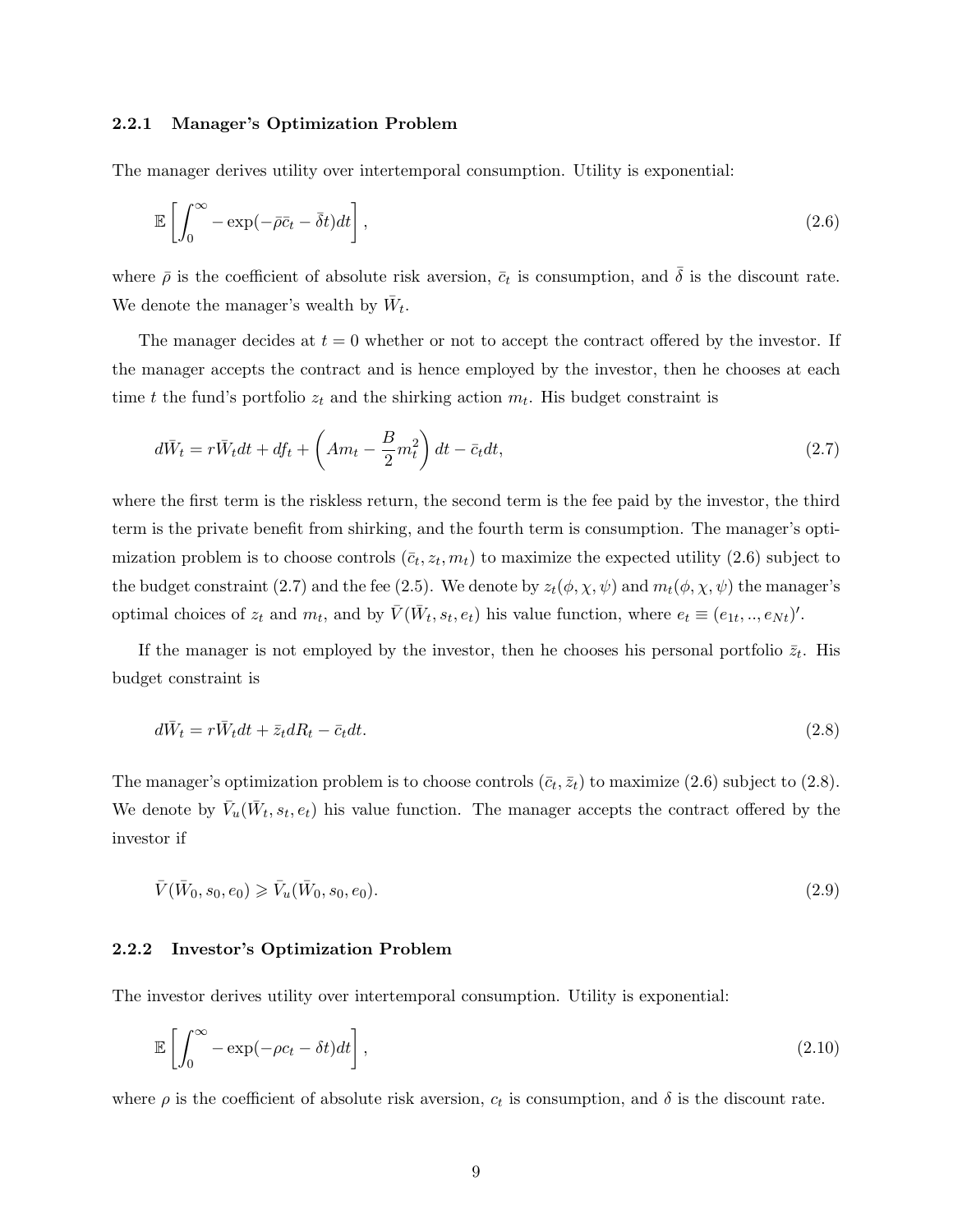### 2.2.1 Manager's Optimization Problem

The manager derives utility over intertemporal consumption. Utility is exponential:

$$\mathbb{E}\left[\int_0^\infty -\exp(-\bar{\rho}\bar{c}_t - \bar{\delta}t)dt\right], \tag{2.6}$$

where $\bar{\rho}$ is the coefficient of absolute risk aversion, $\bar{c}_t$ is consumption, and $\bar{\delta}$ is the discount rate. We denote the manager's wealth by $\bar{W}_t$.

The manager decides at $t = 0$ whether or not to accept the contract offered by the investor. If the manager accepts the contract and is hence employed by the investor, then he chooses at each time $t$ the fund's portfolio $z_t$ and the shirking action $m_t$. His budget constraint is

$$d\bar{W}_t = r\bar{W}_t dt + df_t + \left(Am_t - \frac{B}{2}m_t^2\right)dt - \bar{c}_t dt, \tag{2.7}$$

where the first term is the riskless return, the second term is the fee paid by the investor, the third term is the private benefit from shirking, and the fourth term is consumption. The manager's optimization problem is to choose controls $(\bar{c}_t, z_t, m_t)$ to maximize the expected utility (2.6) subject to the budget constraint (2.7) and the fee (2.5). We denote by $z_t(\phi, \chi, \psi)$ and $m_t(\phi, \chi, \psi)$ the manager's optimal choices of $z_t$ and $m_t$, and by $\bar{V}(\bar{W}_t, s_t, e_t)$ his value function, where $e_t \equiv (e_{1t}, .., e_{Nt})'$.

If the manager is not employed by the investor, then he chooses his personal portfolio $\bar{z}_t$. His budget constraint is

$$d\bar{W}_t = r\bar{W}_t dt + \bar{z}_t dR_t - \bar{c}_t dt. \tag{2.8}$$

The manager's optimization problem is to choose controls $(\bar{c}_t, \bar{z}_t)$ to maximize (2.6) subject to (2.8). We denote by $\bar{V}_u(\bar{W}_t, s_t, e_t)$ his value function. The manager accepts the contract offered by the investor if

$$\bar{V}(\bar{W}_0, s_0, e_0) \geqslant \bar{V}_u(\bar{W}_0, s_0, e_0). \tag{2.9}$$

### 2.2.2 Investor's Optimization Problem

The investor derives utility over intertemporal consumption. Utility is exponential:

$$\mathbb{E}\left[\int_0^\infty -\exp(-\rho c_t - \delta t)dt\right], \tag{2.10}$$

where $\rho$ is the coefficient of absolute risk aversion, $c_t$ is consumption, and $\delta$ is the discount rate.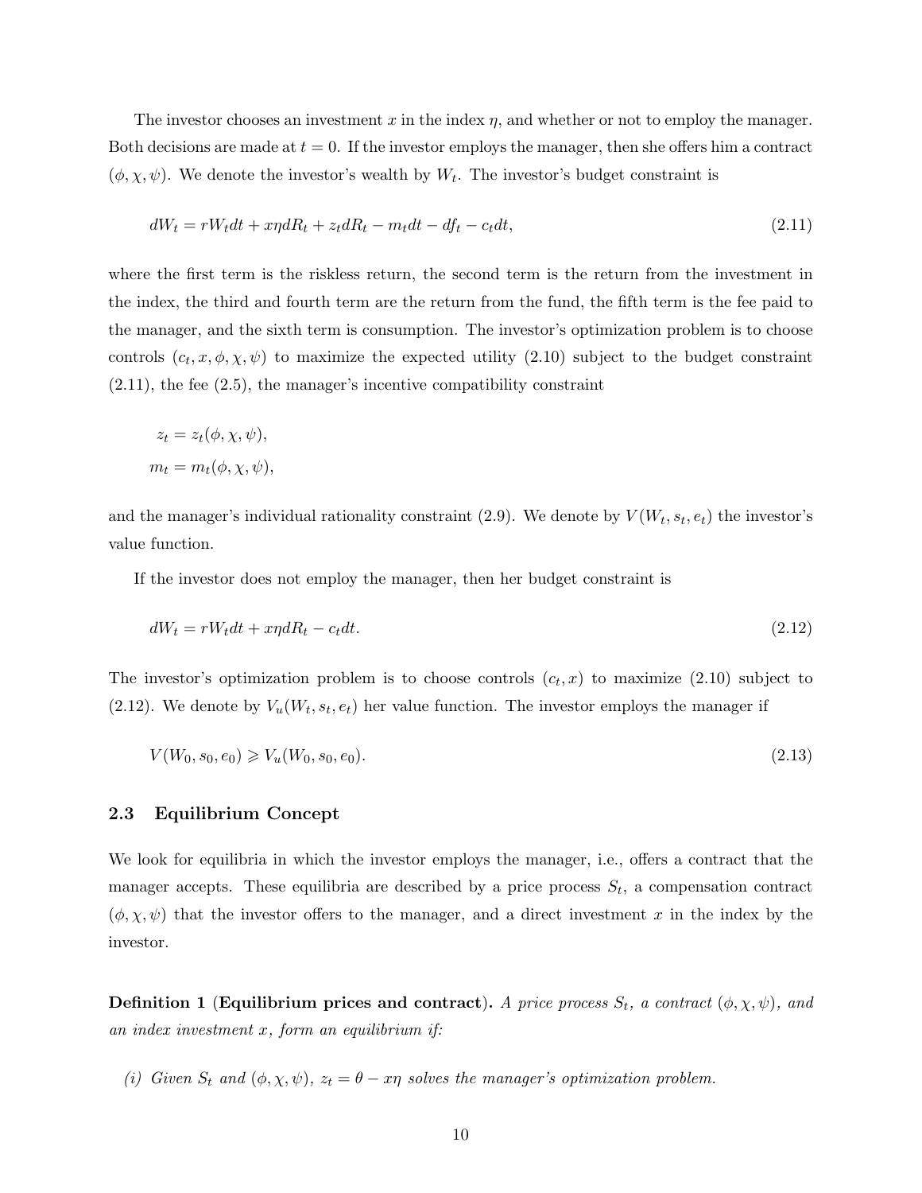The investor chooses an investment $x$ in the index $\eta$, and whether or not to employ the manager. Both decisions are made at $t = 0$. If the investor employs the manager, then she offers him a contract $(\phi, \chi, \psi)$. We denote the investor's wealth by $W_t$. The investor's budget constraint is

$$dW_t = rW_t dt + x\eta dR_t + z_t dR_t - m_t dt - df_t - c_t dt, \tag{2.11}$$

where the first term is the riskless return, the second term is the return from the investment in the index, the third and fourth term are the return from the fund, the fifth term is the fee paid to the manager, and the sixth term is consumption. The investor's optimization problem is to choose controls $(c_t, x, \phi, \chi, \psi)$ to maximize the expected utility (2.10) subject to the budget constraint (2.11), the fee (2.5), the manager's incentive compatibility constraint

$$z_t = z_t(\phi, \chi, \psi),$$
$$m_t = m_t(\phi, \chi, \psi),$$

and the manager's individual rationality constraint (2.9). We denote by $V(W_t, s_t, e_t)$ the investor's value function.

If the investor does not employ the manager, then her budget constraint is

$$dW_t = rW_t dt + x\eta dR_t - c_t dt. \tag{2.12}$$

The investor's optimization problem is to choose controls $(c_t, x)$ to maximize (2.10) subject to (2.12). We denote by $V_u(W_t, s_t, e_t)$ her value function. The investor employs the manager if

$$V(W_0, s_0, e_0) \geqslant V_u(W_0, s_0, e_0). \tag{2.13}$$

## 2.3 Equilibrium Concept

We look for equilibria in which the investor employs the manager, i.e., offers a contract that the manager accepts. These equilibria are described by a price process $S_t$, a compensation contract $(\phi, \chi, \psi)$ that the investor offers to the manager, and a direct investment $x$ in the index by the investor.

**Definition 1** (**Equilibrium prices and contract**). *A price process $S_t$, a contract $(\phi, \chi, \psi)$, and an index investment $x$, form an equilibrium if:*

*(i) Given $S_t$ and $(\phi, \chi, \psi)$, $z_t = \theta - x\eta$ solves the manager's optimization problem.*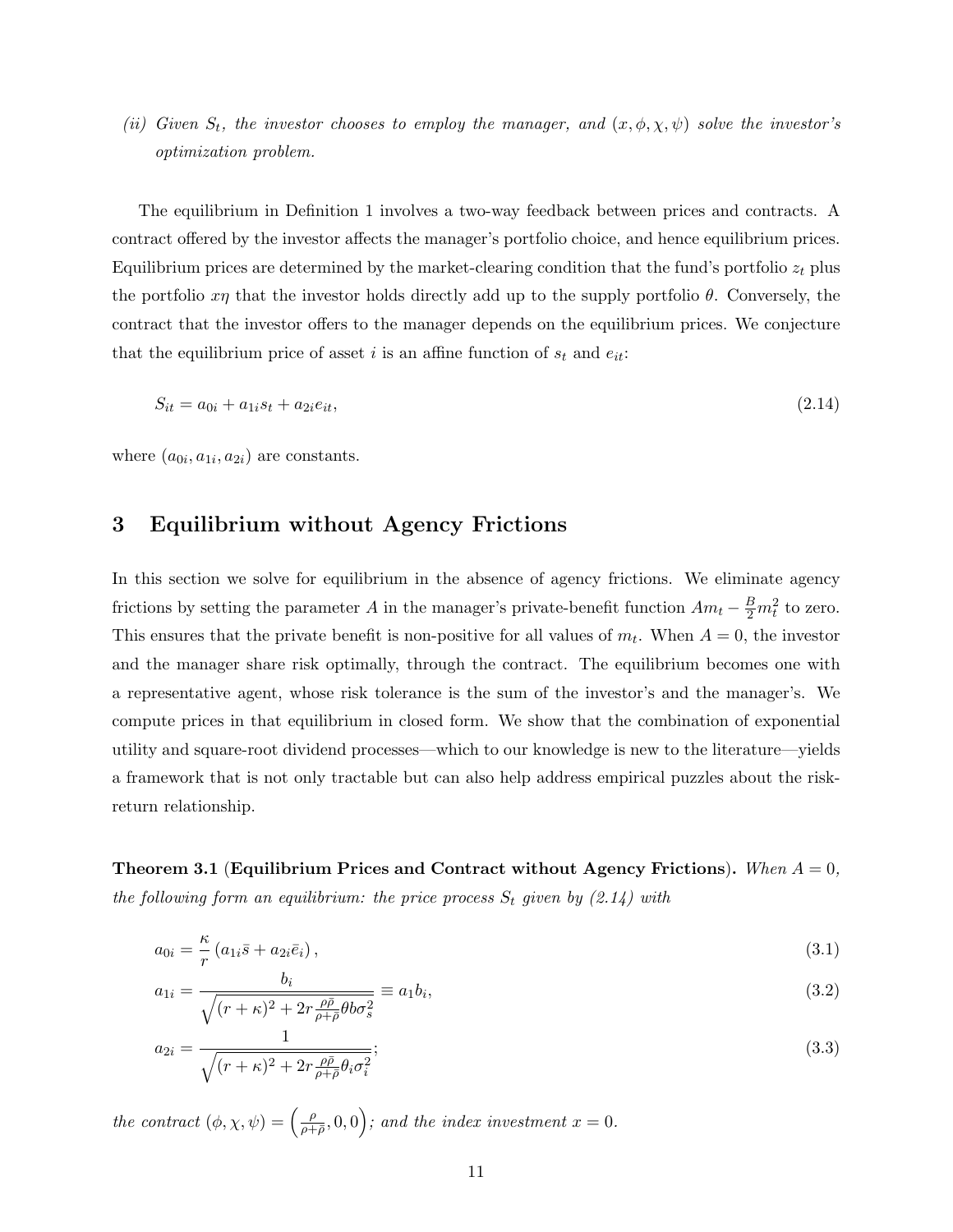*(ii) Given $S_t$, the investor chooses to employ the manager, and $(x, \phi, \chi, \psi)$ solve the investor's optimization problem.*

The equilibrium in Definition 1 involves a two-way feedback between prices and contracts. A contract offered by the investor affects the manager's portfolio choice, and hence equilibrium prices. Equilibrium prices are determined by the market-clearing condition that the fund's portfolio $z_t$ plus the portfolio $x\eta$ that the investor holds directly add up to the supply portfolio $\theta$. Conversely, the contract that the investor offers to the manager depends on the equilibrium prices. We conjecture that the equilibrium price of asset $i$ is an affine function of $s_t$ and $e_{it}$:

$$S_{it} = a_{0i} + a_{1i} s_t + a_{2i} e_{it}, \tag{2.14}$$

where $(a_{0i}, a_{1i}, a_{2i})$ are constants.

# 3 Equilibrium without Agency Frictions

In this section we solve for equilibrium in the absence of agency frictions. We eliminate agency frictions by setting the parameter $A$ in the manager's private-benefit function $Am_t - \frac{B}{2}m_t^2$ to zero. This ensures that the private benefit is non-positive for all values of $m_t$. When $A = 0$, the investor and the manager share risk optimally, through the contract. The equilibrium becomes one with a representative agent, whose risk tolerance is the sum of the investor's and the manager's. We compute prices in that equilibrium in closed form. We show that the combination of exponential utility and square-root dividend processes—which to our knowledge is new to the literature—yields a framework that is not only tractable but can also help address empirical puzzles about the risk-return relationship.

**Theorem 3.1 (Equilibrium Prices and Contract without Agency Frictions).** *When $A = 0$, the following form an equilibrium: the price process $S_t$ given by (2.14) with*

$$a_{0i} = \frac{\kappa}{r}\left(a_{1i}\bar{s} + a_{2i}\bar{e}_i\right), \tag{3.1}$$

$$a_{1i} = \frac{b_i}{\sqrt{(r+\kappa)^2 + 2r\frac{\rho\bar{\rho}}{\rho+\bar{\rho}}\theta b \sigma_s^2}} \equiv a_1 b_i, \tag{3.2}$$

$$a_{2i} = \frac{1}{\sqrt{(r+\kappa)^2 + 2r\frac{\rho\bar{\rho}}{\rho+\bar{\rho}}\theta_i \sigma_i^2}}; \tag{3.3}$$

*the contract $(\phi, \chi, \psi) = \left(\frac{\rho}{\rho+\bar{\rho}}, 0, 0\right)$; and the index investment $x = 0$.*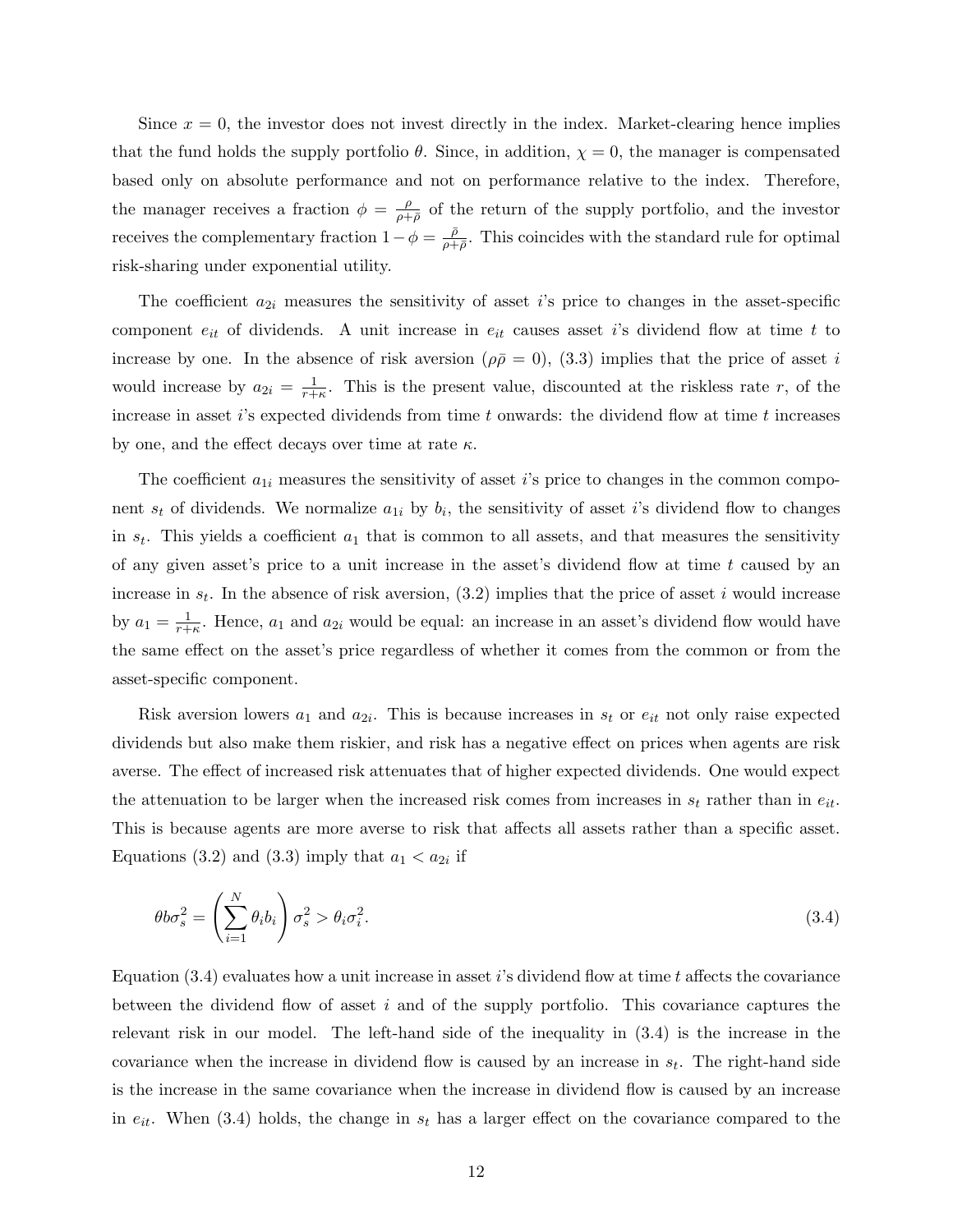Since $x = 0$, the investor does not invest directly in the index. Market-clearing hence implies that the fund holds the supply portfolio $\theta$. Since, in addition, $\chi = 0$, the manager is compensated based only on absolute performance and not on performance relative to the index. Therefore, the manager receives a fraction $\phi = \frac{\rho}{\rho+\bar{\rho}}$ of the return of the supply portfolio, and the investor receives the complementary fraction $1-\phi = \frac{\bar{\rho}}{\rho+\bar{\rho}}$. This coincides with the standard rule for optimal risk-sharing under exponential utility.

The coefficient $a_{2i}$ measures the sensitivity of asset $i$'s price to changes in the asset-specific component $e_{it}$ of dividends. A unit increase in $e_{it}$ causes asset $i$'s dividend flow at time $t$ to increase by one. In the absence of risk aversion ($\rho\bar{\rho} = 0$), (3.3) implies that the price of asset $i$ would increase by $a_{2i} = \frac{1}{r+\kappa}$. This is the present value, discounted at the riskless rate $r$, of the increase in asset $i$'s expected dividends from time $t$ onwards: the dividend flow at time $t$ increases by one, and the effect decays over time at rate $\kappa$.

The coefficient $a_{1i}$ measures the sensitivity of asset $i$'s price to changes in the common component $s_t$ of dividends. We normalize $a_{1i}$ by $b_i$, the sensitivity of asset $i$'s dividend flow to changes in $s_t$. This yields a coefficient $a_1$ that is common to all assets, and that measures the sensitivity of any given asset's price to a unit increase in the asset's dividend flow at time $t$ caused by an increase in $s_t$. In the absence of risk aversion, (3.2) implies that the price of asset $i$ would increase by $a_1 = \frac{1}{r+\kappa}$. Hence, $a_1$ and $a_{2i}$ would be equal: an increase in an asset's dividend flow would have the same effect on the asset's price regardless of whether it comes from the common or from the asset-specific component.

Risk aversion lowers $a_1$ and $a_{2i}$. This is because increases in $s_t$ or $e_{it}$ not only raise expected dividends but also make them riskier, and risk has a negative effect on prices when agents are risk averse. The effect of increased risk attenuates that of higher expected dividends. One would expect the attenuation to be larger when the increased risk comes from increases in $s_t$ rather than in $e_{it}$. This is because agents are more averse to risk that affects all assets rather than a specific asset. Equations (3.2) and (3.3) imply that $a_1 < a_{2i}$ if

$$\theta b \sigma_s^2 = \left(\sum_{i=1}^{N} \theta_i b_i\right) \sigma_s^2 > \theta_i \sigma_i^2. \tag{3.4}$$

Equation (3.4) evaluates how a unit increase in asset $i$'s dividend flow at time $t$ affects the covariance between the dividend flow of asset $i$ and of the supply portfolio. This covariance captures the relevant risk in our model. The left-hand side of the inequality in (3.4) is the increase in the covariance when the increase in dividend flow is caused by an increase in $s_t$. The right-hand side is the increase in the same covariance when the increase in dividend flow is caused by an increase in $e_{it}$. When (3.4) holds, the change in $s_t$ has a larger effect on the covariance compared to the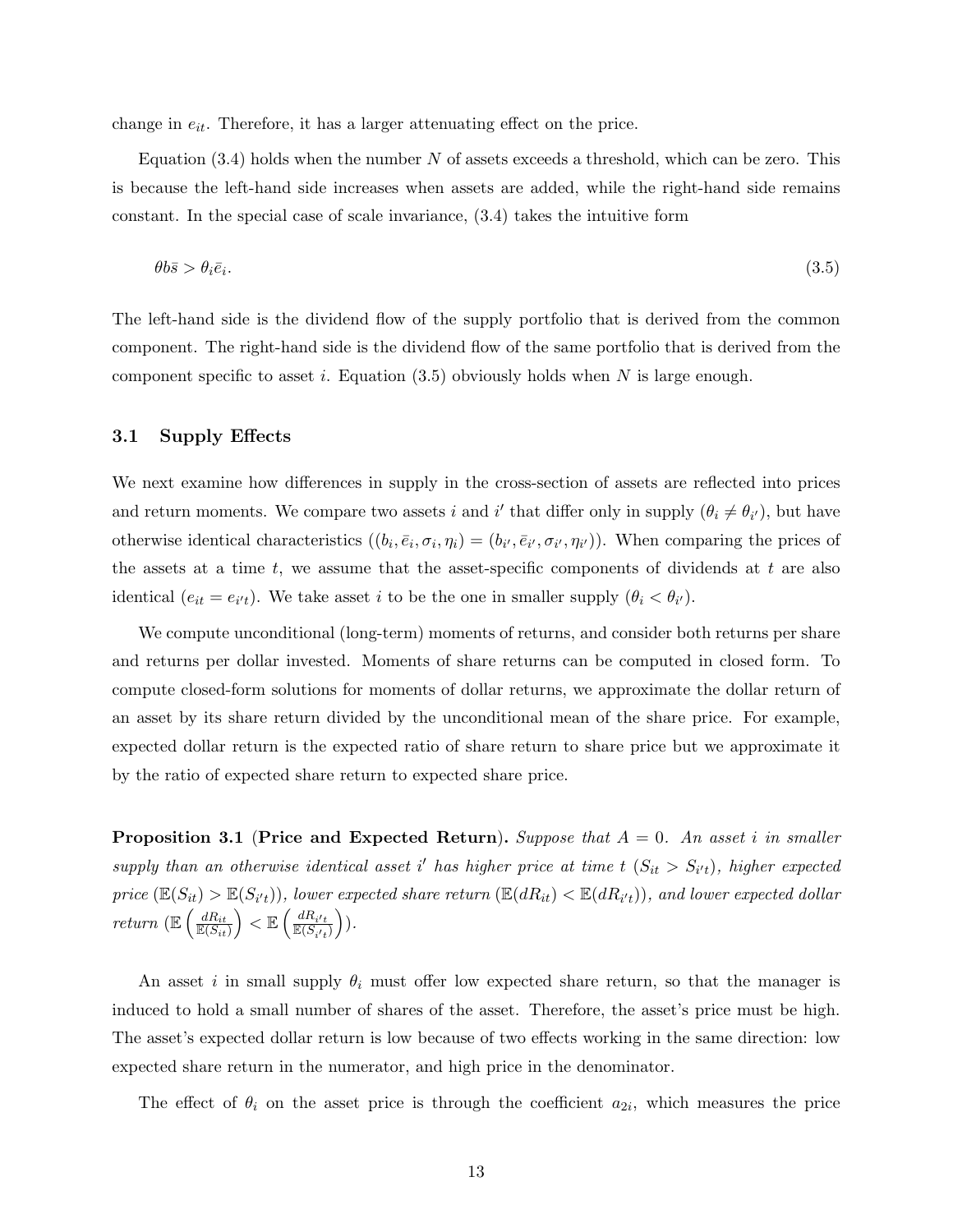change in $e_{it}$. Therefore, it has a larger attenuating effect on the price.

Equation (3.4) holds when the number $N$ of assets exceeds a threshold, which can be zero. This is because the left-hand side increases when assets are added, while the right-hand side remains constant. In the special case of scale invariance, (3.4) takes the intuitive form

$$\theta b\bar{s} > \theta_i \bar{e}_i. \tag{3.5}$$

The left-hand side is the dividend flow of the supply portfolio that is derived from the common component. The right-hand side is the dividend flow of the same portfolio that is derived from the component specific to asset $i$. Equation (3.5) obviously holds when $N$ is large enough.

### 3.1 Supply Effects

We next examine how differences in supply in the cross-section of assets are reflected into prices and return moments. We compare two assets $i$ and $i'$ that differ only in supply ($\theta_i \neq \theta_{i'}$), but have otherwise identical characteristics ($(b_i, \bar{e}_i, \sigma_i, \eta_i) = (b_{i'}, \bar{e}_{i'}, \sigma_{i'}, \eta_{i'})$). When comparing the prices of the assets at a time $t$, we assume that the asset-specific components of dividends at $t$ are also identical ($e_{it} = e_{i't}$). We take asset $i$ to be the one in smaller supply ($\theta_i < \theta_{i'}$).

We compute unconditional (long-term) moments of returns, and consider both returns per share and returns per dollar invested. Moments of share returns can be computed in closed form. To compute closed-form solutions for moments of dollar returns, we approximate the dollar return of an asset by its share return divided by the unconditional mean of the share price. For example, expected dollar return is the expected ratio of share return to share price but we approximate it by the ratio of expected share return to expected share price.

**Proposition 3.1** (**Price and Expected Return**). *Suppose that $A = 0$. An asset $i$ in smaller supply than an otherwise identical asset $i'$ has higher price at time $t$ ($S_{it} > S_{i't}$), higher expected price ($\mathbb{E}(S_{it}) > \mathbb{E}(S_{i't})$), lower expected share return ($\mathbb{E}(dR_{it}) < \mathbb{E}(dR_{i't})$), and lower expected dollar return ($\mathbb{E}\left(\frac{dR_{it}}{\mathbb{E}(S_{it})}\right) < \mathbb{E}\left(\frac{dR_{i't}}{\mathbb{E}(S_{i't})}\right)$).*

An asset $i$ in small supply $\theta_i$ must offer low expected share return, so that the manager is induced to hold a small number of shares of the asset. Therefore, the asset's price must be high. The asset's expected dollar return is low because of two effects working in the same direction: low expected share return in the numerator, and high price in the denominator.

The effect of $\theta_i$ on the asset price is through the coefficient $a_{2i}$, which measures the price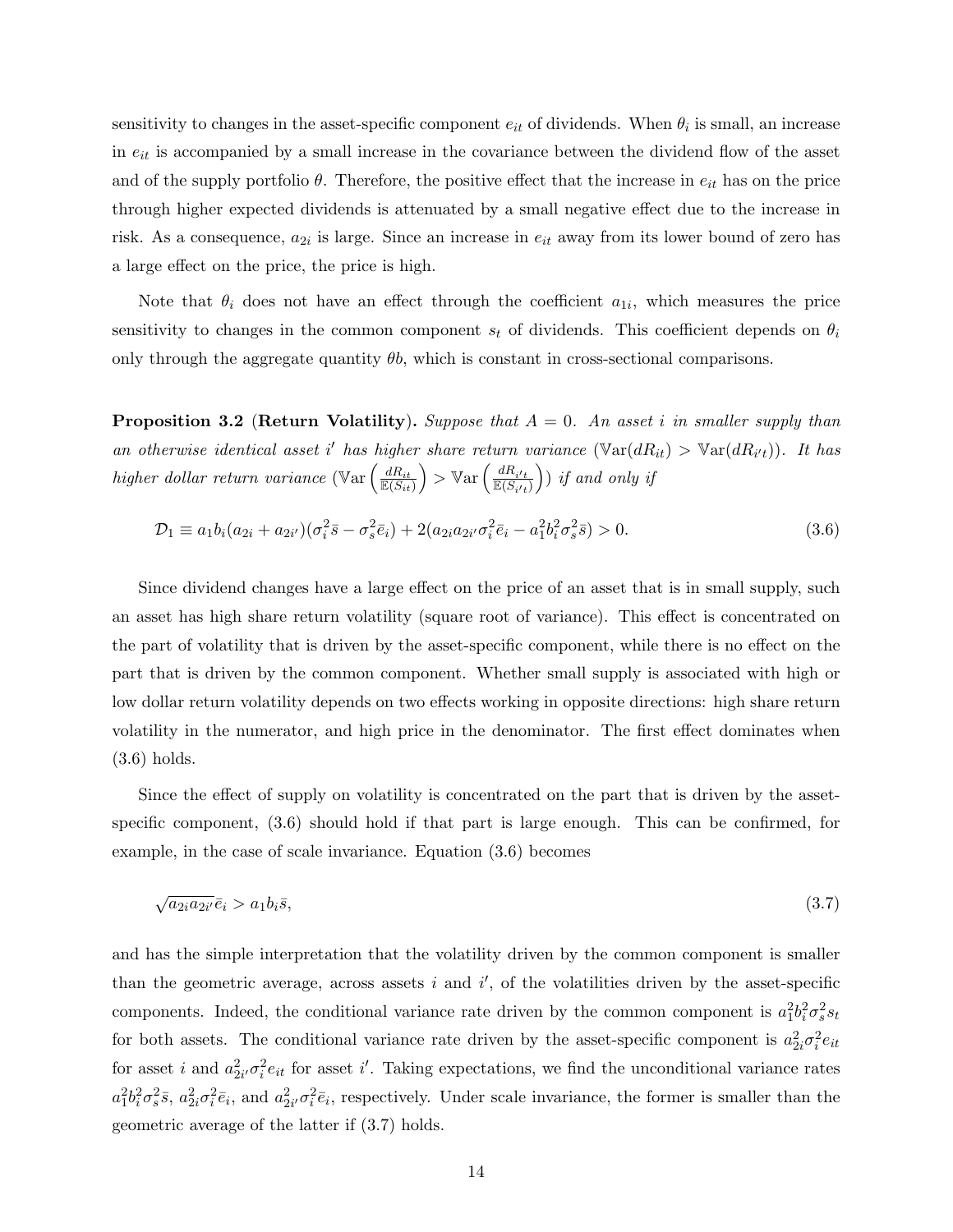sensitivity to changes in the asset-specific component $e_{it}$ of dividends. When $\theta_i$ is small, an increase in $e_{it}$ is accompanied by a small increase in the covariance between the dividend flow of the asset and of the supply portfolio $\theta$. Therefore, the positive effect that the increase in $e_{it}$ has on the price through higher expected dividends is attenuated by a small negative effect due to the increase in risk. As a consequence, $a_{2i}$ is large. Since an increase in $e_{it}$ away from its lower bound of zero has a large effect on the price, the price is high.

Note that $\theta_i$ does not have an effect through the coefficient $a_{1i}$, which measures the price sensitivity to changes in the common component $s_t$ of dividends. This coefficient depends on $\theta_i$ only through the aggregate quantity $\theta b$, which is constant in cross-sectional comparisons.

**Proposition 3.2 (Return Volatility).** *Suppose that $A = 0$. An asset $i$ in smaller supply than an otherwise identical asset $i'$ has higher share return variance ($\mathbb{V}\text{ar}(dR_{it}) > \mathbb{V}\text{ar}(dR_{i't})$). It has higher dollar return variance ($\mathbb{V}\text{ar}\left(\frac{dR_{it}}{\mathbb{E}(S_{it})}\right) > \mathbb{V}\text{ar}\left(\frac{dR_{i't}}{\mathbb{E}(S_{i't})}\right)$) if and only if*

$$\mathcal{D}_1 \equiv a_1 b_i (a_{2i} + a_{2i'})(\sigma_i^2 \bar{s} - \sigma_s^2 \bar{e}_i) + 2(a_{2i} a_{2i'} \sigma_i^2 \bar{e}_i - a_1^2 b_i^2 \sigma_s^2 \bar{s}) > 0. \tag{3.6}$$

Since dividend changes have a large effect on the price of an asset that is in small supply, such an asset has high share return volatility (square root of variance). This effect is concentrated on the part of volatility that is driven by the asset-specific component, while there is no effect on the part that is driven by the common component. Whether small supply is associated with high or low dollar return volatility depends on two effects working in opposite directions: high share return volatility in the numerator, and high price in the denominator. The first effect dominates when (3.6) holds.

Since the effect of supply on volatility is concentrated on the part that is driven by the asset-specific component, (3.6) should hold if that part is large enough. This can be confirmed, for example, in the case of scale invariance. Equation (3.6) becomes

$$\sqrt{a_{2i} a_{2i'}} \bar{e}_i > a_1 b_i \bar{s}, \tag{3.7}$$

and has the simple interpretation that the volatility driven by the common component is smaller than the geometric average, across assets $i$ and $i'$, of the volatilities driven by the asset-specific components. Indeed, the conditional variance rate driven by the common component is $a_1^2 b_i^2 \sigma_s^2 s_t$ for both assets. The conditional variance rate driven by the asset-specific component is $a_{2i}^2 \sigma_i^2 e_{it}$ for asset $i$ and $a_{2i'}^2 \sigma_i^2 e_{it}$ for asset $i'$. Taking expectations, we find the unconditional variance rates $a_1^2 b_i^2 \sigma_s^2 \bar{s}$, $a_{2i}^2 \sigma_i^2 \bar{e}_i$, and $a_{2i'}^2 \sigma_i^2 \bar{e}_i$, respectively. Under scale invariance, the former is smaller than the geometric average of the latter if (3.7) holds.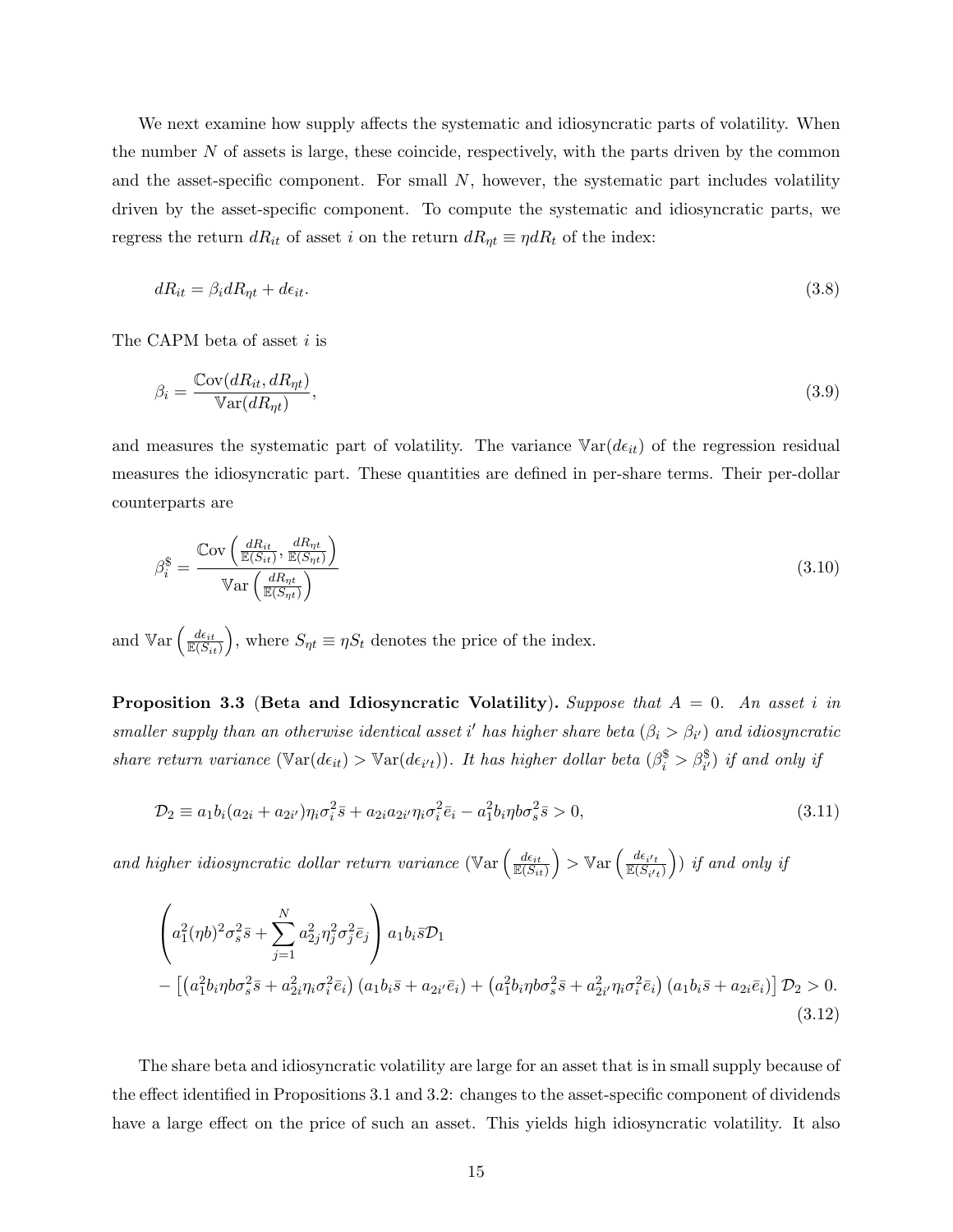We next examine how supply affects the systematic and idiosyncratic parts of volatility. When the number $N$ of assets is large, these coincide, respectively, with the parts driven by the common and the asset-specific component. For small $N$, however, the systematic part includes volatility driven by the asset-specific component. To compute the systematic and idiosyncratic parts, we regress the return $dR_{it}$ of asset $i$ on the return $dR_{\eta t} \equiv \eta dR_t$ of the index:

$$dR_{it} = \beta_i dR_{\eta t} + d\epsilon_{it}. \tag{3.8}$$

The CAPM beta of asset $i$ is

$$\beta_i = \frac{\mathbb{C}\text{ov}(dR_{it}, dR_{\eta t})}{\mathbb{V}\text{ar}(dR_{\eta t})}, \tag{3.9}$$

and measures the systematic part of volatility. The variance $\mathbb{V}\text{ar}(d\epsilon_{it})$ of the regression residual measures the idiosyncratic part. These quantities are defined in per-share terms. Their per-dollar counterparts are

$$\beta_i^{\$} = \frac{\mathbb{C}\text{ov}\left(\frac{dR_{it}}{\mathbb{E}(S_{it})}, \frac{dR_{\eta t}}{\mathbb{E}(S_{\eta t})}\right)}{\mathbb{V}\text{ar}\left(\frac{dR_{\eta t}}{\mathbb{E}(S_{\eta t})}\right)} \tag{3.10}$$

and $\mathbb{V}\text{ar}\left(\frac{d\epsilon_{it}}{\mathbb{E}(S_{it})}\right)$, where $S_{\eta t} \equiv \eta S_t$ denotes the price of the index.

**Proposition 3.3 (Beta and Idiosyncratic Volatility).** *Suppose that $A = 0$. An asset $i$ in smaller supply than an otherwise identical asset $i'$ has higher share beta ($\beta_i > \beta_{i'}$) and idiosyncratic share return variance ($\mathbb{V}\text{ar}(d\epsilon_{it}) > \mathbb{V}\text{ar}(d\epsilon_{i't})$). It has higher dollar beta ($\beta_i^{\$} > \beta_{i'}^{\$}$) if and only if*

$$\mathcal{D}_2 \equiv a_1 b_i (a_{2i} + a_{2i'})\eta_i \sigma_i^2 \bar{s} + a_{2i} a_{2i'} \eta_i \sigma_i^2 \bar{e}_i - a_1^2 b_i \eta b \sigma_s^2 \bar{s} > 0, \tag{3.11}$$

*and higher idiosyncratic dollar return variance ($\mathbb{V}\text{ar}\left(\frac{d\epsilon_{it}}{\mathbb{E}(S_{it})}\right) > \mathbb{V}\text{ar}\left(\frac{d\epsilon_{i't}}{\mathbb{E}(S_{i't})}\right)$) if and only if*

$$\begin{aligned}
&\left(a_1^2(\eta b)^2 \sigma_s^2 \bar{s} + \sum_{j=1}^{N} a_{2j}^2 \eta_j^2 \sigma_j^2 \bar{e}_j\right) a_1 b_i \bar{s} \mathcal{D}_1 \\
&- \left[\left(a_1^2 b_i \eta b \sigma_s^2 \bar{s} + a_{2i}^2 \eta_i \sigma_i^2 \bar{e}_i\right)\left(a_1 b_i \bar{s} + a_{2i'} \bar{e}_i\right) + \left(a_1^2 b_i \eta b \sigma_s^2 \bar{s} + a_{2i'}^2 \eta_i \sigma_i^2 \bar{e}_i\right)\left(a_1 b_i \bar{s} + a_{2i} \bar{e}_i\right)\right] \mathcal{D}_2 > 0.
\end{aligned} \tag{3.12}$$

The share beta and idiosyncratic volatility are large for an asset that is in small supply because of the effect identified in Propositions 3.1 and 3.2: changes to the asset-specific component of dividends have a large effect on the price of such an asset. This yields high idiosyncratic volatility. It also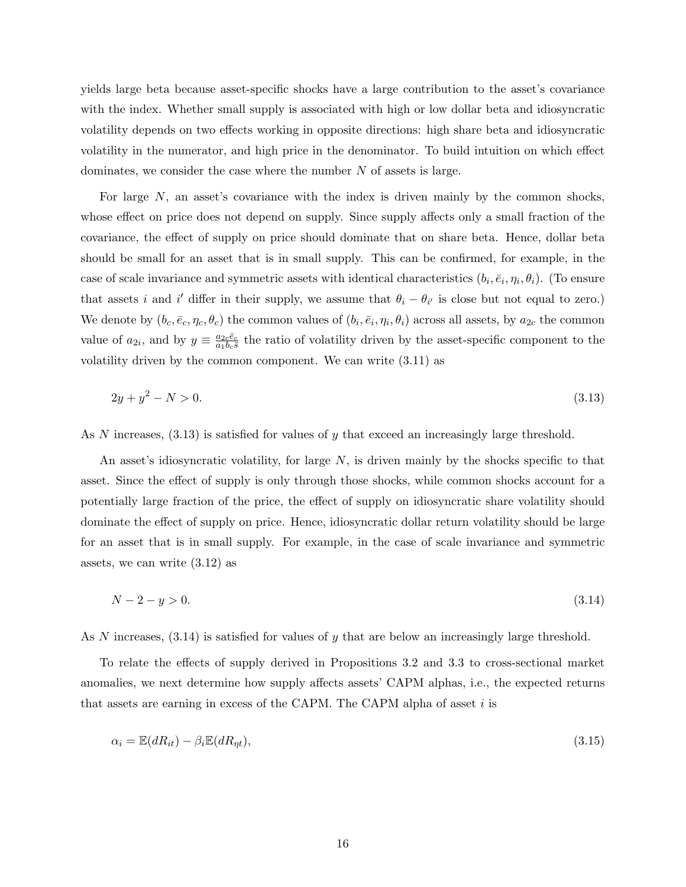yields large beta because asset-specific shocks have a large contribution to the asset's covariance with the index. Whether small supply is associated with high or low dollar beta and idiosyncratic volatility depends on two effects working in opposite directions: high share beta and idiosyncratic volatility in the numerator, and high price in the denominator. To build intuition on which effect dominates, we consider the case where the number $N$ of assets is large.

For large $N$, an asset's covariance with the index is driven mainly by the common shocks, whose effect on price does not depend on supply. Since supply affects only a small fraction of the covariance, the effect of supply on price should dominate that on share beta. Hence, dollar beta should be small for an asset that is in small supply. This can be confirmed, for example, in the case of scale invariance and symmetric assets with identical characteristics $(b_i, \bar{e}_i, \eta_i, \theta_i)$. (To ensure that assets $i$ and $i'$ differ in their supply, we assume that $\theta_i - \theta_{i'}$ is close but not equal to zero.) We denote by $(b_c, \bar{e}_c, \eta_c, \theta_c)$ the common values of $(b_i, \bar{e}_i, \eta_i, \theta_i)$ across all assets, by $a_{2c}$ the common value of $a_{2i}$, and by $y \equiv \frac{a_{2c}\bar{e}_c}{a_1 b_c \bar{s}}$ the ratio of volatility driven by the asset-specific component to the volatility driven by the common component. We can write (3.11) as

$$2y + y^2 - N > 0. \tag{3.13}$$

As $N$ increases, (3.13) is satisfied for values of $y$ that exceed an increasingly large threshold.

An asset's idiosyncratic volatility, for large $N$, is driven mainly by the shocks specific to that asset. Since the effect of supply is only through those shocks, while common shocks account for a potentially large fraction of the price, the effect of supply on idiosyncratic share volatility should dominate the effect of supply on price. Hence, idiosyncratic dollar return volatility should be large for an asset that is in small supply. For example, in the case of scale invariance and symmetric assets, we can write (3.12) as

$$N - 2 - y > 0. \tag{3.14}$$

As $N$ increases, (3.14) is satisfied for values of $y$ that are below an increasingly large threshold.

To relate the effects of supply derived in Propositions 3.2 and 3.3 to cross-sectional market anomalies, we next determine how supply affects assets' CAPM alphas, i.e., the expected returns that assets are earning in excess of the CAPM. The CAPM alpha of asset $i$ is

$$\alpha_i = \mathbb{E}(dR_{it}) - \beta_i \mathbb{E}(dR_{\eta t}), \tag{3.15}$$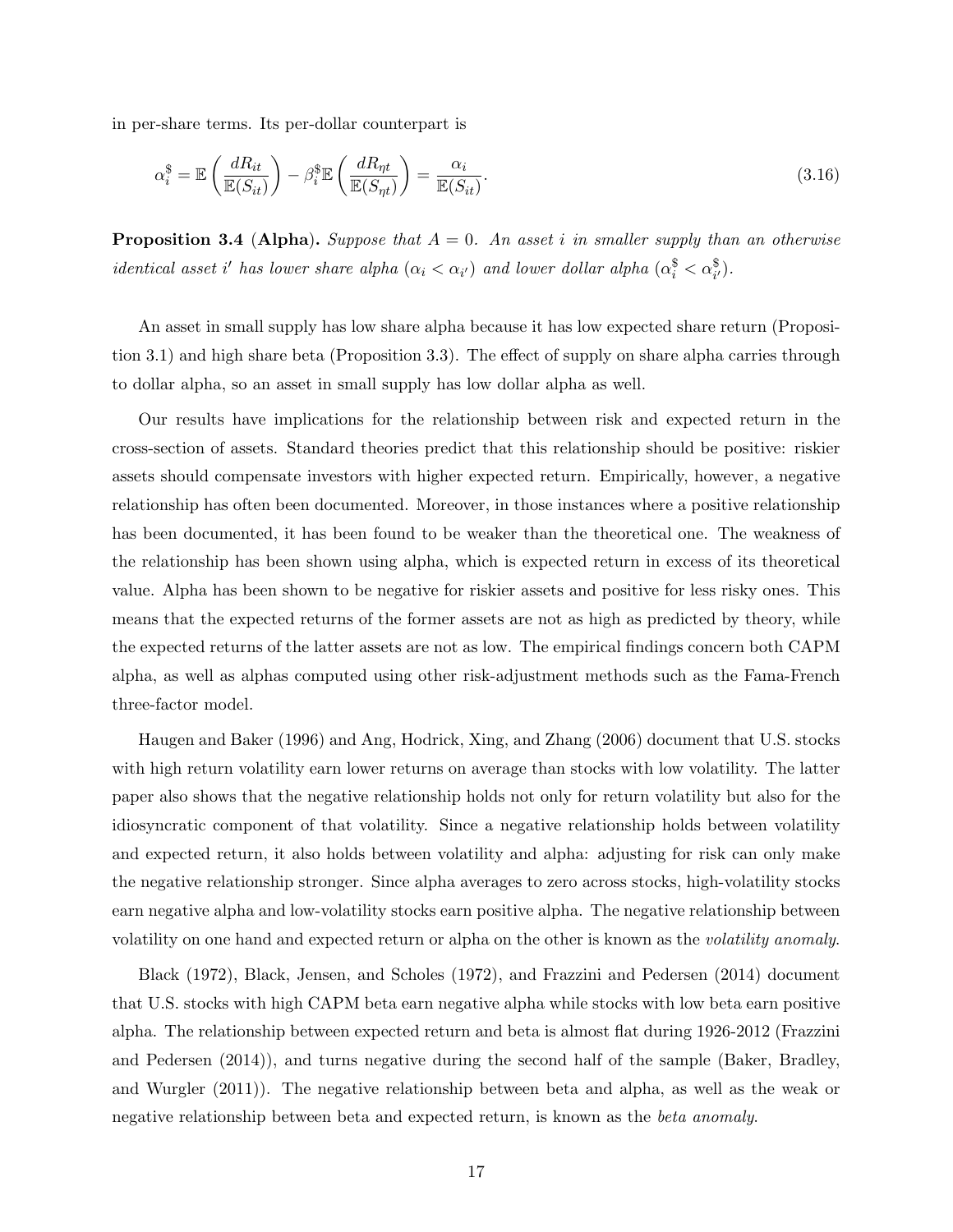in per-share terms. Its per-dollar counterpart is

$$\alpha_i^{\$} = \mathbb{E}\left(\frac{dR_{it}}{\mathbb{E}(S_{it})}\right) - \beta_i^{\$}\mathbb{E}\left(\frac{dR_{\eta t}}{\mathbb{E}(S_{\eta t})}\right) = \frac{\alpha_i}{\mathbb{E}(S_{it})}. \tag{3.16}$$

**Proposition 3.4 (Alpha).** *Suppose that $A = 0$. An asset $i$ in smaller supply than an otherwise identical asset $i'$ has lower share alpha ($\alpha_i < \alpha_{i'}$) and lower dollar alpha ($\alpha_i^{\$} < \alpha_{i'}^{\$}$).*

An asset in small supply has low share alpha because it has low expected share return (Proposition 3.1) and high share beta (Proposition 3.3). The effect of supply on share alpha carries through to dollar alpha, so an asset in small supply has low dollar alpha as well.

Our results have implications for the relationship between risk and expected return in the cross-section of assets. Standard theories predict that this relationship should be positive: riskier assets should compensate investors with higher expected return. Empirically, however, a negative relationship has often been documented. Moreover, in those instances where a positive relationship has been documented, it has been found to be weaker than the theoretical one. The weakness of the relationship has been shown using alpha, which is expected return in excess of its theoretical value. Alpha has been shown to be negative for riskier assets and positive for less risky ones. This means that the expected returns of the former assets are not as high as predicted by theory, while the expected returns of the latter assets are not as low. The empirical findings concern both CAPM alpha, as well as alphas computed using other risk-adjustment methods such as the Fama-French three-factor model.

Haugen and Baker (1996) and Ang, Hodrick, Xing, and Zhang (2006) document that U.S. stocks with high return volatility earn lower returns on average than stocks with low volatility. The latter paper also shows that the negative relationship holds not only for return volatility but also for the idiosyncratic component of that volatility. Since a negative relationship holds between volatility and expected return, it also holds between volatility and alpha: adjusting for risk can only make the negative relationship stronger. Since alpha averages to zero across stocks, high-volatility stocks earn negative alpha and low-volatility stocks earn positive alpha. The negative relationship between volatility on one hand and expected return or alpha on the other is known as the *volatility anomaly*.

Black (1972), Black, Jensen, and Scholes (1972), and Frazzini and Pedersen (2014) document that U.S. stocks with high CAPM beta earn negative alpha while stocks with low beta earn positive alpha. The relationship between expected return and beta is almost flat during 1926-2012 (Frazzini and Pedersen (2014)), and turns negative during the second half of the sample (Baker, Bradley, and Wurgler (2011)). The negative relationship between beta and alpha, as well as the weak or negative relationship between beta and expected return, is known as the *beta anomaly*.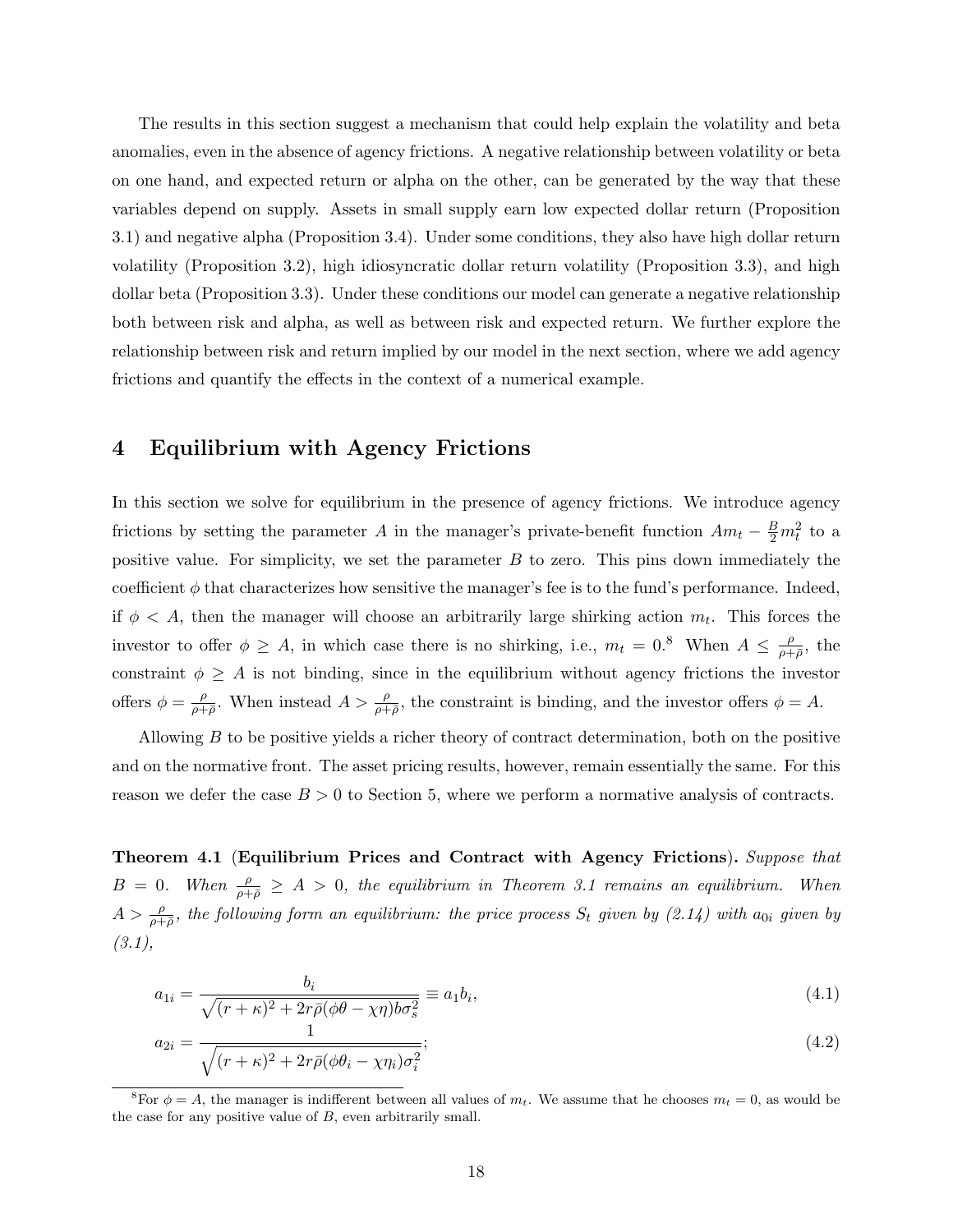The results in this section suggest a mechanism that could help explain the volatility and beta anomalies, even in the absence of agency frictions. A negative relationship between volatility or beta on one hand, and expected return or alpha on the other, can be generated by the way that these variables depend on supply. Assets in small supply earn low expected dollar return (Proposition 3.1) and negative alpha (Proposition 3.4). Under some conditions, they also have high dollar return volatility (Proposition 3.2), high idiosyncratic dollar return volatility (Proposition 3.3), and high dollar beta (Proposition 3.3). Under these conditions our model can generate a negative relationship both between risk and alpha, as well as between risk and expected return. We further explore the relationship between risk and return implied by our model in the next section, where we add agency frictions and quantify the effects in the context of a numerical example.

# 4 Equilibrium with Agency Frictions

In this section we solve for equilibrium in the presence of agency frictions. We introduce agency frictions by setting the parameter $A$ in the manager's private-benefit function $Am_t - \frac{B}{2}m_t^2$ to a positive value. For simplicity, we set the parameter $B$ to zero. This pins down immediately the coefficient $\phi$ that characterizes how sensitive the manager's fee is to the fund's performance. Indeed, if $\phi < A$, then the manager will choose an arbitrarily large shirking action $m_t$. This forces the investor to offer $\phi \geq A$, in which case there is no shirking, i.e., $m_t = 0$.[8] When $A \leq \frac{\rho}{\rho+\bar{\rho}}$, the constraint $\phi \geq A$ is not binding, since in the equilibrium without agency frictions the investor offers $\phi = \frac{\rho}{\rho+\bar{\rho}}$. When instead $A > \frac{\rho}{\rho+\bar{\rho}}$, the constraint is binding, and the investor offers $\phi = A$.

Allowing $B$ to be positive yields a richer theory of contract determination, both on the positive and on the normative front. The asset pricing results, however, remain essentially the same. For this reason we defer the case $B > 0$ to Section 5, where we perform a normative analysis of contracts.

**Theorem 4.1** (**Equilibrium Prices and Contract with Agency Frictions**). *Suppose that $B = 0$. When $\frac{\rho}{\rho+\bar{\rho}} \geq A > 0$, the equilibrium in Theorem 3.1 remains an equilibrium. When $A > \frac{\rho}{\rho+\bar{\rho}}$, the following form an equilibrium: the price process $S_t$ given by (2.14) with $a_{0i}$ given by (3.1),*

$$a_{1i} = \frac{b_i}{\sqrt{(r+\kappa)^2 + 2r\bar{\rho}(\phi\theta - \chi\eta)b\sigma_s^2}} \equiv a_1 b_i, \tag{4.1}$$

$$a_{2i} = \frac{1}{\sqrt{(r+\kappa)^2 + 2r\bar{\rho}(\phi\theta_i - \chi\eta_i)\sigma_i^2}}; \tag{4.2}$$

[8] For $\phi = A$, the manager is indifferent between all values of $m_t$. We assume that he chooses $m_t = 0$, as would be the case for any positive value of $B$, even arbitrarily small.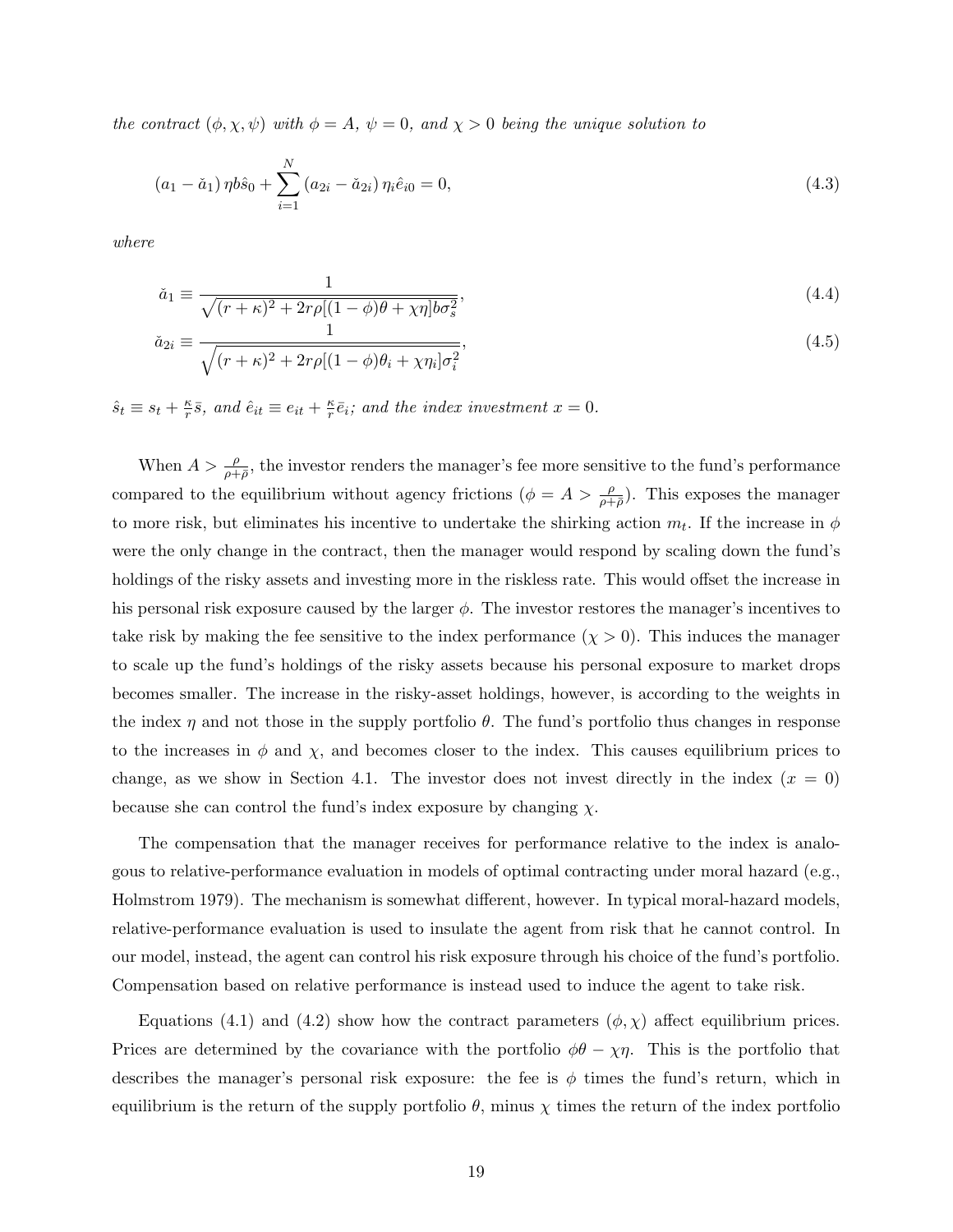*the contract $(\phi, \chi, \psi)$ with $\phi = A$, $\psi = 0$, and $\chi > 0$ being the unique solution to*

$$(a_1 - \check{a}_1)\,\eta b \hat{s}_0 + \sum_{i=1}^{N} (a_{2i} - \check{a}_{2i})\,\eta_i \hat{e}_{i0} = 0, \tag{4.3}$$

*where*

$$\check{a}_1 \equiv \frac{1}{\sqrt{(r+\kappa)^2 + 2r\rho[(1-\phi)\theta + \chi\eta]b\sigma_s^2}}, \tag{4.4}$$

$$\check{a}_{2i} \equiv \frac{1}{\sqrt{(r+\kappa)^2 + 2r\rho[(1-\phi)\theta_i + \chi\eta_i]\sigma_i^2}}, \tag{4.5}$$

*$\hat{s}_t \equiv s_t + \frac{\kappa}{r}\bar{s}$, and $\hat{e}_{it} \equiv e_{it} + \frac{\kappa}{r}\bar{e}_i$; and the index investment $x = 0$.*

When $A > \frac{\rho}{\rho + \bar{\rho}}$, the investor renders the manager's fee more sensitive to the fund's performance compared to the equilibrium without agency frictions ($\phi = A > \frac{\rho}{\rho+\bar{\rho}}$). This exposes the manager to more risk, but eliminates his incentive to undertake the shirking action $m_t$. If the increase in $\phi$ were the only change in the contract, then the manager would respond by scaling down the fund's holdings of the risky assets and investing more in the riskless rate. This would offset the increase in his personal risk exposure caused by the larger $\phi$. The investor restores the manager's incentives to take risk by making the fee sensitive to the index performance ($\chi > 0$). This induces the manager to scale up the fund's holdings of the risky assets because his personal exposure to market drops becomes smaller. The increase in the risky-asset holdings, however, is according to the weights in the index $\eta$ and not those in the supply portfolio $\theta$. The fund's portfolio thus changes in response to the increases in $\phi$ and $\chi$, and becomes closer to the index. This causes equilibrium prices to change, as we show in Section 4.1. The investor does not invest directly in the index ($x = 0$) because she can control the fund's index exposure by changing $\chi$.

The compensation that the manager receives for performance relative to the index is analogous to relative-performance evaluation in models of optimal contracting under moral hazard (e.g., Holmstrom 1979). The mechanism is somewhat different, however. In typical moral-hazard models, relative-performance evaluation is used to insulate the agent from risk that he cannot control. In our model, instead, the agent can control his risk exposure through his choice of the fund's portfolio. Compensation based on relative performance is instead used to induce the agent to take risk.

Equations (4.1) and (4.2) show how the contract parameters $(\phi, \chi)$ affect equilibrium prices. Prices are determined by the covariance with the portfolio $\phi\theta - \chi\eta$. This is the portfolio that describes the manager's personal risk exposure: the fee is $\phi$ times the fund's return, which in equilibrium is the return of the supply portfolio $\theta$, minus $\chi$ times the return of the index portfolio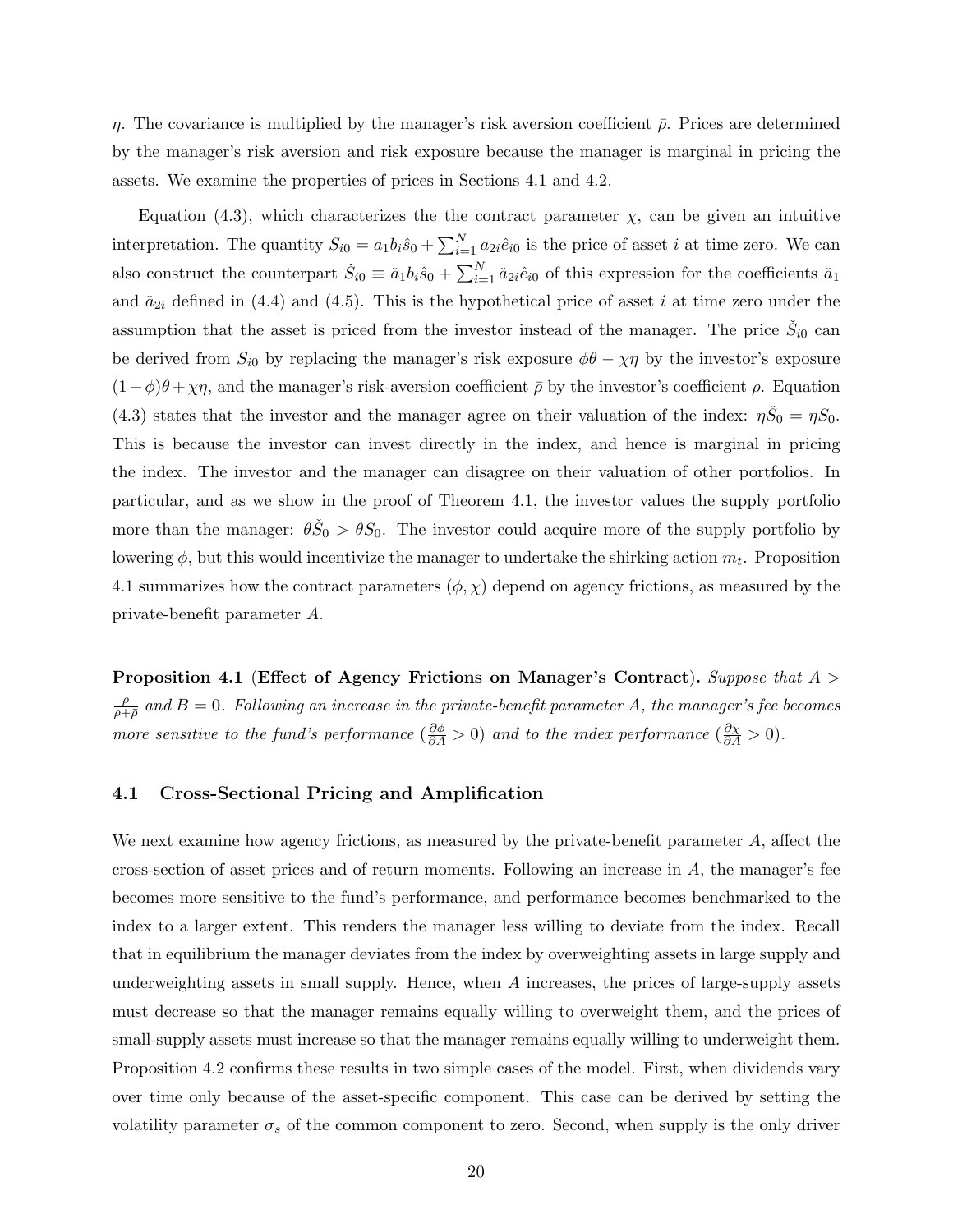$\eta$. The covariance is multiplied by the manager's risk aversion coefficient $\bar{\rho}$. Prices are determined by the manager's risk aversion and risk exposure because the manager is marginal in pricing the assets. We examine the properties of prices in Sections 4.1 and 4.2.

Equation (4.3), which characterizes the the contract parameter $\chi$, can be given an intuitive interpretation. The quantity $S_{i0} = a_1 b_i \hat{s}_0 + \sum_{i=1}^N a_{2i} \hat{e}_{i0}$ is the price of asset $i$ at time zero. We can also construct the counterpart $\check{S}_{i0} \equiv \check{a}_1 b_i \hat{s}_0 + \sum_{i=1}^N \check{a}_{2i} \hat{e}_{i0}$ of this expression for the coefficients $\check{a}_1$ and $\check{a}_{2i}$ defined in (4.4) and (4.5). This is the hypothetical price of asset $i$ at time zero under the assumption that the asset is priced from the investor instead of the manager. The price $\check{S}_{i0}$ can be derived from $S_{i0}$ by replacing the manager's risk exposure $\phi\theta - \chi\eta$ by the investor's exposure $(1-\phi)\theta + \chi\eta$, and the manager's risk-aversion coefficient $\bar{\rho}$ by the investor's coefficient $\rho$. Equation (4.3) states that the investor and the manager agree on their valuation of the index: $\eta\check{S}_0 = \eta S_0$. This is because the investor can invest directly in the index, and hence is marginal in pricing the index. The investor and the manager can disagree on their valuation of other portfolios. In particular, and as we show in the proof of Theorem 4.1, the investor values the supply portfolio more than the manager: $\theta\check{S}_0 > \theta S_0$. The investor could acquire more of the supply portfolio by lowering $\phi$, but this would incentivize the manager to undertake the shirking action $m_t$. Proposition 4.1 summarizes how the contract parameters $(\phi, \chi)$ depend on agency frictions, as measured by the private-benefit parameter $A$.

**Proposition 4.1** (**Effect of Agency Frictions on Manager's Contract**). *Suppose that $A > \frac{\rho}{\rho+\bar{\rho}}$ and $B = 0$. Following an increase in the private-benefit parameter $A$, the manager's fee becomes more sensitive to the fund's performance ($\frac{\partial\phi}{\partial A} > 0$) and to the index performance ($\frac{\partial\chi}{\partial A} > 0$).*

### 4.1 Cross-Sectional Pricing and Amplification

We next examine how agency frictions, as measured by the private-benefit parameter $A$, affect the cross-section of asset prices and of return moments. Following an increase in $A$, the manager's fee becomes more sensitive to the fund's performance, and performance becomes benchmarked to the index to a larger extent. This renders the manager less willing to deviate from the index. Recall that in equilibrium the manager deviates from the index by overweighting assets in large supply and underweighting assets in small supply. Hence, when $A$ increases, the prices of large-supply assets must decrease so that the manager remains equally willing to overweight them, and the prices of small-supply assets must increase so that the manager remains equally willing to underweight them. Proposition 4.2 confirms these results in two simple cases of the model. First, when dividends vary over time only because of the asset-specific component. This case can be derived by setting the volatility parameter $\sigma_s$ of the common component to zero. Second, when supply is the only driver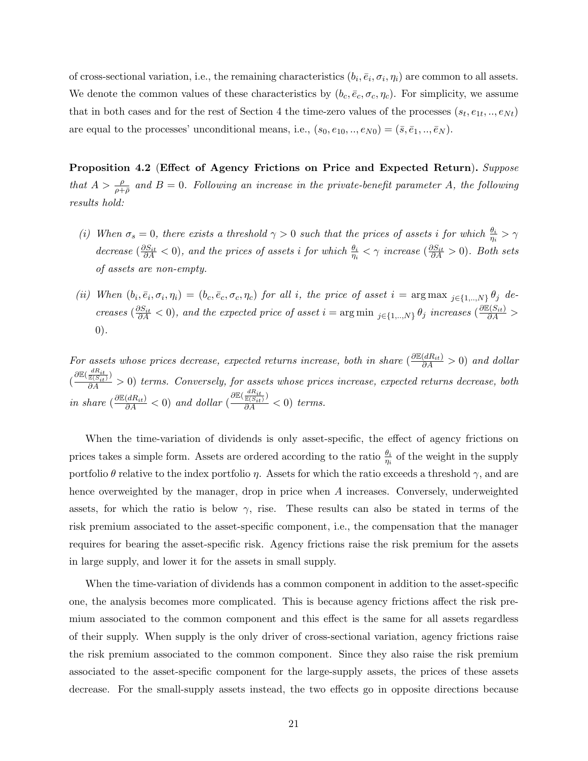of cross-sectional variation, i.e., the remaining characteristics $(b_i, \bar{e}_i, \sigma_i, \eta_i)$ are common to all assets. We denote the common values of these characteristics by $(b_c, \bar{e}_c, \sigma_c, \eta_c)$. For simplicity, we assume that in both cases and for the rest of Section 4 the time-zero values of the processes $(s_t, e_{1t}, .., e_{Nt})$ are equal to the processes' unconditional means, i.e., $(s_0, e_{10}, .., e_{N0}) = (\bar{s}, \bar{e}_1, .., \bar{e}_N)$.

**Proposition 4.2 (Effect of Agency Frictions on Price and Expected Return).** *Suppose that $A > \frac{\rho}{\rho+\bar{\rho}}$ and $B = 0$. Following an increase in the private-benefit parameter $A$, the following results hold:*

*(i) When $\sigma_s = 0$, there exists a threshold $\gamma > 0$ such that the prices of assets $i$ for which $\frac{\theta_i}{\eta_i} > \gamma$ decrease ($\frac{\partial S_{it}}{\partial A} < 0$), and the prices of assets $i$ for which $\frac{\theta_i}{\eta_i} < \gamma$ increase ($\frac{\partial S_{it}}{\partial A} > 0$). Both sets of assets are non-empty.*

*(ii) When $(b_i, \bar{e}_i, \sigma_i, \eta_i) = (b_c, \bar{e}_c, \sigma_c, \eta_c)$ for all $i$, the price of asset $i = \arg\max_{j\in\{1,..,N\}} \theta_j$ decreases ($\frac{\partial S_{it}}{\partial A} < 0$), and the expected price of asset $i = \arg\min_{j\in\{1,..,N\}} \theta_j$ increases ($\frac{\partial \mathbb{E}(S_{it})}{\partial A} > 0$).*

*For assets whose prices decrease, expected returns increase, both in share ($\frac{\partial \mathbb{E}(dR_{it})}{\partial A} > 0$) and dollar ($\frac{\partial \mathbb{E}(\frac{dR_{it}}{\mathbb{E}(S_{it})})}{\partial A} > 0$) terms. Conversely, for assets whose prices increase, expected returns decrease, both in share ($\frac{\partial \mathbb{E}(dR_{it})}{\partial A} < 0$) and dollar ($\frac{\partial \mathbb{E}(\frac{dR_{it}}{\mathbb{E}(S_{it})})}{\partial A} < 0$) terms.*

When the time-variation of dividends is only asset-specific, the effect of agency frictions on prices takes a simple form. Assets are ordered according to the ratio $\frac{\theta_i}{\eta_i}$ of the weight in the supply portfolio $\theta$ relative to the index portfolio $\eta$. Assets for which the ratio exceeds a threshold $\gamma$, and are hence overweighted by the manager, drop in price when $A$ increases. Conversely, underweighted assets, for which the ratio is below $\gamma$, rise. These results can also be stated in terms of the risk premium associated to the asset-specific component, i.e., the compensation that the manager requires for bearing the asset-specific risk. Agency frictions raise the risk premium for the assets in large supply, and lower it for the assets in small supply.

When the time-variation of dividends has a common component in addition to the asset-specific one, the analysis becomes more complicated. This is because agency frictions affect the risk premium associated to the common component and this effect is the same for all assets regardless of their supply. When supply is the only driver of cross-sectional variation, agency frictions raise the risk premium associated to the common component. Since they also raise the risk premium associated to the asset-specific component for the large-supply assets, the prices of these assets decrease. For the small-supply assets instead, the two effects go in opposite directions because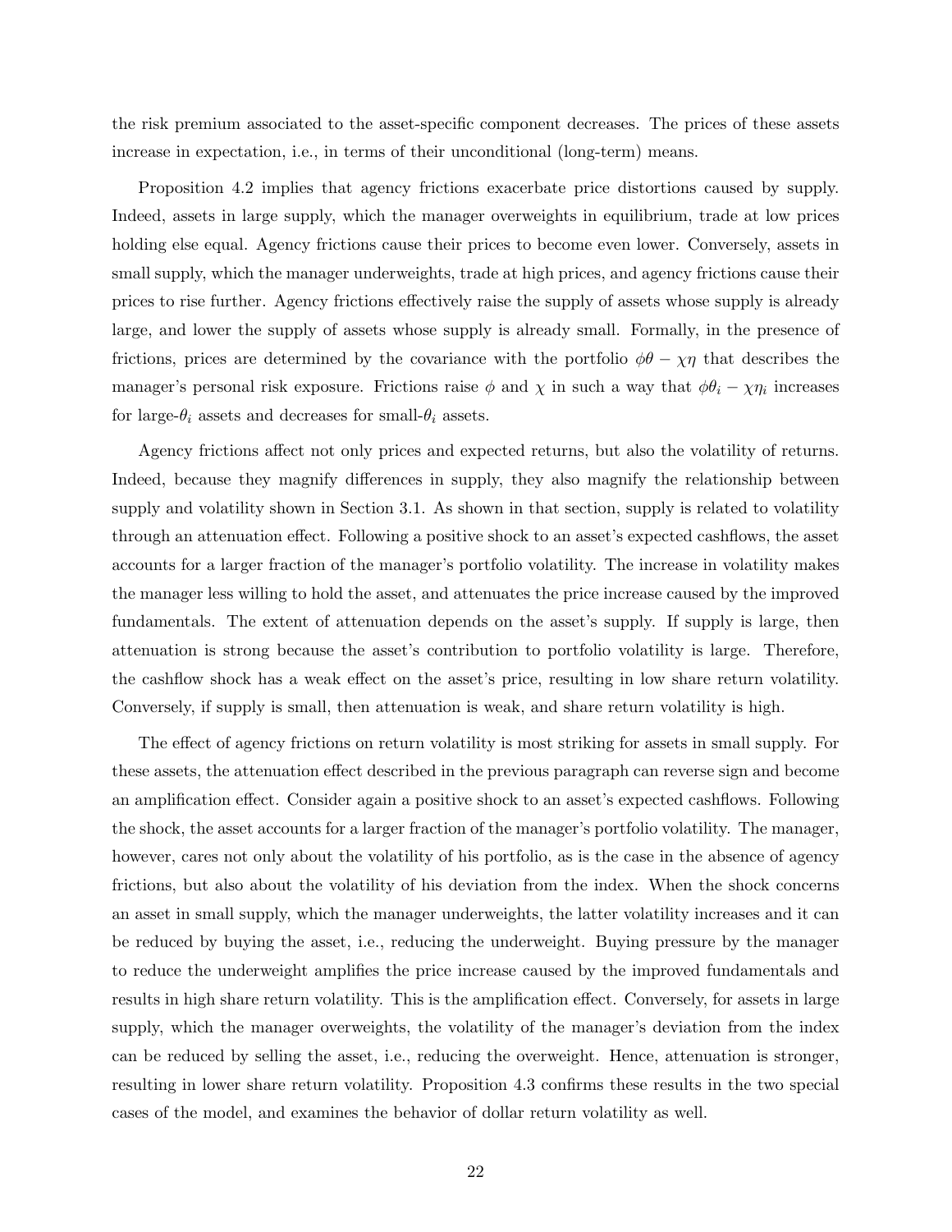the risk premium associated to the asset-specific component decreases. The prices of these assets increase in expectation, i.e., in terms of their unconditional (long-term) means.

Proposition 4.2 implies that agency frictions exacerbate price distortions caused by supply. Indeed, assets in large supply, which the manager overweights in equilibrium, trade at low prices holding else equal. Agency frictions cause their prices to become even lower. Conversely, assets in small supply, which the manager underweights, trade at high prices, and agency frictions cause their prices to rise further. Agency frictions effectively raise the supply of assets whose supply is already large, and lower the supply of assets whose supply is already small. Formally, in the presence of frictions, prices are determined by the covariance with the portfolio $\phi\theta - \chi\eta$ that describes the manager's personal risk exposure. Frictions raise $\phi$ and $\chi$ in such a way that $\phi\theta_i - \chi\eta_i$ increases for large-$\theta_i$ assets and decreases for small-$\theta_i$ assets.

Agency frictions affect not only prices and expected returns, but also the volatility of returns. Indeed, because they magnify differences in supply, they also magnify the relationship between supply and volatility shown in Section 3.1. As shown in that section, supply is related to volatility through an attenuation effect. Following a positive shock to an asset's expected cashflows, the asset accounts for a larger fraction of the manager's portfolio volatility. The increase in volatility makes the manager less willing to hold the asset, and attenuates the price increase caused by the improved fundamentals. The extent of attenuation depends on the asset's supply. If supply is large, then attenuation is strong because the asset's contribution to portfolio volatility is large. Therefore, the cashflow shock has a weak effect on the asset's price, resulting in low share return volatility. Conversely, if supply is small, then attenuation is weak, and share return volatility is high.

The effect of agency frictions on return volatility is most striking for assets in small supply. For these assets, the attenuation effect described in the previous paragraph can reverse sign and become an amplification effect. Consider again a positive shock to an asset's expected cashflows. Following the shock, the asset accounts for a larger fraction of the manager's portfolio volatility. The manager, however, cares not only about the volatility of his portfolio, as is the case in the absence of agency frictions, but also about the volatility of his deviation from the index. When the shock concerns an asset in small supply, which the manager underweights, the latter volatility increases and it can be reduced by buying the asset, i.e., reducing the underweight. Buying pressure by the manager to reduce the underweight amplifies the price increase caused by the improved fundamentals and results in high share return volatility. This is the amplification effect. Conversely, for assets in large supply, which the manager overweights, the volatility of the manager's deviation from the index can be reduced by selling the asset, i.e., reducing the overweight. Hence, attenuation is stronger, resulting in lower share return volatility. Proposition 4.3 confirms these results in the two special cases of the model, and examines the behavior of dollar return volatility as well.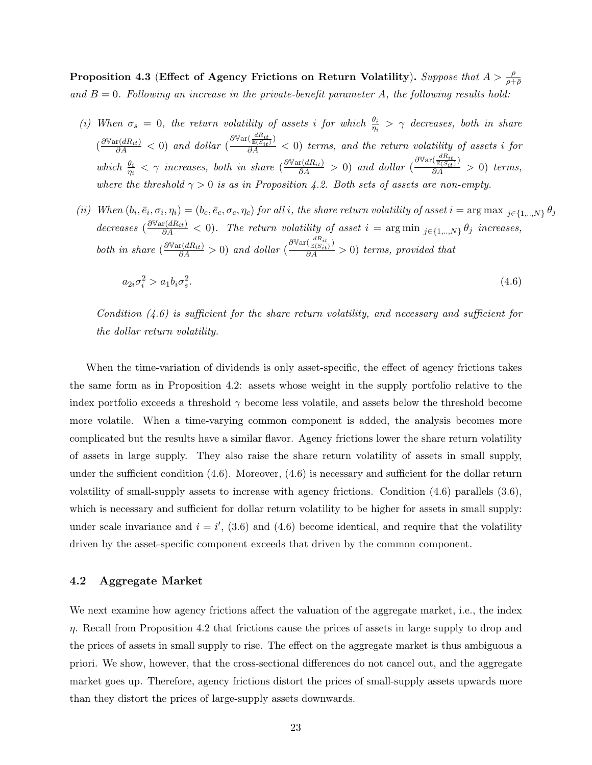**Proposition 4.3** (**Effect of Agency Frictions on Return Volatility**). *Suppose that $A > \frac{\rho}{\rho+\bar{\rho}}$ and $B = 0$. Following an increase in the private-benefit parameter $A$, the following results hold:*

*(i) When $\sigma_s = 0$, the return volatility of assets $i$ for which $\frac{\theta_i}{\eta_i} > \gamma$ decreases, both in share ($\frac{\partial \mathbb{V}\text{ar}(dR_{it})}{\partial A} < 0$) and dollar ($\frac{\partial \mathbb{V}\text{ar}(\frac{dR_{it}}{\mathbb{E}(S_{it})})}{\partial A} < 0$) terms, and the return volatility of assets $i$ for which $\frac{\theta_i}{\eta_i} < \gamma$ increases, both in share ($\frac{\partial \mathbb{V}\text{ar}(dR_{it})}{\partial A} > 0$) and dollar ($\frac{\partial \mathbb{V}\text{ar}(\frac{dR_{it}}{\mathbb{E}(S_{it})})}{\partial A} > 0$) terms, where the threshold $\gamma > 0$ is as in Proposition 4.2. Both sets of assets are non-empty.*

*(ii) When $(b_i, \bar{e}_i, \sigma_i, \eta_i) = (b_c, \bar{e}_c, \sigma_c, \eta_c)$ for all $i$, the share return volatility of asset $i = \arg\max_{j\in\{1,..,N\}} \theta_j$ decreases ($\frac{\partial \mathbb{V}\text{ar}(dR_{it})}{\partial A} < 0$). The return volatility of asset $i = \arg\min_{j\in\{1,..,N\}} \theta_j$ increases, both in share ($\frac{\partial \mathbb{V}\text{ar}(dR_{it})}{\partial A} > 0$) and dollar ($\frac{\partial \mathbb{V}\text{ar}(\frac{dR_{it}}{\mathbb{E}(S_{it})})}{\partial A} > 0$) terms, provided that*

$$a_{2i}\sigma_i^2 > a_1 b_i \sigma_s^2. \tag{4.6}$$

*Condition (4.6) is sufficient for the share return volatility, and necessary and sufficient for the dollar return volatility.*

When the time-variation of dividends is only asset-specific, the effect of agency frictions takes the same form as in Proposition 4.2: assets whose weight in the supply portfolio relative to the index portfolio exceeds a threshold $\gamma$ become less volatile, and assets below the threshold become more volatile. When a time-varying common component is added, the analysis becomes more complicated but the results have a similar flavor. Agency frictions lower the share return volatility of assets in large supply. They also raise the share return volatility of assets in small supply, under the sufficient condition (4.6). Moreover, (4.6) is necessary and sufficient for the dollar return volatility of small-supply assets to increase with agency frictions. Condition (4.6) parallels (3.6), which is necessary and sufficient for dollar return volatility to be higher for assets in small supply: under scale invariance and $i = i'$, (3.6) and (4.6) become identical, and require that the volatility driven by the asset-specific component exceeds that driven by the common component.

## 4.2 Aggregate Market

We next examine how agency frictions affect the valuation of the aggregate market, i.e., the index $\eta$. Recall from Proposition 4.2 that frictions cause the prices of assets in large supply to drop and the prices of assets in small supply to rise. The effect on the aggregate market is thus ambiguous a priori. We show, however, that the cross-sectional differences do not cancel out, and the aggregate market goes up. Therefore, agency frictions distort the prices of small-supply assets upwards more than they distort the prices of large-supply assets downwards.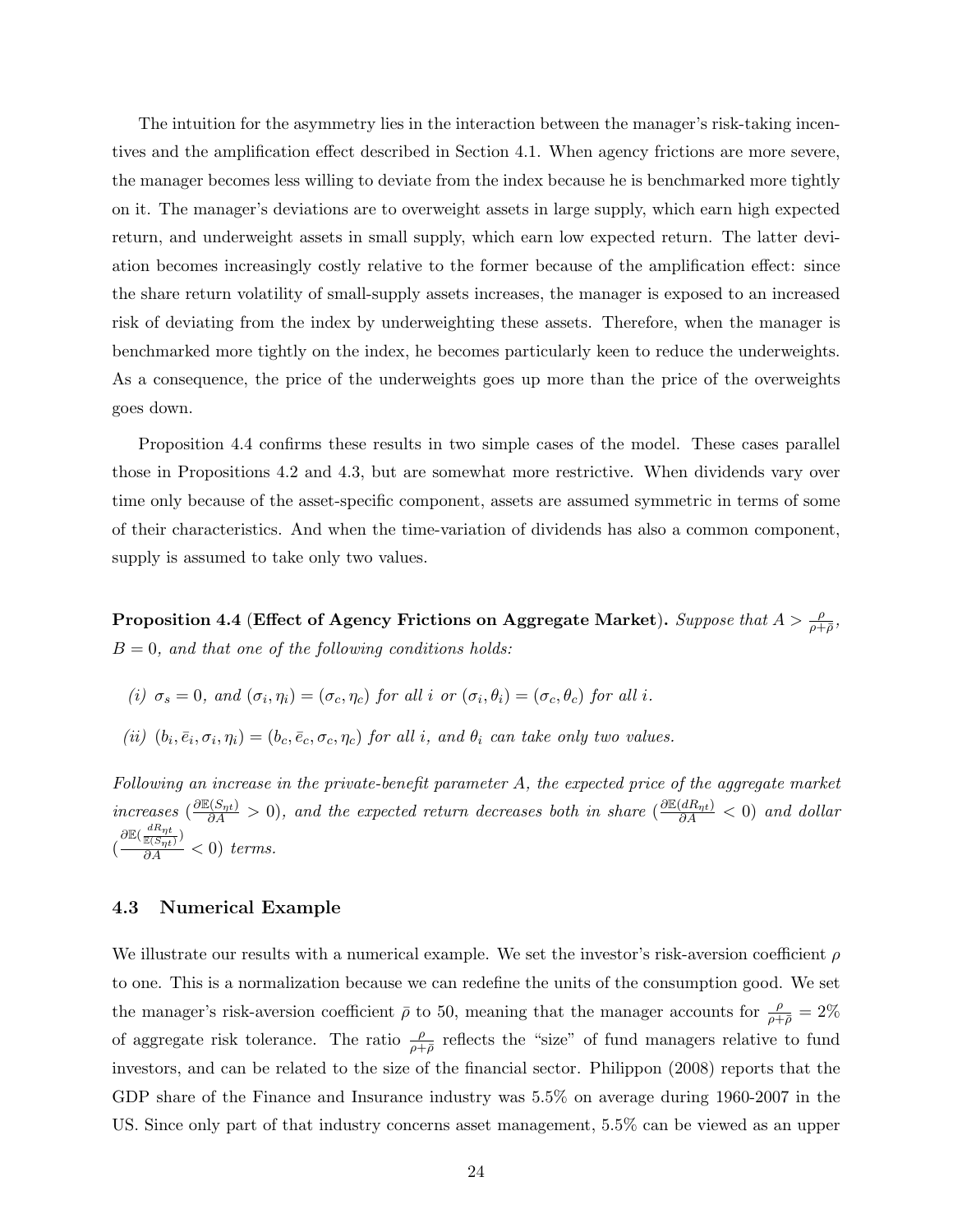The intuition for the asymmetry lies in the interaction between the manager's risk-taking incentives and the amplification effect described in Section 4.1. When agency frictions are more severe, the manager becomes less willing to deviate from the index because he is benchmarked more tightly on it. The manager's deviations are to overweight assets in large supply, which earn high expected return, and underweight assets in small supply, which earn low expected return. The latter deviation becomes increasingly costly relative to the former because of the amplification effect: since the share return volatility of small-supply assets increases, the manager is exposed to an increased risk of deviating from the index by underweighting these assets. Therefore, when the manager is benchmarked more tightly on the index, he becomes particularly keen to reduce the underweights. As a consequence, the price of the underweights goes up more than the price of the overweights goes down.

Proposition 4.4 confirms these results in two simple cases of the model. These cases parallel those in Propositions 4.2 and 4.3, but are somewhat more restrictive. When dividends vary over time only because of the asset-specific component, assets are assumed symmetric in terms of some of their characteristics. And when the time-variation of dividends has also a common component, supply is assumed to take only two values.

**Proposition 4.4 (Effect of Agency Frictions on Aggregate Market).** *Suppose that $A > \frac{\rho}{\rho+\bar{\rho}}$, $B = 0$, and that one of the following conditions holds:*

*(i) $\sigma_s = 0$, and $(\sigma_i, \eta_i) = (\sigma_c, \eta_c)$ for all $i$ or $(\sigma_i, \theta_i) = (\sigma_c, \theta_c)$ for all $i$.*

*(ii) $(b_i, \bar{e}_i, \sigma_i, \eta_i) = (b_c, \bar{e}_c, \sigma_c, \eta_c)$ for all $i$, and $\theta_i$ can take only two values.*

*Following an increase in the private-benefit parameter $A$, the expected price of the aggregate market increases ($\frac{\partial \mathbb{E}(S_{\eta t})}{\partial A} > 0$), and the expected return decreases both in share ($\frac{\partial \mathbb{E}(dR_{\eta t})}{\partial A} < 0$) and dollar ($\frac{\partial \mathbb{E}\left(\frac{dR_{\eta t}}{\mathbb{E}(S_{\eta t})}\right)}{\partial A} < 0$) terms.*

### 4.3 Numerical Example

We illustrate our results with a numerical example. We set the investor's risk-aversion coefficient $\rho$ to one. This is a normalization because we can redefine the units of the consumption good. We set the manager's risk-aversion coefficient $\bar{\rho}$ to 50, meaning that the manager accounts for $\frac{\rho}{\rho+\bar{\rho}} = 2\%$ of aggregate risk tolerance. The ratio $\frac{\rho}{\rho+\bar{\rho}}$ reflects the "size" of fund managers relative to fund investors, and can be related to the size of the financial sector. Philippon (2008) reports that the GDP share of the Finance and Insurance industry was 5.5% on average during 1960-2007 in the US. Since only part of that industry concerns asset management, 5.5% can be viewed as an upper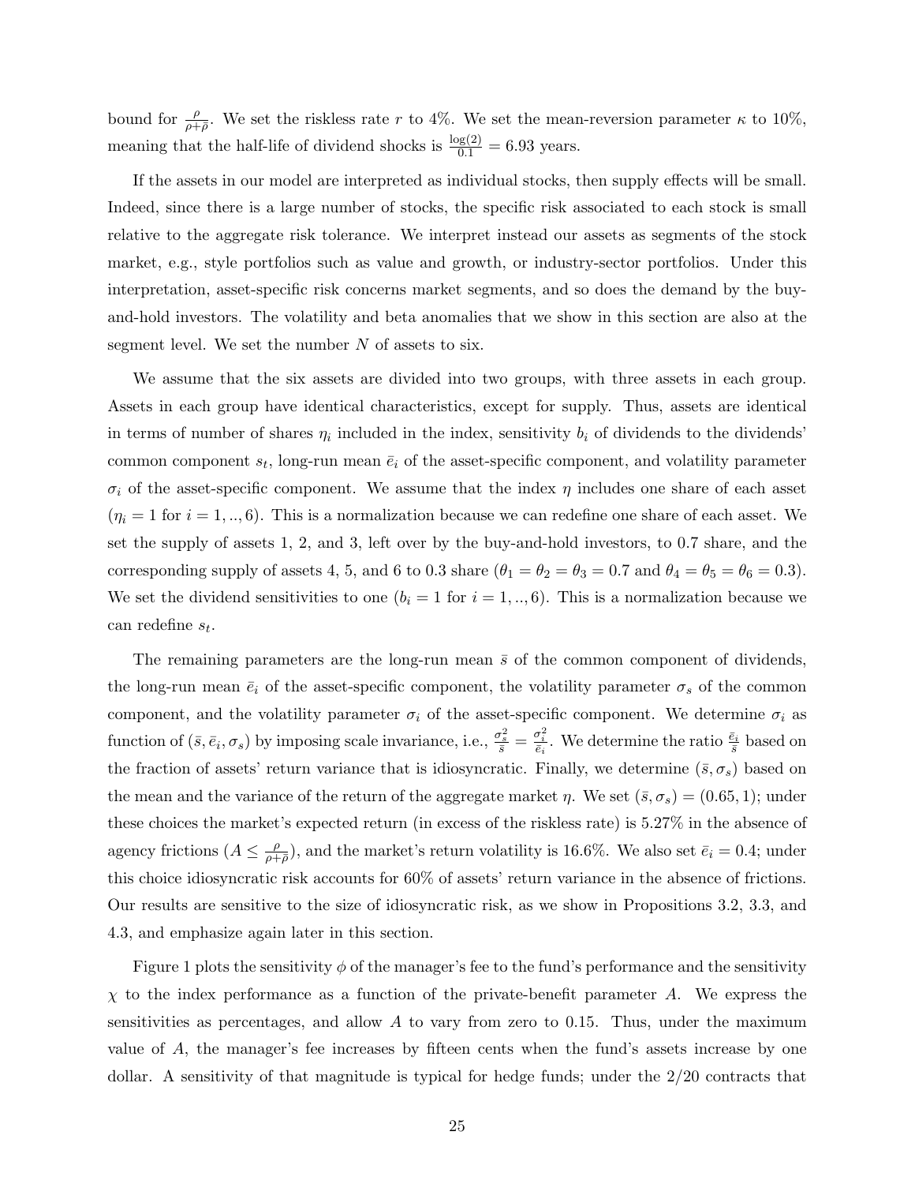bound for $\frac{\rho}{\rho+\bar{\rho}}$. We set the riskless rate $r$ to 4%. We set the mean-reversion parameter $\kappa$ to 10%, meaning that the half-life of dividend shocks is $\frac{\log(2)}{0.1} = 6.93$ years.

If the assets in our model are interpreted as individual stocks, then supply effects will be small. Indeed, since there is a large number of stocks, the specific risk associated to each stock is small relative to the aggregate risk tolerance. We interpret instead our assets as segments of the stock market, e.g., style portfolios such as value and growth, or industry-sector portfolios. Under this interpretation, asset-specific risk concerns market segments, and so does the demand by the buy-and-hold investors. The volatility and beta anomalies that we show in this section are also at the segment level. We set the number $N$ of assets to six.

We assume that the six assets are divided into two groups, with three assets in each group. Assets in each group have identical characteristics, except for supply. Thus, assets are identical in terms of number of shares $\eta_i$ included in the index, sensitivity $b_i$ of dividends to the dividends' common component $s_t$, long-run mean $\bar{e}_i$ of the asset-specific component, and volatility parameter $\sigma_i$ of the asset-specific component. We assume that the index $\eta$ includes one share of each asset ($\eta_i = 1$ for $i = 1, .., 6$). This is a normalization because we can redefine one share of each asset. We set the supply of assets 1, 2, and 3, left over by the buy-and-hold investors, to 0.7 share, and the corresponding supply of assets 4, 5, and 6 to 0.3 share ($\theta_1 = \theta_2 = \theta_3 = 0.7$ and $\theta_4 = \theta_5 = \theta_6 = 0.3$). We set the dividend sensitivities to one ($b_i = 1$ for $i = 1, .., 6$). This is a normalization because we can redefine $s_t$.

The remaining parameters are the long-run mean $\bar{s}$ of the common component of dividends, the long-run mean $\bar{e}_i$ of the asset-specific component, the volatility parameter $\sigma_s$ of the common component, and the volatility parameter $\sigma_i$ of the asset-specific component. We determine $\sigma_i$ as function of $(\bar{s}, \bar{e}_i, \sigma_s)$ by imposing scale invariance, i.e., $\frac{\sigma_s^2}{\bar{s}} = \frac{\sigma_i^2}{\bar{e}_i}$. We determine the ratio $\frac{\bar{e}_i}{\bar{s}}$ based on the fraction of assets' return variance that is idiosyncratic. Finally, we determine $(\bar{s}, \sigma_s)$ based on the mean and the variance of the return of the aggregate market $\eta$. We set $(\bar{s}, \sigma_s) = (0.65, 1)$; under these choices the market's expected return (in excess of the riskless rate) is 5.27% in the absence of agency frictions ($A \leq \frac{\rho}{\rho+\bar{\rho}}$), and the market's return volatility is 16.6%. We also set $\bar{e}_i = 0.4$; under this choice idiosyncratic risk accounts for 60% of assets' return variance in the absence of frictions. Our results are sensitive to the size of idiosyncratic risk, as we show in Propositions 3.2, 3.3, and 4.3, and emphasize again later in this section.

Figure 1 plots the sensitivity $\phi$ of the manager's fee to the fund's performance and the sensitivity $\chi$ to the index performance as a function of the private-benefit parameter $A$. We express the sensitivities as percentages, and allow $A$ to vary from zero to 0.15. Thus, under the maximum value of $A$, the manager's fee increases by fifteen cents when the fund's assets increase by one dollar. A sensitivity of that magnitude is typical for hedge funds; under the 2/20 contracts that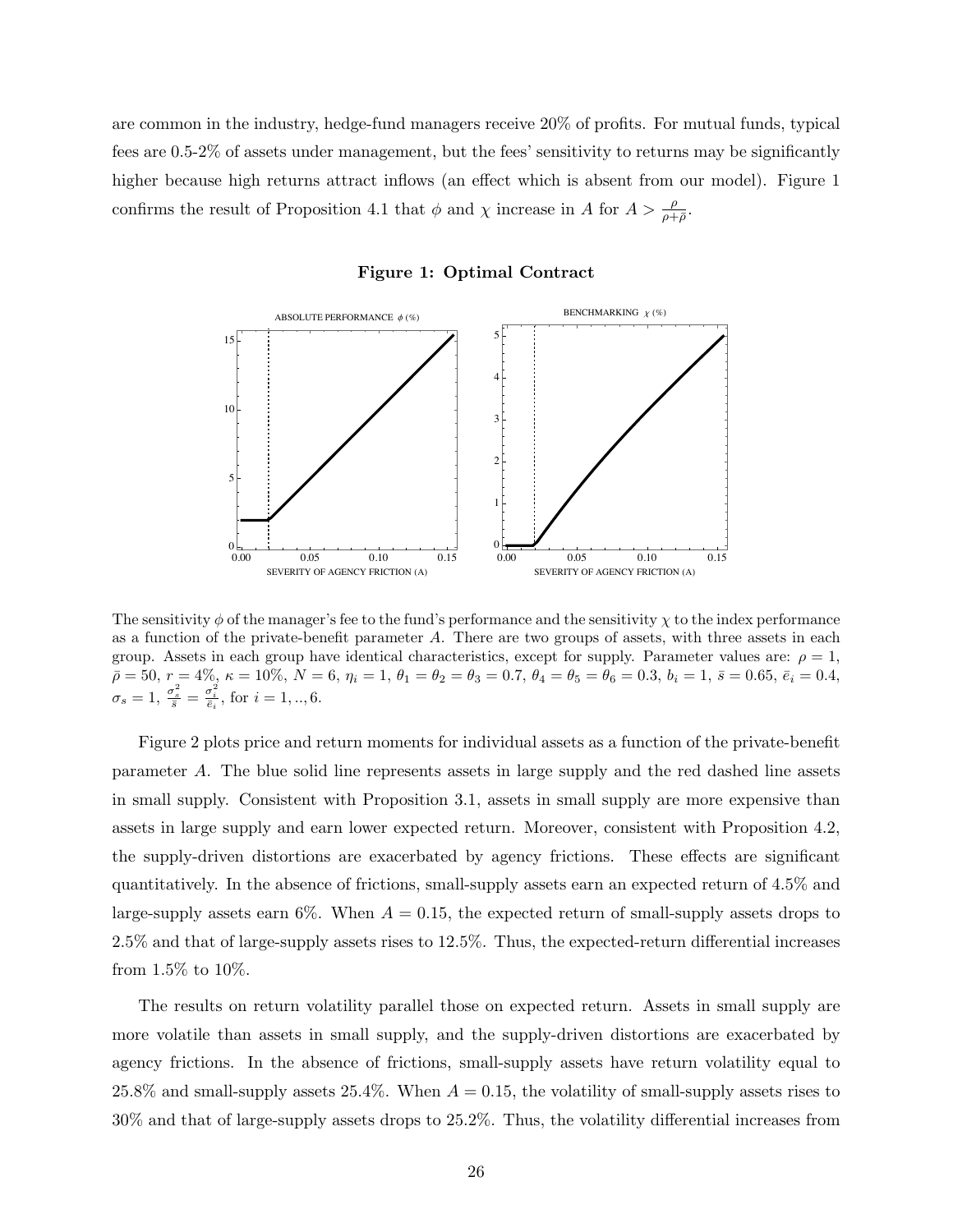are common in the industry, hedge-fund managers receive 20% of profits. For mutual funds, typical fees are 0.5-2% of assets under management, but the fees' sensitivity to returns may be significantly higher because high returns attract inflows (an effect which is absent from our model). Figure 1 confirms the result of Proposition 4.1 that $\phi$ and $\chi$ increase in $A$ for $A > \frac{\rho}{\rho+\bar{\rho}}$.

**Figure 1: Optimal Contract**

The sensitivity $\phi$ of the manager's fee to the fund's performance and the sensitivity $\chi$ to the index performance as a function of the private-benefit parameter $A$. There are two groups of assets, with three assets in each group. Assets in each group have identical characteristics, except for supply. Parameter values are: $\rho = 1$, $\bar{\rho} = 50$, $r = 4\%$, $\kappa = 10\%$, $N = 6$, $\eta_i = 1$, $\theta_1 = \theta_2 = \theta_3 = 0.7$, $\theta_4 = \theta_5 = \theta_6 = 0.3$, $b_i = 1$, $\bar{s} = 0.65$, $\bar{e}_i = 0.4$, $\sigma_s = 1$, $\frac{\sigma_s^2}{\bar{s}} = \frac{\sigma_i^2}{\bar{e}_i}$, for $i = 1, .., 6$.

Figure 2 plots price and return moments for individual assets as a function of the private-benefit parameter $A$. The blue solid line represents assets in large supply and the red dashed line assets in small supply. Consistent with Proposition 3.1, assets in small supply are more expensive than assets in large supply and earn lower expected return. Moreover, consistent with Proposition 4.2, the supply-driven distortions are exacerbated by agency frictions. These effects are significant quantitatively. In the absence of frictions, small-supply assets earn an expected return of 4.5% and large-supply assets earn 6%. When $A = 0.15$, the expected return of small-supply assets drops to 2.5% and that of large-supply assets rises to 12.5%. Thus, the expected-return differential increases from 1.5% to 10%.

The results on return volatility parallel those on expected return. Assets in small supply are more volatile than assets in small supply, and the supply-driven distortions are exacerbated by agency frictions. In the absence of frictions, small-supply assets have return volatility equal to 25.8% and small-supply assets 25.4%. When $A = 0.15$, the volatility of small-supply assets rises to 30% and that of large-supply assets drops to 25.2%. Thus, the volatility differential increases from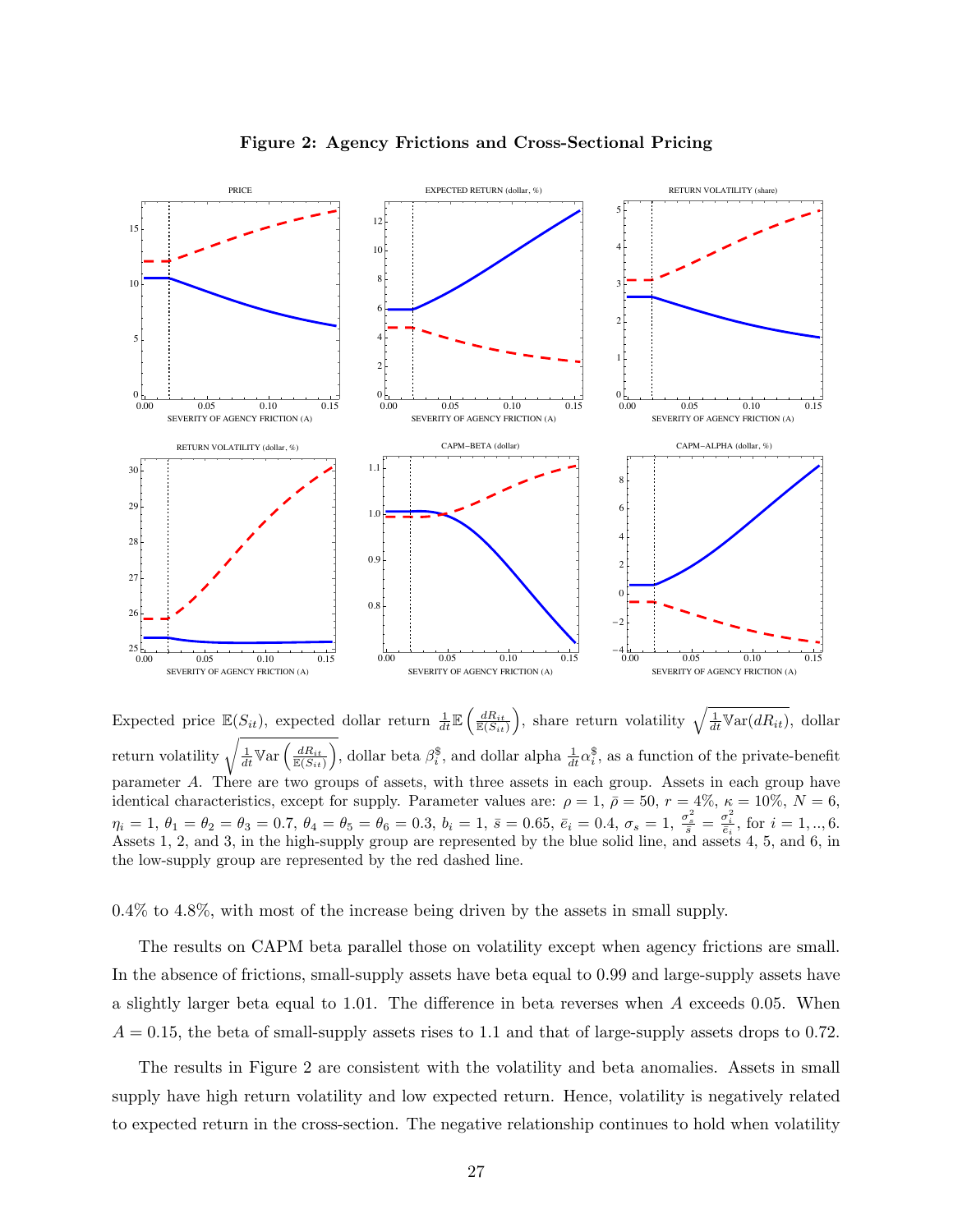**Figure 2: Agency Frictions and Cross-Sectional Pricing**

Expected price $\mathbb{E}(S_{it})$, expected dollar return $\frac{1}{dt}\mathbb{E}\left(\frac{dR_{it}}{\mathbb{E}(S_{it})}\right)$, share return volatility $\sqrt{\frac{1}{dt}\mathbb{V}\text{ar}(dR_{it})}$, dollar return volatility $\sqrt{\frac{1}{dt}\mathbb{V}\text{ar}\left(\frac{dR_{it}}{\mathbb{E}(S_{it})}\right)}$, dollar beta $\beta_i^{\$}$, and dollar alpha $\frac{1}{dt}\alpha_i^{\$}$, as a function of the private-benefit parameter $A$. There are two groups of assets, with three assets in each group. Assets in each group have identical characteristics, except for supply. Parameter values are: $\rho = 1$, $\bar{\rho} = 50$, $r = 4\%$, $\kappa = 10\%$, $N = 6$, $\eta_i = 1$, $\theta_1 = \theta_2 = \theta_3 = 0.7$, $\theta_4 = \theta_5 = \theta_6 = 0.3$, $b_i = 1$, $\bar{s} = 0.65$, $\bar{e}_i = 0.4$, $\sigma_s = 1$, $\frac{\sigma_s^2}{\bar{s}} = \frac{\sigma_i^2}{\bar{e}_i}$, for $i = 1, .., 6$. Assets 1, 2, and 3, in the high-supply group are represented by the blue solid line, and assets 4, 5, and 6, in the low-supply group are represented by the red dashed line.

0.4% to 4.8%, with most of the increase being driven by the assets in small supply.

The results on CAPM beta parallel those on volatility except when agency frictions are small. In the absence of frictions, small-supply assets have beta equal to 0.99 and large-supply assets have a slightly larger beta equal to 1.01. The difference in beta reverses when $A$ exceeds 0.05. When $A = 0.15$, the beta of small-supply assets rises to 1.1 and that of large-supply assets drops to 0.72.

The results in Figure 2 are consistent with the volatility and beta anomalies. Assets in small supply have high return volatility and low expected return. Hence, volatility is negatively related to expected return in the cross-section. The negative relationship continues to hold when volatility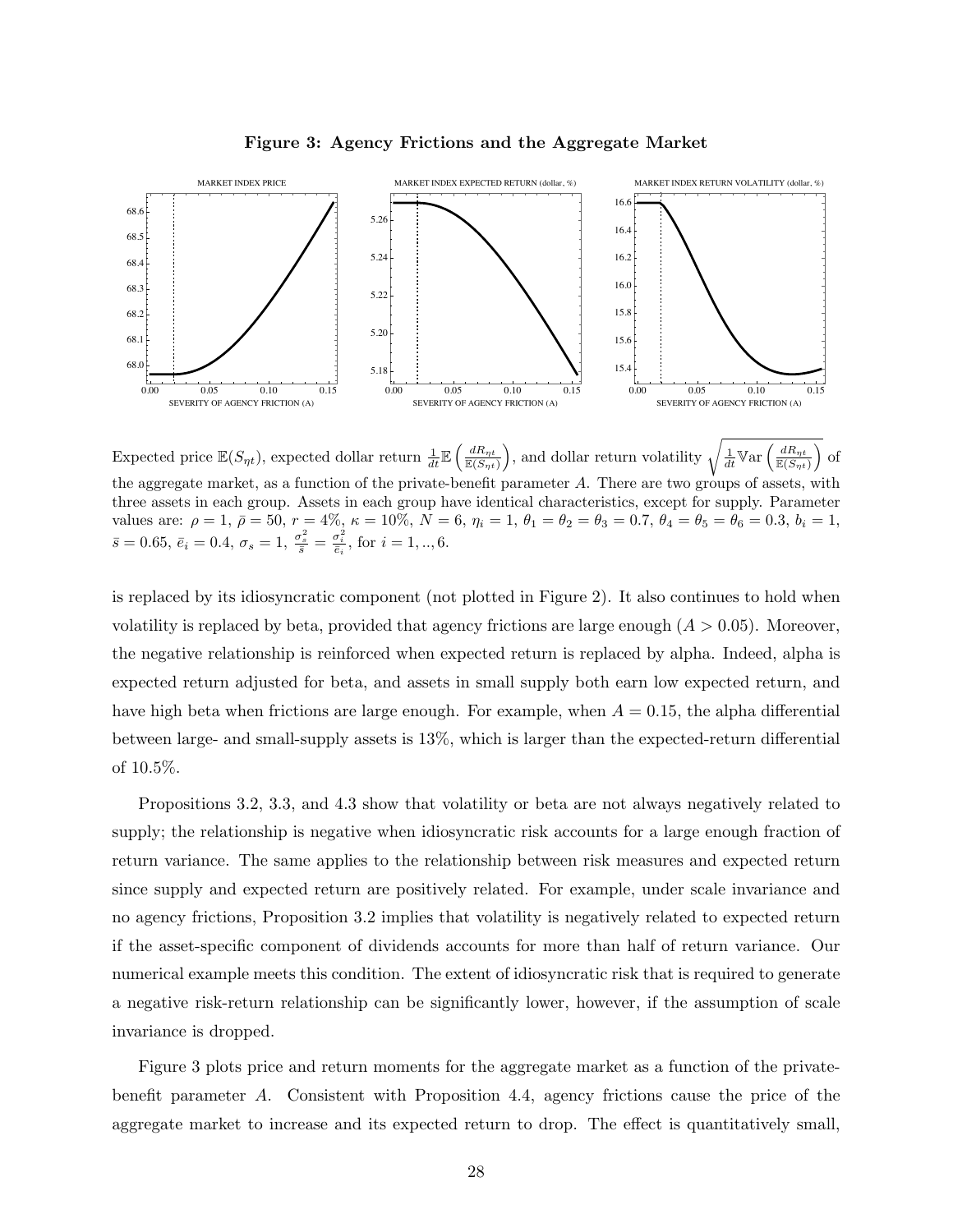**Figure 3: Agency Frictions and the Aggregate Market**

Expected price $\mathbb{E}(S_{\eta t})$, expected dollar return $\frac{1}{dt}\mathbb{E}\left(\frac{dR_{\eta t}}{\mathbb{E}(S_{\eta t})}\right)$, and dollar return volatility $\sqrt{\frac{1}{dt}\mathbb{V}\text{ar}\left(\frac{dR_{\eta t}}{\mathbb{E}(S_{\eta t})}\right)}$ of the aggregate market, as a function of the private-benefit parameter $A$. There are two groups of assets, with three assets in each group. Assets in each group have identical characteristics, except for supply. Parameter values are: $\rho = 1$, $\bar{\rho} = 50$, $r = 4\%$, $\kappa = 10\%$, $N = 6$, $\eta_i = 1$, $\theta_1 = \theta_2 = \theta_3 = 0.7$, $\theta_4 = \theta_5 = \theta_6 = 0.3$, $b_i = 1$, $\bar{s} = 0.65$, $\bar{e}_i = 0.4$, $\sigma_s = 1$, $\frac{\sigma_s^2}{\bar{s}} = \frac{\sigma_i^2}{\bar{e}_i}$, for $i = 1, .., 6$.

is replaced by its idiosyncratic component (not plotted in Figure 2). It also continues to hold when volatility is replaced by beta, provided that agency frictions are large enough ($A > 0.05$). Moreover, the negative relationship is reinforced when expected return is replaced by alpha. Indeed, alpha is expected return adjusted for beta, and assets in small supply both earn low expected return, and have high beta when frictions are large enough. For example, when $A = 0.15$, the alpha differential between large- and small-supply assets is 13%, which is larger than the expected-return differential of 10.5%.

Propositions 3.2, 3.3, and 4.3 show that volatility or beta are not always negatively related to supply; the relationship is negative when idiosyncratic risk accounts for a large enough fraction of return variance. The same applies to the relationship between risk measures and expected return since supply and expected return are positively related. For example, under scale invariance and no agency frictions, Proposition 3.2 implies that volatility is negatively related to expected return if the asset-specific component of dividends accounts for more than half of return variance. Our numerical example meets this condition. The extent of idiosyncratic risk that is required to generate a negative risk-return relationship can be significantly lower, however, if the assumption of scale invariance is dropped.

Figure 3 plots price and return moments for the aggregate market as a function of the private-benefit parameter $A$. Consistent with Proposition 4.4, agency frictions cause the price of the aggregate market to increase and its expected return to drop. The effect is quantitatively small,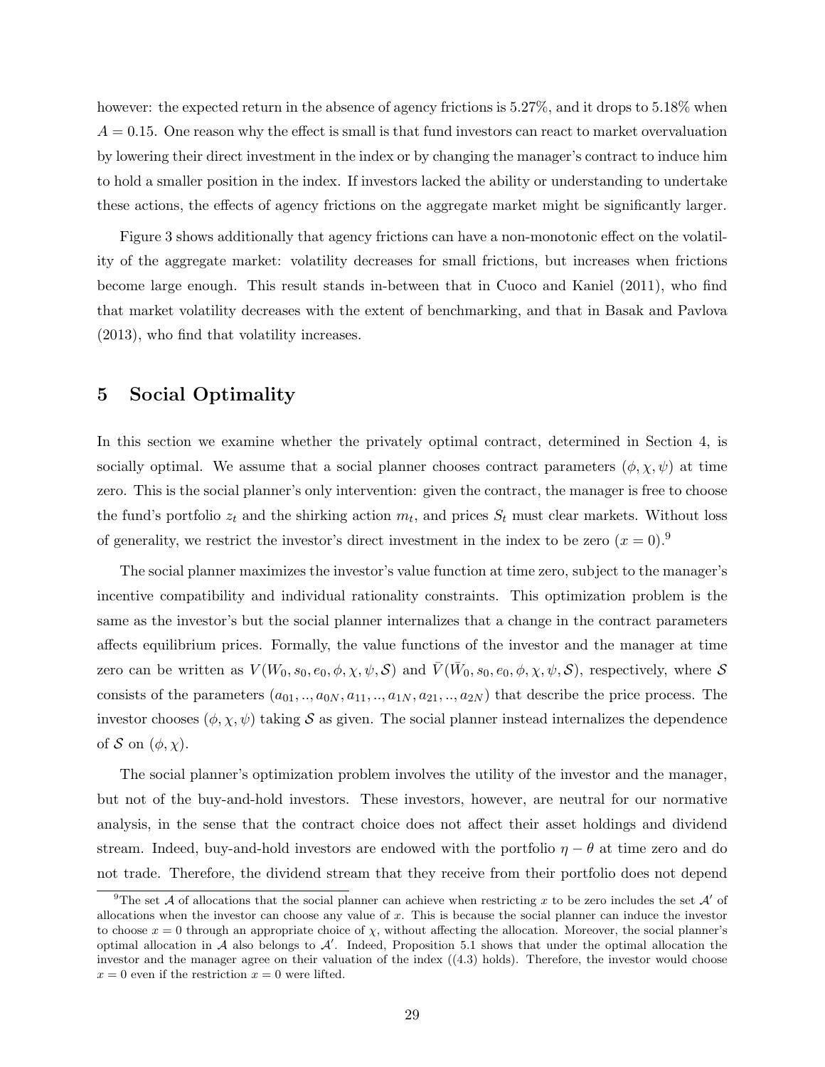however: the expected return in the absence of agency frictions is 5.27%, and it drops to 5.18% when $A = 0.15$. One reason why the effect is small is that fund investors can react to market overvaluation by lowering their direct investment in the index or by changing the manager's contract to induce him to hold a smaller position in the index. If investors lacked the ability or understanding to undertake these actions, the effects of agency frictions on the aggregate market might be significantly larger.

Figure 3 shows additionally that agency frictions can have a non-monotonic effect on the volatility of the aggregate market: volatility decreases for small frictions, but increases when frictions become large enough. This result stands in-between that in Cuoco and Kaniel (2011), who find that market volatility decreases with the extent of benchmarking, and that in Basak and Pavlova (2013), who find that volatility increases.

# 5 Social Optimality

In this section we examine whether the privately optimal contract, determined in Section 4, is socially optimal. We assume that a social planner chooses contract parameters $(\phi, \chi, \psi)$ at time zero. This is the social planner's only intervention: given the contract, the manager is free to choose the fund's portfolio $z_t$ and the shirking action $m_t$, and prices $S_t$ must clear markets. Without loss of generality, we restrict the investor's direct investment in the index to be zero ($x = 0$).[9]

The social planner maximizes the investor's value function at time zero, subject to the manager's incentive compatibility and individual rationality constraints. This optimization problem is the same as the investor's but the social planner internalizes that a change in the contract parameters affects equilibrium prices. Formally, the value functions of the investor and the manager at time zero can be written as $V(W_0, s_0, e_0, \phi, \chi, \psi, \mathcal{S})$ and $\bar{V}(\bar{W}_0, s_0, e_0, \phi, \chi, \psi, \mathcal{S})$, respectively, where $\mathcal{S}$ consists of the parameters $(a_{01}, .., a_{0N}, a_{11}, .., a_{1N}, a_{21}, .., a_{2N})$ that describe the price process. The investor chooses $(\phi, \chi, \psi)$ taking $\mathcal{S}$ as given. The social planner instead internalizes the dependence of $\mathcal{S}$ on $(\phi, \chi)$.

The social planner's optimization problem involves the utility of the investor and the manager, but not of the buy-and-hold investors. These investors, however, are neutral for our normative analysis, in the sense that the contract choice does not affect their asset holdings and dividend stream. Indeed, buy-and-hold investors are endowed with the portfolio $\eta - \theta$ at time zero and do not trade. Therefore, the dividend stream that they receive from their portfolio does not depend

[9]The set $\mathcal{A}$ of allocations that the social planner can achieve when restricting $x$ to be zero includes the set $\mathcal{A}'$ of allocations when the investor can choose any value of $x$. This is because the social planner can induce the investor to choose $x = 0$ through an appropriate choice of $\chi$, without affecting the allocation. Moreover, the social planner's optimal allocation in $\mathcal{A}$ also belongs to $\mathcal{A}'$. Indeed, Proposition 5.1 shows that under the optimal allocation the investor and the manager agree on their valuation of the index ((4.3) holds). Therefore, the investor would choose $x = 0$ even if the restriction $x = 0$ were lifted.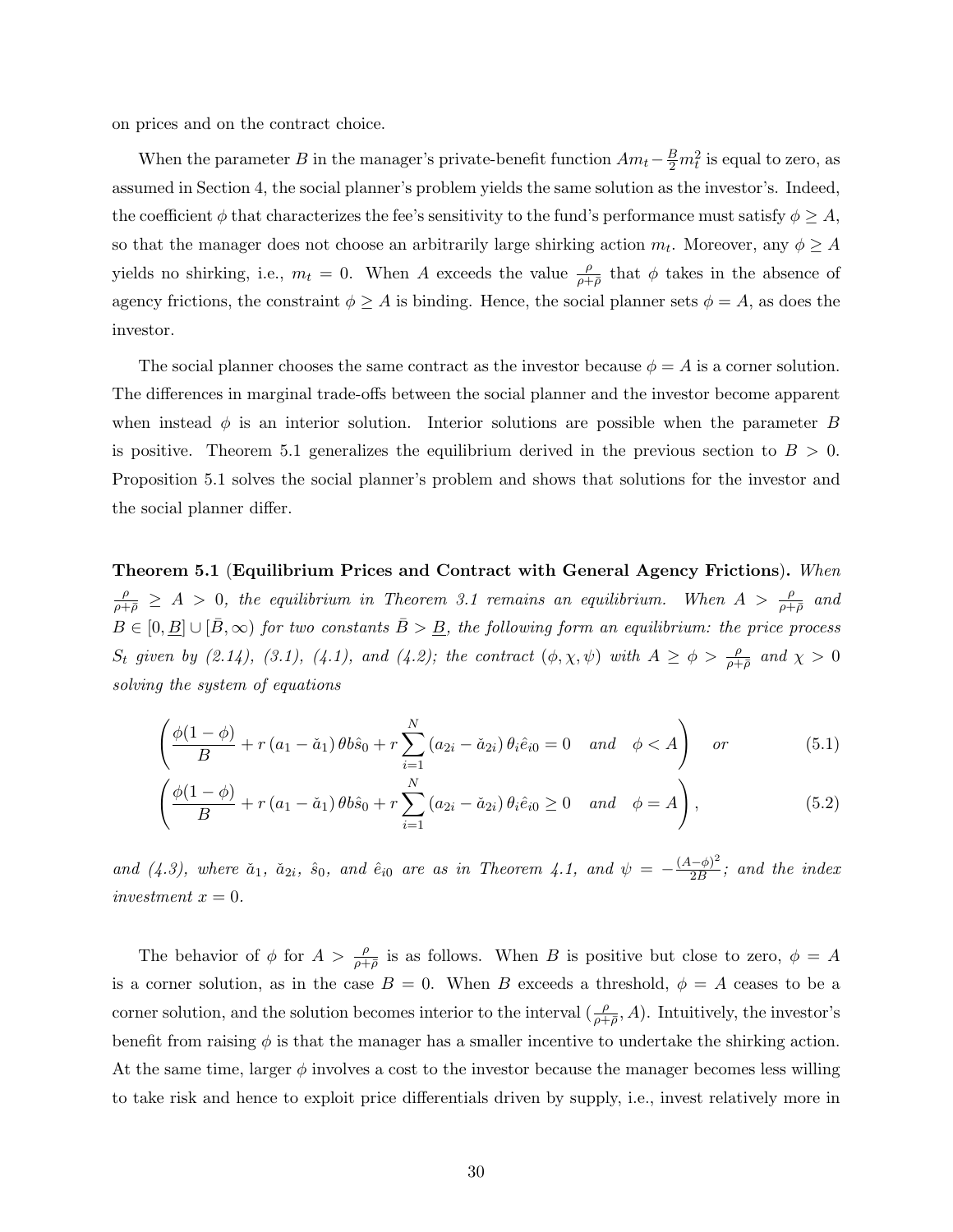on prices and on the contract choice.

When the parameter $B$ in the manager's private-benefit function $Am_t - \frac{B}{2}m_t^2$ is equal to zero, as assumed in Section 4, the social planner's problem yields the same solution as the investor's. Indeed, the coefficient $\phi$ that characterizes the fee's sensitivity to the fund's performance must satisfy $\phi \geq A$, so that the manager does not choose an arbitrarily large shirking action $m_t$. Moreover, any $\phi \geq A$ yields no shirking, i.e., $m_t = 0$. When $A$ exceeds the value $\frac{\rho}{\rho+\bar{\rho}}$ that $\phi$ takes in the absence of agency frictions, the constraint $\phi \geq A$ is binding. Hence, the social planner sets $\phi = A$, as does the investor.

The social planner chooses the same contract as the investor because $\phi = A$ is a corner solution. The differences in marginal trade-offs between the social planner and the investor become apparent when instead $\phi$ is an interior solution. Interior solutions are possible when the parameter $B$ is positive. Theorem 5.1 generalizes the equilibrium derived in the previous section to $B > 0$. Proposition 5.1 solves the social planner's problem and shows that solutions for the investor and the social planner differ.

**Theorem 5.1** (**Equilibrium Prices and Contract with General Agency Frictions**). *When $\frac{\rho}{\rho+\bar{\rho}} \geq A > 0$, the equilibrium in Theorem 3.1 remains an equilibrium. When $A > \frac{\rho}{\rho+\bar{\rho}}$ and $B \in [0, \underline{B}] \cup [\bar{B}, \infty)$ for two constants $\bar{B} > \underline{B}$, the following form an equilibrium: the price process $S_t$ given by (2.14), (3.1), (4.1), and (4.2); the contract $(\phi, \chi, \psi)$ with $A \geq \phi > \frac{\rho}{\rho+\bar{\rho}}$ and $\chi > 0$ solving the system of equations*

$$\left( \frac{\phi(1-\phi)}{B} + r\left(a_1 - \breve{a}_1\right)\theta b \hat{s}_0 + r\sum_{i=1}^{N}\left(a_{2i} - \breve{a}_{2i}\right)\theta_i \hat{e}_{i0} = 0 \quad \text{and} \quad \phi < A \right) \quad \text{or} \tag{5.1}$$

$$\left( \frac{\phi(1-\phi)}{B} + r\left(a_1 - \breve{a}_1\right)\theta b \hat{s}_0 + r\sum_{i=1}^{N}\left(a_{2i} - \breve{a}_{2i}\right)\theta_i \hat{e}_{i0} \geq 0 \quad \text{and} \quad \phi = A \right), \tag{5.2}$$

*and (4.3), where $\breve{a}_1$, $\breve{a}_{2i}$, $\hat{s}_0$, and $\hat{e}_{i0}$ are as in Theorem 4.1, and $\psi = -\frac{(A-\phi)^2}{2B}$; and the index investment $x = 0$.*

The behavior of $\phi$ for $A > \frac{\rho}{\rho+\bar{\rho}}$ is as follows. When $B$ is positive but close to zero, $\phi = A$ is a corner solution, as in the case $B = 0$. When $B$ exceeds a threshold, $\phi = A$ ceases to be a corner solution, and the solution becomes interior to the interval $(\frac{\rho}{\rho+\bar{\rho}}, A)$. Intuitively, the investor's benefit from raising $\phi$ is that the manager has a smaller incentive to undertake the shirking action. At the same time, larger $\phi$ involves a cost to the investor because the manager becomes less willing to take risk and hence to exploit price differentials driven by supply, i.e., invest relatively more in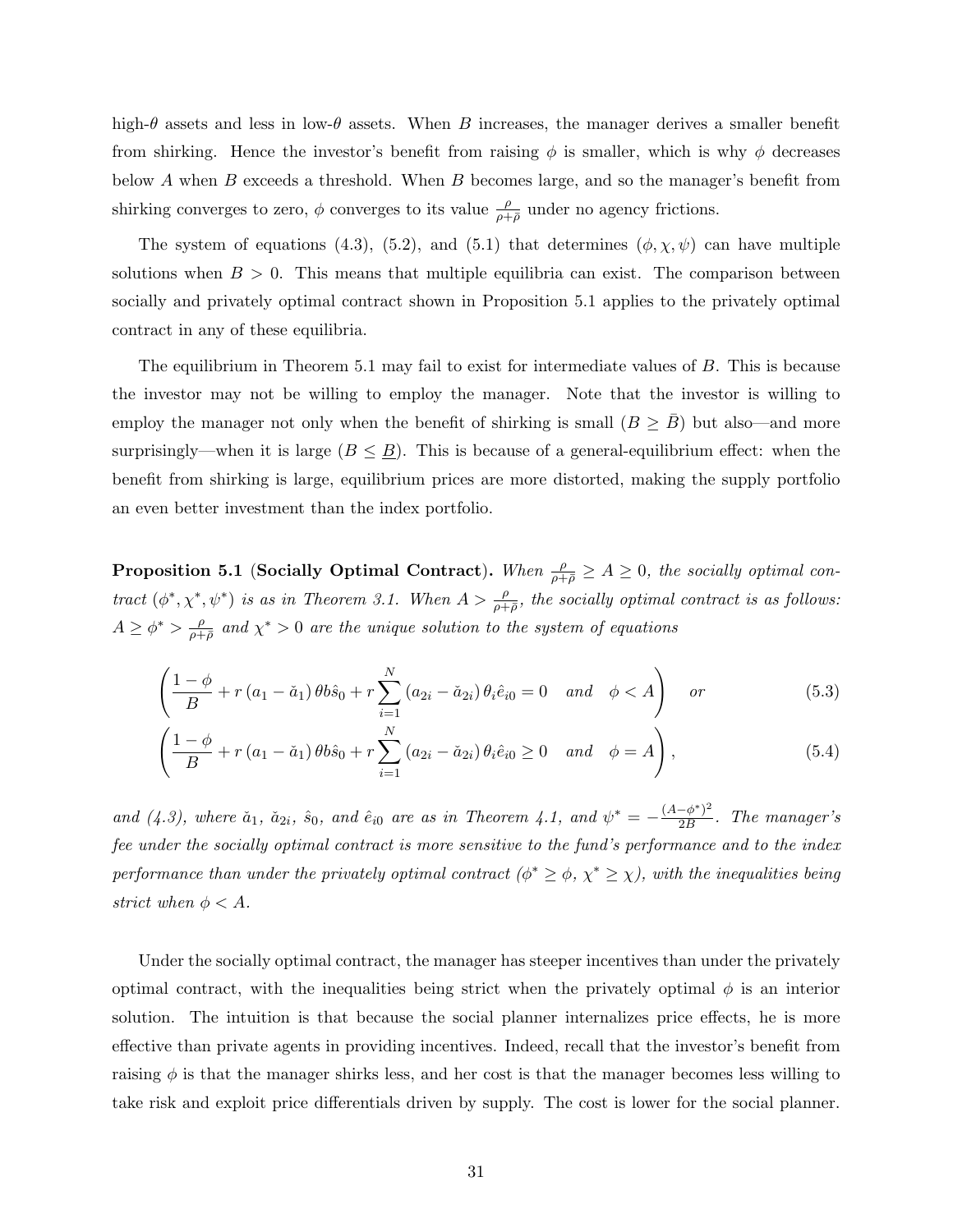high-$\theta$ assets and less in low-$\theta$ assets. When $B$ increases, the manager derives a smaller benefit from shirking. Hence the investor's benefit from raising $\phi$ is smaller, which is why $\phi$ decreases below $A$ when $B$ exceeds a threshold. When $B$ becomes large, and so the manager's benefit from shirking converges to zero, $\phi$ converges to its value $\frac{\rho}{\rho+\bar{\rho}}$ under no agency frictions.

The system of equations (4.3), (5.2), and (5.1) that determines $(\phi, \chi, \psi)$ can have multiple solutions when $B > 0$. This means that multiple equilibria can exist. The comparison between socially and privately optimal contract shown in Proposition 5.1 applies to the privately optimal contract in any of these equilibria.

The equilibrium in Theorem 5.1 may fail to exist for intermediate values of $B$. This is because the investor may not be willing to employ the manager. Note that the investor is willing to employ the manager not only when the benefit of shirking is small ($B \geq \bar{B}$) but also—and more surprisingly—when it is large ($B \leq \underline{B}$). This is because of a general-equilibrium effect: when the benefit from shirking is large, equilibrium prices are more distorted, making the supply portfolio an even better investment than the index portfolio.

**Proposition 5.1** (**Socially Optimal Contract**). *When $\frac{\rho}{\rho+\bar{\rho}} \geq A \geq 0$, the socially optimal contract $(\phi^*, \chi^*, \psi^*)$ is as in Theorem 3.1. When $A > \frac{\rho}{\rho+\bar{\rho}}$, the socially optimal contract is as follows: $A \geq \phi^* > \frac{\rho}{\rho+\bar{\rho}}$ and $\chi^* > 0$ are the unique solution to the system of equations*

$$\left( \frac{1-\phi}{B} + r\left(a_1 - \check{a}_1\right)\theta b \hat{s}_0 + r\sum_{i=1}^{N}\left(a_{2i} - \check{a}_{2i}\right)\theta_i \hat{e}_{i0} = 0 \quad \text{and} \quad \phi < A \right) \quad \text{or} \tag{5.3}$$

$$\left( \frac{1-\phi}{B} + r\left(a_1 - \check{a}_1\right)\theta b \hat{s}_0 + r\sum_{i=1}^{N}\left(a_{2i} - \check{a}_{2i}\right)\theta_i \hat{e}_{i0} \geq 0 \quad \text{and} \quad \phi = A \right), \tag{5.4}$$

*and (4.3), where $\check{a}_1$, $\check{a}_{2i}$, $\hat{s}_0$, and $\hat{e}_{i0}$ are as in Theorem 4.1, and $\psi^* = -\frac{(A-\phi^*)^2}{2B}$. The manager's fee under the socially optimal contract is more sensitive to the fund's performance and to the index performance than under the privately optimal contract ($\phi^* \geq \phi$, $\chi^* \geq \chi$), with the inequalities being strict when $\phi < A$.*

Under the socially optimal contract, the manager has steeper incentives than under the privately optimal contract, with the inequalities being strict when the privately optimal $\phi$ is an interior solution. The intuition is that because the social planner internalizes price effects, he is more effective than private agents in providing incentives. Indeed, recall that the investor's benefit from raising $\phi$ is that the manager shirks less, and her cost is that the manager becomes less willing to take risk and exploit price differentials driven by supply. The cost is lower for the social planner.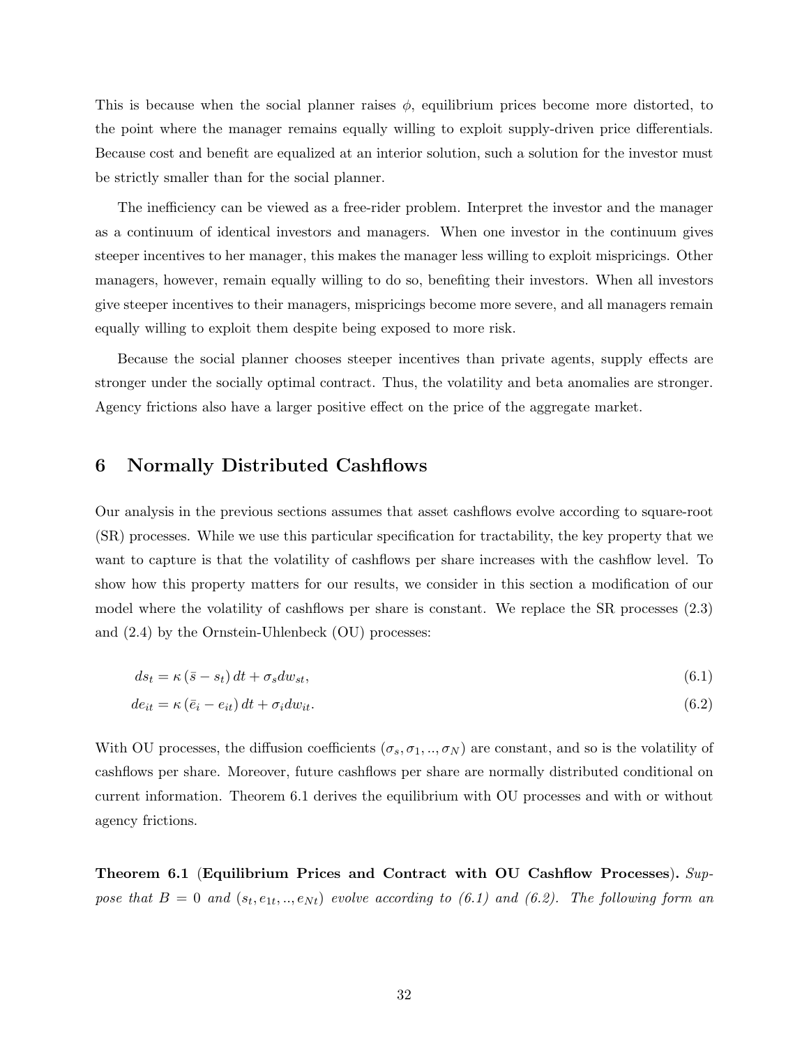This is because when the social planner raises $\phi$, equilibrium prices become more distorted, to the point where the manager remains equally willing to exploit supply-driven price differentials. Because cost and benefit are equalized at an interior solution, such a solution for the investor must be strictly smaller than for the social planner.

The inefficiency can be viewed as a free-rider problem. Interpret the investor and the manager as a continuum of identical investors and managers. When one investor in the continuum gives steeper incentives to her manager, this makes the manager less willing to exploit mispricings. Other managers, however, remain equally willing to do so, benefiting their investors. When all investors give steeper incentives to their managers, mispricings become more severe, and all managers remain equally willing to exploit them despite being exposed to more risk.

Because the social planner chooses steeper incentives than private agents, supply effects are stronger under the socially optimal contract. Thus, the volatility and beta anomalies are stronger. Agency frictions also have a larger positive effect on the price of the aggregate market.

# 6 Normally Distributed Cashflows

Our analysis in the previous sections assumes that asset cashflows evolve according to square-root (SR) processes. While we use this particular specification for tractability, the key property that we want to capture is that the volatility of cashflows per share increases with the cashflow level. To show how this property matters for our results, we consider in this section a modification of our model where the volatility of cashflows per share is constant. We replace the SR processes (2.3) and (2.4) by the Ornstein-Uhlenbeck (OU) processes:

$$ds_t = \kappa \left( \bar{s} - s_t \right) dt + \sigma_s dw_{st}, \tag{6.1}$$

$$de_{it} = \kappa \left( \bar{e}_i - e_{it} \right) dt + \sigma_i dw_{it}. \tag{6.2}$$

With OU processes, the diffusion coefficients $(\sigma_s, \sigma_1, .., \sigma_N)$ are constant, and so is the volatility of cashflows per share. Moreover, future cashflows per share are normally distributed conditional on current information. Theorem 6.1 derives the equilibrium with OU processes and with or without agency frictions.

**Theorem 6.1** (**Equilibrium Prices and Contract with OU Cashflow Processes**). *Suppose that $B = 0$ and $(s_t, e_{1t}, .., e_{Nt})$ evolve according to (6.1) and (6.2). The following form an*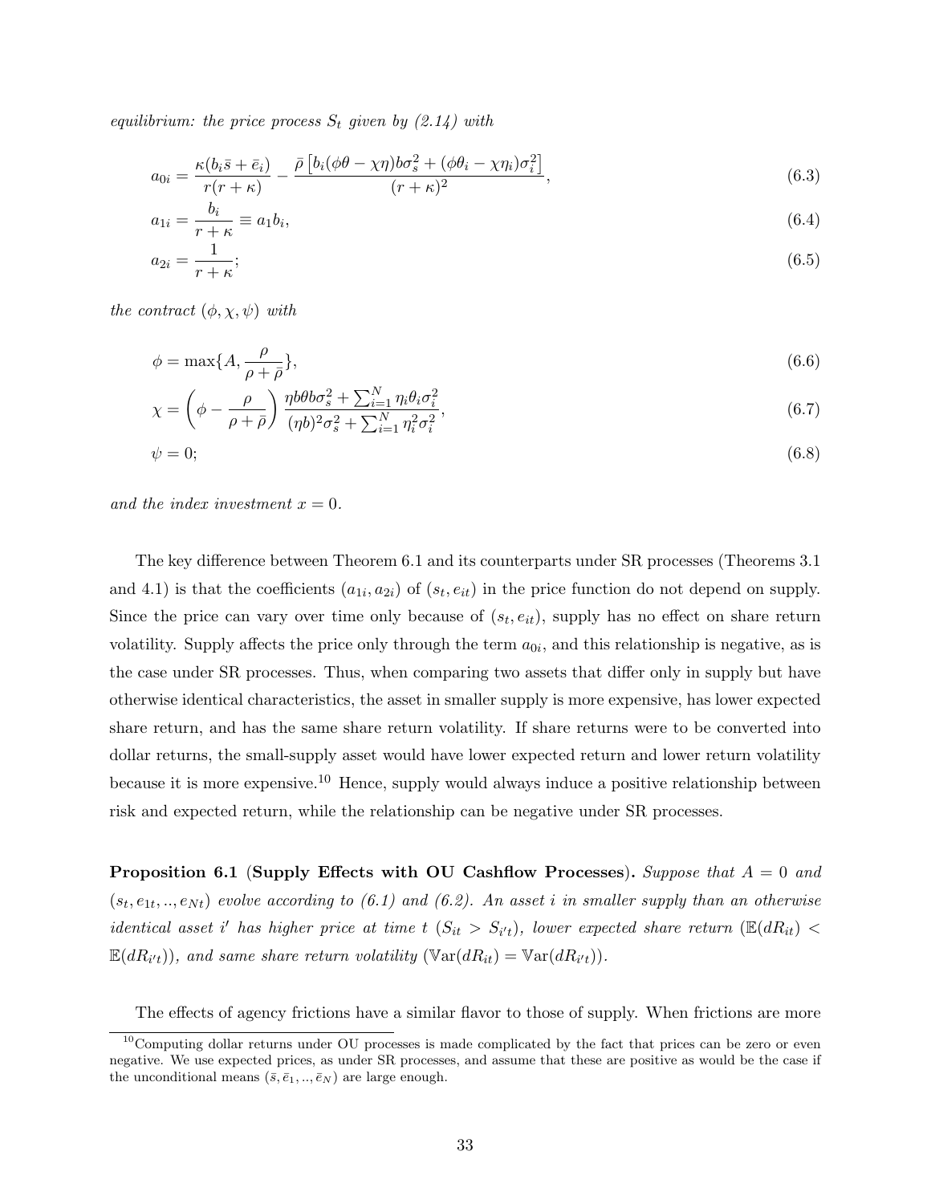*equilibrium: the price process $S_t$ given by (2.14) with*

$$a_{0i} = \frac{\kappa(b_i\bar{s} + \bar{e}_i)}{r(r+\kappa)} - \frac{\bar{\rho}\left[b_i(\phi\theta - \chi\eta)b\sigma_s^2 + (\phi\theta_i - \chi\eta_i)\sigma_i^2\right]}{(r+\kappa)^2}, \tag{6.3}$$

$$a_{1i} = \frac{b_i}{r+\kappa} \equiv a_1 b_i, \tag{6.4}$$

$$a_{2i} = \frac{1}{r+\kappa}; \tag{6.5}$$

*the contract $(\phi, \chi, \psi)$ with*

$$\phi = \max\{A, \frac{\rho}{\rho + \bar{\rho}}\}, \tag{6.6}$$

$$\chi = \left(\phi - \frac{\rho}{\rho+\bar{\rho}}\right) \frac{\eta b \theta b \sigma_s^2 + \sum_{i=1}^N \eta_i \theta_i \sigma_i^2}{(\eta b)^2 \sigma_s^2 + \sum_{i=1}^N \eta_i^2 \sigma_i^2}, \tag{6.7}$$

$$\psi = 0; \tag{6.8}$$

*and the index investment $x = 0$.*

The key difference between Theorem 6.1 and its counterparts under SR processes (Theorems 3.1 and 4.1) is that the coefficients $(a_{1i}, a_{2i})$ of $(s_t, e_{it})$ in the price function do not depend on supply. Since the price can vary over time only because of $(s_t, e_{it})$, supply has no effect on share return volatility. Supply affects the price only through the term $a_{0i}$, and this relationship is negative, as is the case under SR processes. Thus, when comparing two assets that differ only in supply but have otherwise identical characteristics, the asset in smaller supply is more expensive, has lower expected share return, and has the same share return volatility. If share returns were to be converted into dollar returns, the small-supply asset would have lower expected return and lower return volatility because it is more expensive.[10] Hence, supply would always induce a positive relationship between risk and expected return, while the relationship can be negative under SR processes.

**Proposition 6.1** (**Supply Effects with OU Cashflow Processes**). *Suppose that $A = 0$ and $(s_t, e_{1t}, .., e_{Nt})$ evolve according to (6.1) and (6.2). An asset $i$ in smaller supply than an otherwise identical asset $i'$ has higher price at time $t$ ($S_{it} > S_{i't}$), lower expected share return ($\mathbb{E}(dR_{it}) < \mathbb{E}(dR_{i't})$), and same share return volatility ($\mathbb{V}\text{ar}(dR_{it}) = \mathbb{V}\text{ar}(dR_{i't})$).*

The effects of agency frictions have a similar flavor to those of supply. When frictions are more

[10] Computing dollar returns under OU processes is made complicated by the fact that prices can be zero or even negative. We use expected prices, as under SR processes, and assume that these are positive as would be the case if the unconditional means $(\bar{s}, \bar{e}_1, .., \bar{e}_N)$ are large enough.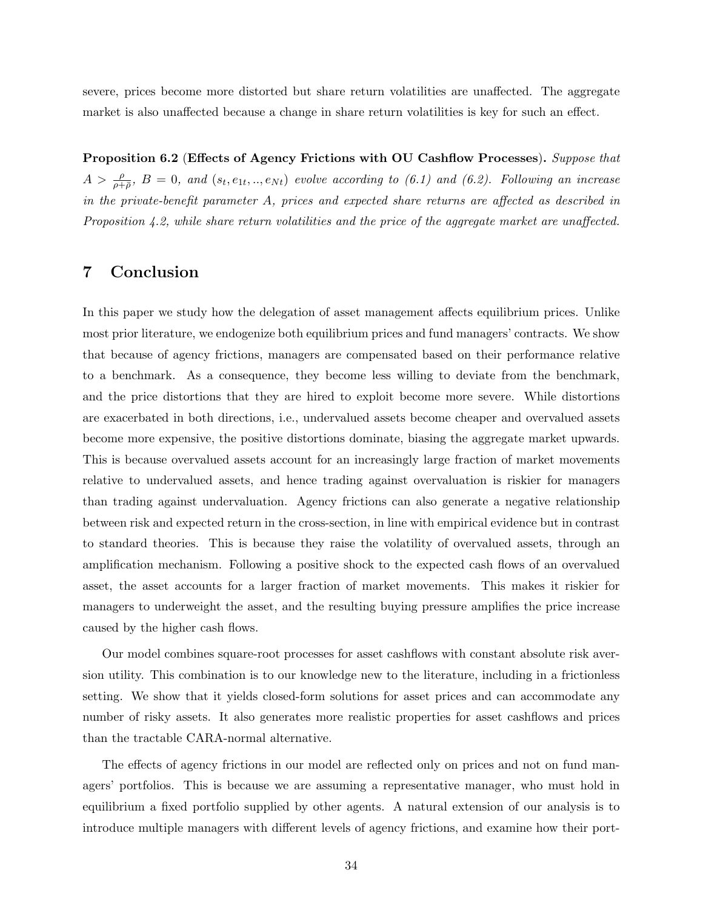severe, prices become more distorted but share return volatilities are unaffected. The aggregate market is also unaffected because a change in share return volatilities is key for such an effect.

**Proposition 6.2** (**Effects of Agency Frictions with OU Cashflow Processes**). *Suppose that* $A > \frac{\rho}{\rho+\bar{\rho}}$*,* $B = 0$*, and* $(s_t, e_{1t}, .., e_{Nt})$ *evolve according to (6.1) and (6.2). Following an increase in the private-benefit parameter* $A$*, prices and expected share returns are affected as described in Proposition 4.2, while share return volatilities and the price of the aggregate market are unaffected.*

# 7 Conclusion

In this paper we study how the delegation of asset management affects equilibrium prices. Unlike most prior literature, we endogenize both equilibrium prices and fund managers' contracts. We show that because of agency frictions, managers are compensated based on their performance relative to a benchmark. As a consequence, they become less willing to deviate from the benchmark, and the price distortions that they are hired to exploit become more severe. While distortions are exacerbated in both directions, i.e., undervalued assets become cheaper and overvalued assets become more expensive, the positive distortions dominate, biasing the aggregate market upwards. This is because overvalued assets account for an increasingly large fraction of market movements relative to undervalued assets, and hence trading against overvaluation is riskier for managers than trading against undervaluation. Agency frictions can also generate a negative relationship between risk and expected return in the cross-section, in line with empirical evidence but in contrast to standard theories. This is because they raise the volatility of overvalued assets, through an amplification mechanism. Following a positive shock to the expected cash flows of an overvalued asset, the asset accounts for a larger fraction of market movements. This makes it riskier for managers to underweight the asset, and the resulting buying pressure amplifies the price increase caused by the higher cash flows.

Our model combines square-root processes for asset cashflows with constant absolute risk aversion utility. This combination is to our knowledge new to the literature, including in a frictionless setting. We show that it yields closed-form solutions for asset prices and can accommodate any number of risky assets. It also generates more realistic properties for asset cashflows and prices than the tractable CARA-normal alternative.

The effects of agency frictions in our model are reflected only on prices and not on fund managers' portfolios. This is because we are assuming a representative manager, who must hold in equilibrium a fixed portfolio supplied by other agents. A natural extension of our analysis is to introduce multiple managers with different levels of agency frictions, and examine how their port-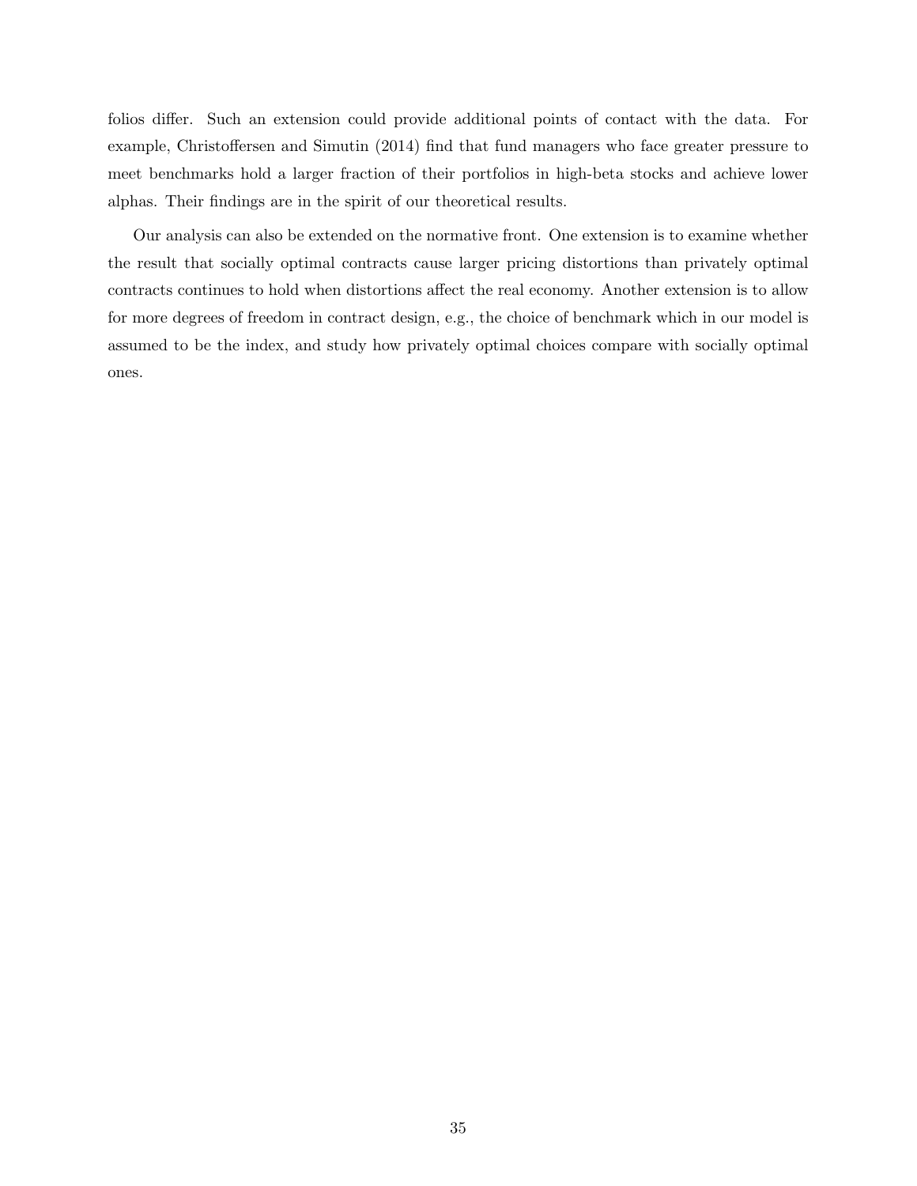folios differ. Such an extension could provide additional points of contact with the data. For example, Christoffersen and Simutin (2014) find that fund managers who face greater pressure to meet benchmarks hold a larger fraction of their portfolios in high-beta stocks and achieve lower alphas. Their findings are in the spirit of our theoretical results.

Our analysis can also be extended on the normative front. One extension is to examine whether the result that socially optimal contracts cause larger pricing distortions than privately optimal contracts continues to hold when distortions affect the real economy. Another extension is to allow for more degrees of freedom in contract design, e.g., the choice of benchmark which in our model is assumed to be the index, and study how privately optimal choices compare with socially optimal ones.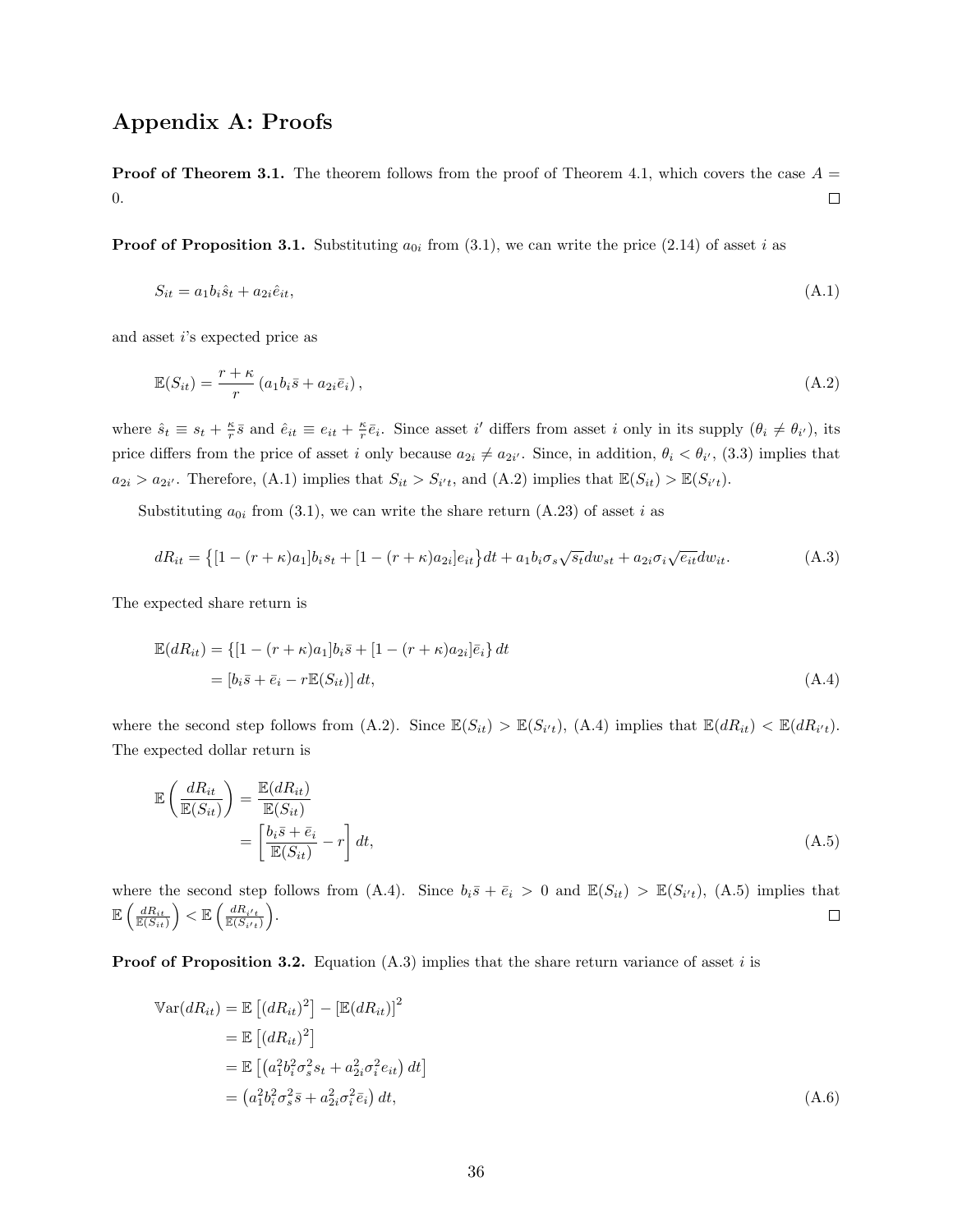# Appendix A: Proofs

**Proof of Theorem 3.1.** The theorem follows from the proof of Theorem 4.1, which covers the case $A = 0$. $\square$

**Proof of Proposition 3.1.** Substituting $a_{0i}$ from (3.1), we can write the price (2.14) of asset $i$ as

$$S_{it} = a_1 b_i \hat{s}_t + a_{2i} \hat{e}_{it}, \tag{A.1}$$

and asset $i$'s expected price as

$$\mathbb{E}(S_{it}) = \frac{r+\kappa}{r} \left( a_1 b_i \bar{s} + a_{2i} \bar{e}_i \right), \tag{A.2}$$

where $\hat{s}_t \equiv s_t + \frac{\kappa}{r}\bar{s}$ and $\hat{e}_{it} \equiv e_{it} + \frac{\kappa}{r}\bar{e}_i$. Since asset $i'$ differs from asset $i$ only in its supply ($\theta_i \neq \theta_{i'}$), its price differs from the price of asset $i$ only because $a_{2i} \neq a_{2i'}$. Since, in addition, $\theta_i < \theta_{i'}$, (3.3) implies that $a_{2i} > a_{2i'}$. Therefore, (A.1) implies that $S_{it} > S_{i't}$, and (A.2) implies that $\mathbb{E}(S_{it}) > \mathbb{E}(S_{i't})$.

Substituting $a_{0i}$ from (3.1), we can write the share return (A.23) of asset $i$ as

$$dR_{it} = \left\{ [1 - (r+\kappa)a_1] b_i s_t + [1 - (r+\kappa)a_{2i}] e_{it} \right\} dt + a_1 b_i \sigma_s \sqrt{s_t} dw_{st} + a_{2i} \sigma_i \sqrt{e_{it}} dw_{it}. \tag{A.3}$$

The expected share return is

$$\begin{aligned}
\mathbb{E}(dR_{it}) &= \left\{ [1 - (r+\kappa)a_1] b_i \bar{s} + [1 - (r+\kappa)a_{2i}] \bar{e}_i \right\} dt \\
&= \left[ b_i \bar{s} + \bar{e}_i - r\mathbb{E}(S_{it}) \right] dt,
\end{aligned} \tag{A.4}$$

where the second step follows from (A.2). Since $\mathbb{E}(S_{it}) > \mathbb{E}(S_{i't})$, (A.4) implies that $\mathbb{E}(dR_{it}) < \mathbb{E}(dR_{i't})$. The expected dollar return is

$$\begin{aligned}
\mathbb{E}\left( \frac{dR_{it}}{\mathbb{E}(S_{it})} \right) &= \frac{\mathbb{E}(dR_{it})}{\mathbb{E}(S_{it})} \\
&= \left[ \frac{b_i \bar{s} + \bar{e}_i}{\mathbb{E}(S_{it})} - r \right] dt,
\end{aligned} \tag{A.5}$$

where the second step follows from (A.4). Since $b_i \bar{s} + \bar{e}_i > 0$ and $\mathbb{E}(S_{it}) > \mathbb{E}(S_{i't})$, (A.5) implies that $\mathbb{E}\left( \frac{dR_{it}}{\mathbb{E}(S_{it})} \right) < \mathbb{E}\left( \frac{dR_{i't}}{\mathbb{E}(S_{i't})} \right)$. $\square$

**Proof of Proposition 3.2.** Equation (A.3) implies that the share return variance of asset $i$ is

$$\begin{aligned}
\mathbb{V}\text{ar}(dR_{it}) &= \mathbb{E}\left[ (dR_{it})^2 \right] - \left[ \mathbb{E}(dR_{it}) \right]^2 \\
&= \mathbb{E}\left[ (dR_{it})^2 \right] \\
&= \mathbb{E}\left[ \left( a_1^2 b_i^2 \sigma_s^2 s_t + a_{2i}^2 \sigma_i^2 e_{it} \right) dt \right] \\
&= \left( a_1^2 b_i^2 \sigma_s^2 \bar{s} + a_{2i}^2 \sigma_i^2 \bar{e}_i \right) dt,
\end{aligned} \tag{A.6}$$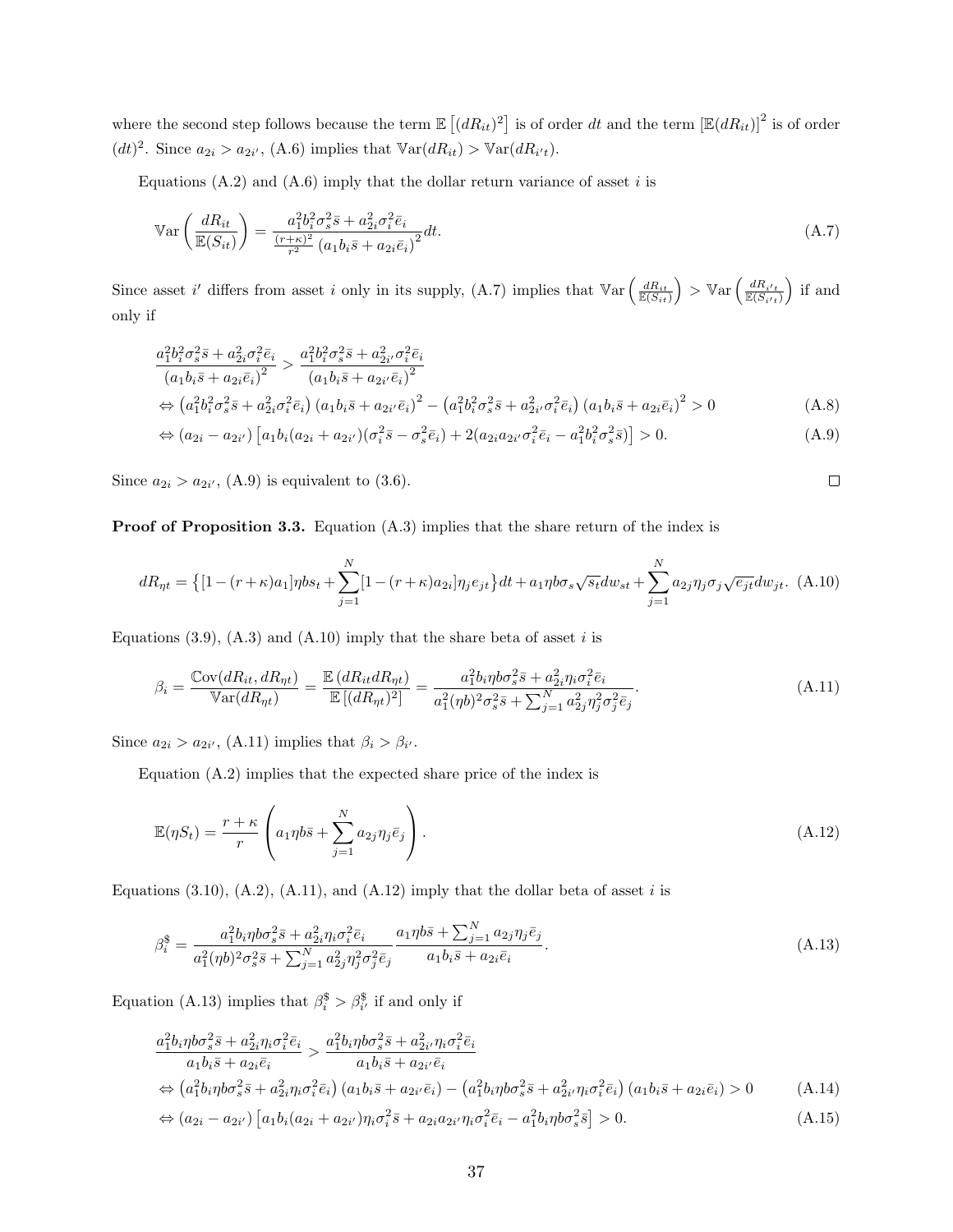where the second step follows because the term $\mathbb{E}\left[(dR_{it})^2\right]$ is of order $dt$ and the term $\left[\mathbb{E}(dR_{it})\right]^2$ is of order $(dt)^2$. Since $a_{2i} > a_{2i'}$, (A.6) implies that $\mathbb{V}\text{ar}(dR_{it}) > \mathbb{V}\text{ar}(dR_{i't})$.

Equations (A.2) and (A.6) imply that the dollar return variance of asset $i$ is

$$\mathbb{V}\text{ar}\left(\frac{dR_{it}}{\mathbb{E}(S_{it})}\right) = \frac{a_1^2 b_i^2 \sigma_s^2 \bar{s} + a_{2i}^2 \sigma_i^2 \bar{e}_i}{\frac{(r+\kappa)^2}{r^2}\left(a_1 b_i \bar{s} + a_{2i}\bar{e}_i\right)^2} dt. \tag{A.7}$$

Since asset $i'$ differs from asset $i$ only in its supply, (A.7) implies that $\mathbb{V}\text{ar}\left(\frac{dR_{it}}{\mathbb{E}(S_{it})}\right) > \mathbb{V}\text{ar}\left(\frac{dR_{i't}}{\mathbb{E}(S_{i't})}\right)$ if and only if

$$\begin{aligned}
&\frac{a_1^2 b_i^2 \sigma_s^2 \bar{s} + a_{2i}^2 \sigma_i^2 \bar{e}_i}{\left(a_1 b_i \bar{s} + a_{2i}\bar{e}_i\right)^2} > \frac{a_1^2 b_i^2 \sigma_s^2 \bar{s} + a_{2i'}^2 \sigma_i^2 \bar{e}_i}{\left(a_1 b_i \bar{s} + a_{2i'}\bar{e}_i\right)^2} \\
&\Leftrightarrow \left(a_1^2 b_i^2 \sigma_s^2 \bar{s} + a_{2i}^2 \sigma_i^2 \bar{e}_i\right)\left(a_1 b_i \bar{s} + a_{2i'}\bar{e}_i\right)^2 - \left(a_1^2 b_i^2 \sigma_s^2 \bar{s} + a_{2i'}^2 \sigma_i^2 \bar{e}_i\right)\left(a_1 b_i \bar{s} + a_{2i}\bar{e}_i\right)^2 > 0 \qquad \text{(A.8)} \\
&\Leftrightarrow (a_{2i} - a_{2i'})\left[a_1 b_i (a_{2i} + a_{2i'})(\sigma_i^2 \bar{s} - \sigma_s^2 \bar{e}_i) + 2(a_{2i} a_{2i'} \sigma_i^2 \bar{e}_i - a_1^2 b_i^2 \sigma_s^2 \bar{s})\right] > 0. \qquad \text{(A.9)}
\end{aligned}$$

Since $a_{2i} > a_{2i'}$, (A.9) is equivalent to (3.6). □

**Proof of Proposition 3.3.** Equation (A.3) implies that the share return of the index is

$$dR_{\eta t} = \left\{[1-(r+\kappa)a_1]\eta b s_t + \sum_{j=1}^N [1-(r+\kappa)a_{2i}]\eta_j e_{jt}\right\}dt + a_1 \eta b \sigma_s \sqrt{s_t} dw_{st} + \sum_{j=1}^N a_{2j}\eta_j \sigma_j \sqrt{e_{jt}} dw_{jt}. \tag{A.10}$$

Equations (3.9), (A.3) and (A.10) imply that the share beta of asset $i$ is

$$\beta_i = \frac{\mathbb{C}\text{ov}(dR_{it}, dR_{\eta t})}{\mathbb{V}\text{ar}(dR_{\eta t})} = \frac{\mathbb{E}\left(dR_{it} dR_{\eta t}\right)}{\mathbb{E}\left[(dR_{\eta t})^2\right]} = \frac{a_1^2 b_i \eta b \sigma_s^2 \bar{s} + a_{2i}^2 \eta_i \sigma_i^2 \bar{e}_i}{a_1^2 (\eta b)^2 \sigma_s^2 \bar{s} + \sum_{j=1}^N a_{2j}^2 \eta_j^2 \sigma_j^2 \bar{e}_j}. \tag{A.11}$$

Since $a_{2i} > a_{2i'}$, (A.11) implies that $\beta_i > \beta_{i'}$.

Equation (A.2) implies that the expected share price of the index is

$$\mathbb{E}(\eta S_t) = \frac{r+\kappa}{r}\left(a_1 \eta b \bar{s} + \sum_{j=1}^N a_{2j}\eta_j \bar{e}_j\right). \tag{A.12}$$

Equations (3.10), (A.2), (A.11), and (A.12) imply that the dollar beta of asset $i$ is

$$\beta_i^{\$} = \frac{a_1^2 b_i \eta b \sigma_s^2 \bar{s} + a_{2i}^2 \eta_i \sigma_i^2 \bar{e}_i}{a_1^2 (\eta b)^2 \sigma_s^2 \bar{s} + \sum_{j=1}^N a_{2j}^2 \eta_j^2 \sigma_j^2 \bar{e}_j} \frac{a_1 \eta b \bar{s} + \sum_{j=1}^N a_{2j}\eta_j \bar{e}_j}{a_1 b_i \bar{s} + a_{2i}\bar{e}_i}. \tag{A.13}$$

Equation (A.13) implies that $\beta_i^{\$} > \beta_{i'}^{\$}$ if and only if

$$\begin{aligned}
&\frac{a_1^2 b_i \eta b \sigma_s^2 \bar{s} + a_{2i}^2 \eta_i \sigma_i^2 \bar{e}_i}{a_1 b_i \bar{s} + a_{2i}\bar{e}_i} > \frac{a_1^2 b_i \eta b \sigma_s^2 \bar{s} + a_{2i'}^2 \eta_i \sigma_i^2 \bar{e}_i}{a_1 b_i \bar{s} + a_{2i'}\bar{e}_i} \\
&\Leftrightarrow \left(a_1^2 b_i \eta b \sigma_s^2 \bar{s} + a_{2i}^2 \eta_i \sigma_i^2 \bar{e}_i\right)\left(a_1 b_i \bar{s} + a_{2i'}\bar{e}_i\right) - \left(a_1^2 b_i \eta b \sigma_s^2 \bar{s} + a_{2i'}^2 \eta_i \sigma_i^2 \bar{e}_i\right)\left(a_1 b_i \bar{s} + a_{2i}\bar{e}_i\right) > 0 \qquad \text{(A.14)} \\
&\Leftrightarrow (a_{2i} - a_{2i'})\left[a_1 b_i (a_{2i} + a_{2i'})\eta_i \sigma_i^2 \bar{s} + a_{2i} a_{2i'} \eta_i \sigma_i^2 \bar{e}_i - a_1^2 b_i \eta b \sigma_s^2 \bar{s}\right] > 0. \qquad \text{(A.15)}
\end{aligned}$$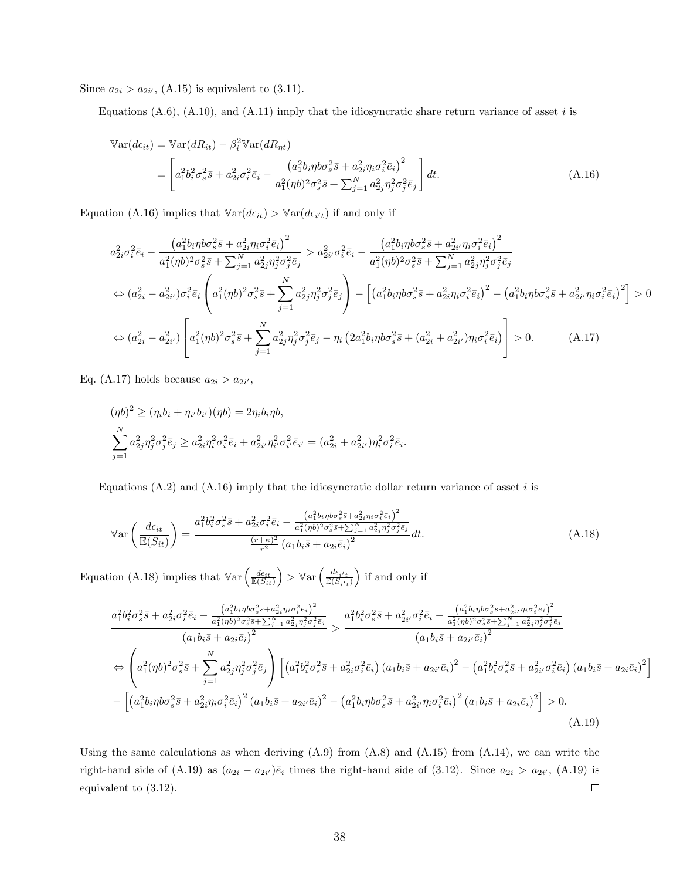Since $a_{2i} > a_{2i'}$, (A.15) is equivalent to (3.11).

Equations (A.6), (A.10), and (A.11) imply that the idiosyncratic share return variance of asset $i$ is

$$
\begin{aligned}
\mathbb{V}\text{ar}(d\epsilon_{it}) &= \mathbb{V}\text{ar}(dR_{it}) - \beta_i^2 \mathbb{V}\text{ar}(dR_{\eta t}) \\
&= \left[ a_1^2 b_i^2 \sigma_s^2 \bar{s} + a_{2i}^2 \sigma_i^2 \bar{e}_i - \frac{\left(a_1^2 b_i \eta b \sigma_s^2 \bar{s} + a_{2i}^2 \eta_i \sigma_i^2 \bar{e}_i\right)^2}{a_1^2 (\eta b)^2 \sigma_s^2 \bar{s} + \sum_{j=1}^N a_{2j}^2 \eta_j^2 \sigma_j^2 \bar{e}_j} \right] dt. \qquad \text{(A.16)}
\end{aligned}
$$

Equation (A.16) implies that $\mathbb{V}\text{ar}(d\epsilon_{it}) > \mathbb{V}\text{ar}(d\epsilon_{i't})$ if and only if

$$
\begin{aligned}
& a_{2i}^2 \sigma_i^2 \bar{e}_i - \frac{\left(a_1^2 b_i \eta b \sigma_s^2 \bar{s} + a_{2i}^2 \eta_i \sigma_i^2 \bar{e}_i\right)^2}{a_1^2 (\eta b)^2 \sigma_s^2 \bar{s} + \sum_{j=1}^N a_{2j}^2 \eta_j^2 \sigma_j^2 \bar{e}_j} > a_{2i'}^2 \sigma_i^2 \bar{e}_i - \frac{\left(a_1^2 b_i \eta b \sigma_s^2 \bar{s} + a_{2i'}^2 \eta_i \sigma_i^2 \bar{e}_i\right)^2}{a_1^2 (\eta b)^2 \sigma_s^2 \bar{s} + \sum_{j=1}^N a_{2j}^2 \eta_j^2 \sigma_j^2 \bar{e}_j} \\
\Leftrightarrow\ & (a_{2i}^2 - a_{2i'}^2) \sigma_i^2 \bar{e}_i \left( a_1^2 (\eta b)^2 \sigma_s^2 \bar{s} + \sum_{j=1}^N a_{2j}^2 \eta_j^2 \sigma_j^2 \bar{e}_j \right) - \left[ \left(a_1^2 b_i \eta b \sigma_s^2 \bar{s} + a_{2i}^2 \eta_i \sigma_i^2 \bar{e}_i\right)^2 - \left(a_1^2 b_i \eta b \sigma_s^2 \bar{s} + a_{2i'}^2 \eta_i \sigma_i^2 \bar{e}_i\right)^2 \right] > 0 \\
\Leftrightarrow\ & (a_{2i}^2 - a_{2i'}^2) \left[ a_1^2 (\eta b)^2 \sigma_s^2 \bar{s} + \sum_{j=1}^N a_{2j}^2 \eta_j^2 \sigma_j^2 \bar{e}_j - \eta_i \left( 2 a_1^2 b_i \eta b \sigma_s^2 \bar{s} + (a_{2i}^2 + a_{2i'}^2) \eta_i \sigma_i^2 \bar{e}_i \right) \right] > 0. \qquad \text{(A.17)}
\end{aligned}
$$

Eq. (A.17) holds because $a_{2i} > a_{2i'}$,

$$
\begin{aligned}
& (\eta b)^2 \geq (\eta_i b_i + \eta_{i'} b_{i'})(\eta b) = 2 \eta_i b_i \eta b, \\
& \sum_{j=1}^N a_{2j}^2 \eta_j^2 \sigma_j^2 \bar{e}_j \geq a_{2i}^2 \eta_i^2 \sigma_i^2 \bar{e}_i + a_{2i'}^2 \eta_{i'}^2 \sigma_{i'}^2 \bar{e}_{i'} = (a_{2i}^2 + a_{2i'}^2) \eta_i^2 \sigma_i^2 \bar{e}_i.
\end{aligned}
$$

Equations (A.2) and (A.16) imply that the idiosyncratic dollar return variance of asset $i$ is

$$
\mathbb{V}\text{ar}\left( \frac{d\epsilon_{it}}{\mathbb{E}(S_{it})} \right) = \frac{a_1^2 b_i^2 \sigma_s^2 \bar{s} + a_{2i}^2 \sigma_i^2 \bar{e}_i - \frac{\left(a_1^2 b_i \eta b \sigma_s^2 \bar{s} + a_{2i}^2 \eta_i \sigma_i^2 \bar{e}_i\right)^2}{a_1^2 (\eta b)^2 \sigma_s^2 \bar{s} + \sum_{j=1}^N a_{2j}^2 \eta_j^2 \sigma_j^2 \bar{e}_j}}{\frac{(r+\kappa)^2}{r^2} \left(a_1 b_i \bar{s} + a_{2i} \bar{e}_i\right)^2} dt. \qquad \text{(A.18)}
$$

Equation (A.18) implies that $\mathbb{V}\text{ar}\left( \frac{d\epsilon_{it}}{\mathbb{E}(S_{it})} \right) > \mathbb{V}\text{ar}\left( \frac{d\epsilon_{i't}}{\mathbb{E}(S_{i't})} \right)$ if and only if

$$
\begin{aligned}
& \frac{a_1^2 b_i^2 \sigma_s^2 \bar{s} + a_{2i}^2 \sigma_i^2 \bar{e}_i - \frac{\left(a_1^2 b_i \eta b \sigma_s^2 \bar{s} + a_{2i}^2 \eta_i \sigma_i^2 \bar{e}_i\right)^2}{a_1^2 (\eta b)^2 \sigma_s^2 \bar{s} + \sum_{j=1}^N a_{2j}^2 \eta_j^2 \sigma_j^2 \bar{e}_j}}{\left(a_1 b_i \bar{s} + a_{2i} \bar{e}_i\right)^2} > \frac{a_1^2 b_i^2 \sigma_s^2 \bar{s} + a_{2i'}^2 \sigma_i^2 \bar{e}_i - \frac{\left(a_1^2 b_i \eta b \sigma_s^2 \bar{s} + a_{2i'}^2 \eta_i \sigma_i^2 \bar{e}_i\right)^2}{a_1^2 (\eta b)^2 \sigma_s^2 \bar{s} + \sum_{j=1}^N a_{2j}^2 \eta_j^2 \sigma_j^2 \bar{e}_j}}{\left(a_1 b_i \bar{s} + a_{2i'} \bar{e}_i\right)^2} \\
\Leftrightarrow\ & \left( a_1^2 (\eta b)^2 \sigma_s^2 \bar{s} + \sum_{j=1}^N a_{2j}^2 \eta_j^2 \sigma_j^2 \bar{e}_j \right) \left[ \left(a_1^2 b_i^2 \sigma_s^2 \bar{s} + a_{2i}^2 \sigma_i^2 \bar{e}_i\right) \left(a_1 b_i \bar{s} + a_{2i'} \bar{e}_i\right)^2 - \left(a_1^2 b_i^2 \sigma_s^2 \bar{s} + a_{2i'}^2 \sigma_i^2 \bar{e}_i\right) \left(a_1 b_i \bar{s} + a_{2i} \bar{e}_i\right)^2 \right] \\
& - \left[ \left(a_1^2 b_i \eta b \sigma_s^2 \bar{s} + a_{2i}^2 \eta_i \sigma_i^2 \bar{e}_i\right)^2 \left(a_1 b_i \bar{s} + a_{2i'} \bar{e}_i\right)^2 - \left(a_1^2 b_i \eta b \sigma_s^2 \bar{s} + a_{2i'}^2 \eta_i \sigma_i^2 \bar{e}_i\right)^2 \left(a_1 b_i \bar{s} + a_{2i} \bar{e}_i\right)^2 \right] > 0. \qquad \text{(A.19)}
\end{aligned}
$$

Using the same calculations as when deriving (A.9) from (A.8) and (A.15) from (A.14), we can write the right-hand side of (A.19) as $(a_{2i} - a_{2i'})\bar{e}_i$ times the right-hand side of (3.12). Since $a_{2i} > a_{2i'}$, (A.19) is equivalent to (3.12). □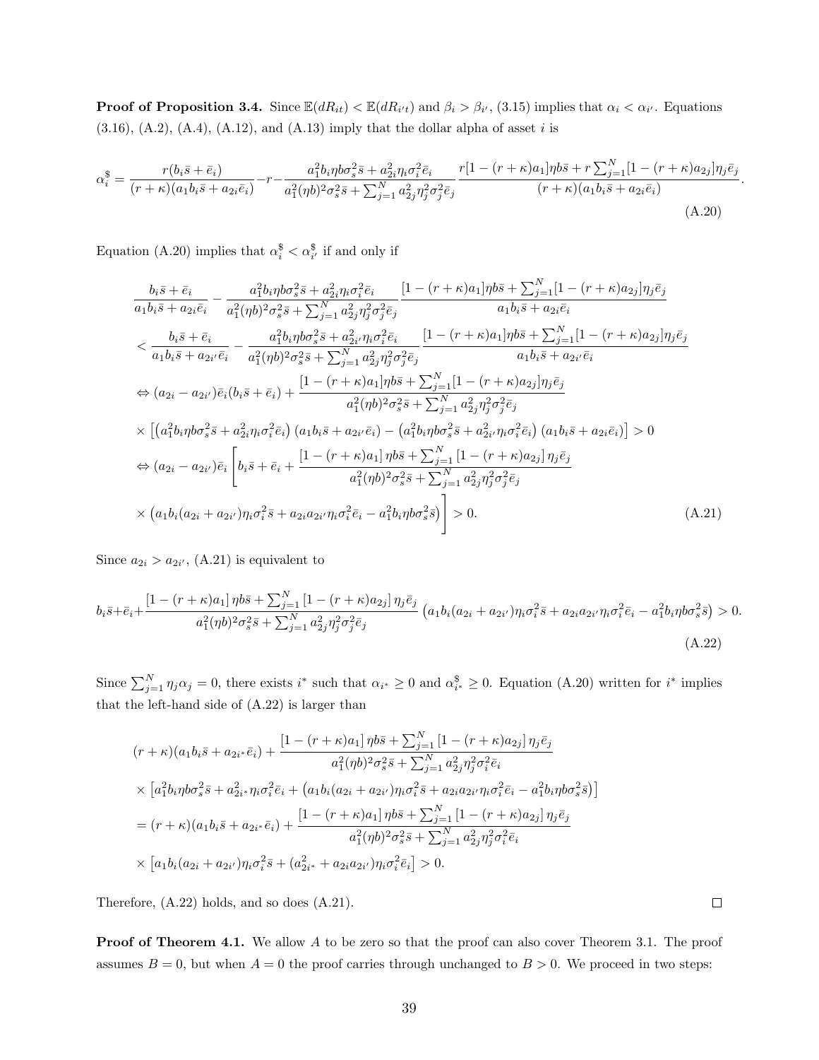**Proof of Proposition 3.4.** Since $\mathbb{E}(dR_{it}) < \mathbb{E}(dR_{i't})$ and $\beta_i > \beta_{i'}$, (3.15) implies that $\alpha_i < \alpha_{i'}$. Equations (3.16), (A.2), (A.4), (A.12), and (A.13) imply that the dollar alpha of asset $i$ is

$$\alpha_i^{\$} = \frac{r(b_i\bar{s}+\bar{e}_i)}{(r+\kappa)(a_1b_i\bar{s}+a_{2i}\bar{e}_i)} - r - \frac{a_1^2 b_i\eta b\sigma_s^2\bar{s}+a_{2i}^2\eta_i\sigma_i^2\bar{e}_i}{a_1^2(\eta b)^2\sigma_s^2\bar{s}+\sum_{j=1}^N a_{2j}^2\eta_j^2\sigma_j^2\bar{e}_j}\frac{r[1-(r+\kappa)a_1]\eta b\bar{s}+r\sum_{j=1}^N[1-(r+\kappa)a_{2j}]\eta_j\bar{e}_j}{(r+\kappa)(a_1b_i\bar{s}+a_{2i}\bar{e}_i)}. \tag{A.20}$$

Equation (A.20) implies that $\alpha_i^{\$} < \alpha_{i'}^{\$}$ if and only if

$$\begin{aligned}
&\frac{b_i\bar{s}+\bar{e}_i}{a_1b_i\bar{s}+a_{2i}\bar{e}_i} - \frac{a_1^2 b_i\eta b\sigma_s^2\bar{s}+a_{2i}^2\eta_i\sigma_i^2\bar{e}_i}{a_1^2(\eta b)^2\sigma_s^2\bar{s}+\sum_{j=1}^N a_{2j}^2\eta_j^2\sigma_j^2\bar{e}_j}\frac{[1-(r+\kappa)a_1]\eta b\bar{s}+\sum_{j=1}^N[1-(r+\kappa)a_{2j}]\eta_j\bar{e}_j}{a_1b_i\bar{s}+a_{2i}\bar{e}_i}\\
&< \frac{b_i\bar{s}+\bar{e}_i}{a_1b_i\bar{s}+a_{2i'}\bar{e}_i} - \frac{a_1^2 b_i\eta b\sigma_s^2\bar{s}+a_{2i'}^2\eta_i\sigma_i^2\bar{e}_i}{a_1^2(\eta b)^2\sigma_s^2\bar{s}+\sum_{j=1}^N a_{2j}^2\eta_j^2\sigma_j^2\bar{e}_j}\frac{[1-(r+\kappa)a_1]\eta b\bar{s}+\sum_{j=1}^N[1-(r+\kappa)a_{2j}]\eta_j\bar{e}_j}{a_1b_i\bar{s}+a_{2i'}\bar{e}_i}\\
&\Leftrightarrow (a_{2i}-a_{2i'})\bar{e}_i(b_i\bar{s}+\bar{e}_i) + \frac{[1-(r+\kappa)a_1]\eta b\bar{s}+\sum_{j=1}^N[1-(r+\kappa)a_{2j}]\eta_j\bar{e}_j}{a_1^2(\eta b)^2\sigma_s^2\bar{s}+\sum_{j=1}^N a_{2j}^2\eta_j^2\sigma_j^2\bar{e}_j}\\
&\times\left[\left(a_1^2b_i\eta b\sigma_s^2\bar{s}+a_{2i}^2\eta_i\sigma_i^2\bar{e}_i\right)(a_1b_i\bar{s}+a_{2i'}\bar{e}_i) - \left(a_1^2b_i\eta b\sigma_s^2\bar{s}+a_{2i'}^2\eta_i\sigma_i^2\bar{e}_i\right)(a_1b_i\bar{s}+a_{2i}\bar{e}_i)\right] > 0\\
&\Leftrightarrow (a_{2i}-a_{2i'})\bar{e}_i\left[b_i\bar{s}+\bar{e}_i + \frac{\left[1-(r+\kappa)a_1\right]\eta b\bar{s}+\sum_{j=1}^N\left[1-(r+\kappa)a_{2j}\right]\eta_j\bar{e}_j}{a_1^2(\eta b)^2\sigma_s^2\bar{s}+\sum_{j=1}^N a_{2j}^2\eta_j^2\sigma_j^2\bar{e}_j}\right.\\
&\left.\times\left(a_1b_i(a_{2i}+a_{2i'})\eta_i\sigma_i^2\bar{s}+a_{2i}a_{2i'}\eta_i\sigma_i^2\bar{e}_i - a_1^2b_i\eta b\sigma_s^2\bar{s}\right)\right] > 0.
\end{aligned} \tag{A.21}$$

Since $a_{2i} > a_{2i'}$, (A.21) is equivalent to

$$b_i\bar{s}+\bar{e}_i + \frac{\left[1-(r+\kappa)a_1\right]\eta b\bar{s}+\sum_{j=1}^N\left[1-(r+\kappa)a_{2j}\right]\eta_j\bar{e}_j}{a_1^2(\eta b)^2\sigma_s^2\bar{s}+\sum_{j=1}^N a_{2j}^2\eta_j^2\sigma_j^2\bar{e}_j}\left(a_1b_i(a_{2i}+a_{2i'})\eta_i\sigma_i^2\bar{s}+a_{2i}a_{2i'}\eta_i\sigma_i^2\bar{e}_i - a_1^2b_i\eta b\sigma_s^2\bar{s}\right) > 0. \tag{A.22}$$

Since $\sum_{j=1}^N \eta_j\alpha_j = 0$, there exists $i^*$ such that $\alpha_{i^*} \geq 0$ and $\alpha_{i^*}^{\$} \geq 0$. Equation (A.20) written for $i^*$ implies that the left-hand side of (A.22) is larger than

$$\begin{aligned}
&(r+\kappa)(a_1b_i\bar{s}+a_{2i^*}\bar{e}_i) + \frac{\left[1-(r+\kappa)a_1\right]\eta b\bar{s}+\sum_{j=1}^N\left[1-(r+\kappa)a_{2j}\right]\eta_j\bar{e}_j}{a_1^2(\eta b)^2\sigma_s^2\bar{s}+\sum_{j=1}^N a_{2j}^2\eta_j^2\sigma_i^2\bar{e}_i}\\
&\times\left[a_1^2b_i\eta b\sigma_s^2\bar{s}+a_{2i^*}^2\eta_i\sigma_i^2\bar{e}_i + \left(a_1b_i(a_{2i}+a_{2i'})\eta_i\sigma_i^2\bar{s}+a_{2i}a_{2i'}\eta_i\sigma_i^2\bar{e}_i - a_1^2b_i\eta b\sigma_s^2\bar{s}\right)\right]\\
&= (r+\kappa)(a_1b_i\bar{s}+a_{2i^*}\bar{e}_i) + \frac{\left[1-(r+\kappa)a_1\right]\eta b\bar{s}+\sum_{j=1}^N\left[1-(r+\kappa)a_{2j}\right]\eta_j\bar{e}_j}{a_1^2(\eta b)^2\sigma_s^2\bar{s}+\sum_{j=1}^N a_{2j}^2\eta_j^2\sigma_i^2\bar{e}_i}\\
&\times\left[a_1b_i(a_{2i}+a_{2i'})\eta_i\sigma_i^2\bar{s}+(a_{2i^*}^2+a_{2i}a_{2i'})\eta_i\sigma_i^2\bar{e}_i\right] > 0.
\end{aligned}$$

Therefore, (A.22) holds, and so does (A.21). ◻

**Proof of Theorem 4.1.** We allow $A$ to be zero so that the proof can also cover Theorem 3.1. The proof assumes $B = 0$, but when $A = 0$ the proof carries through unchanged to $B > 0$. We proceed in two steps: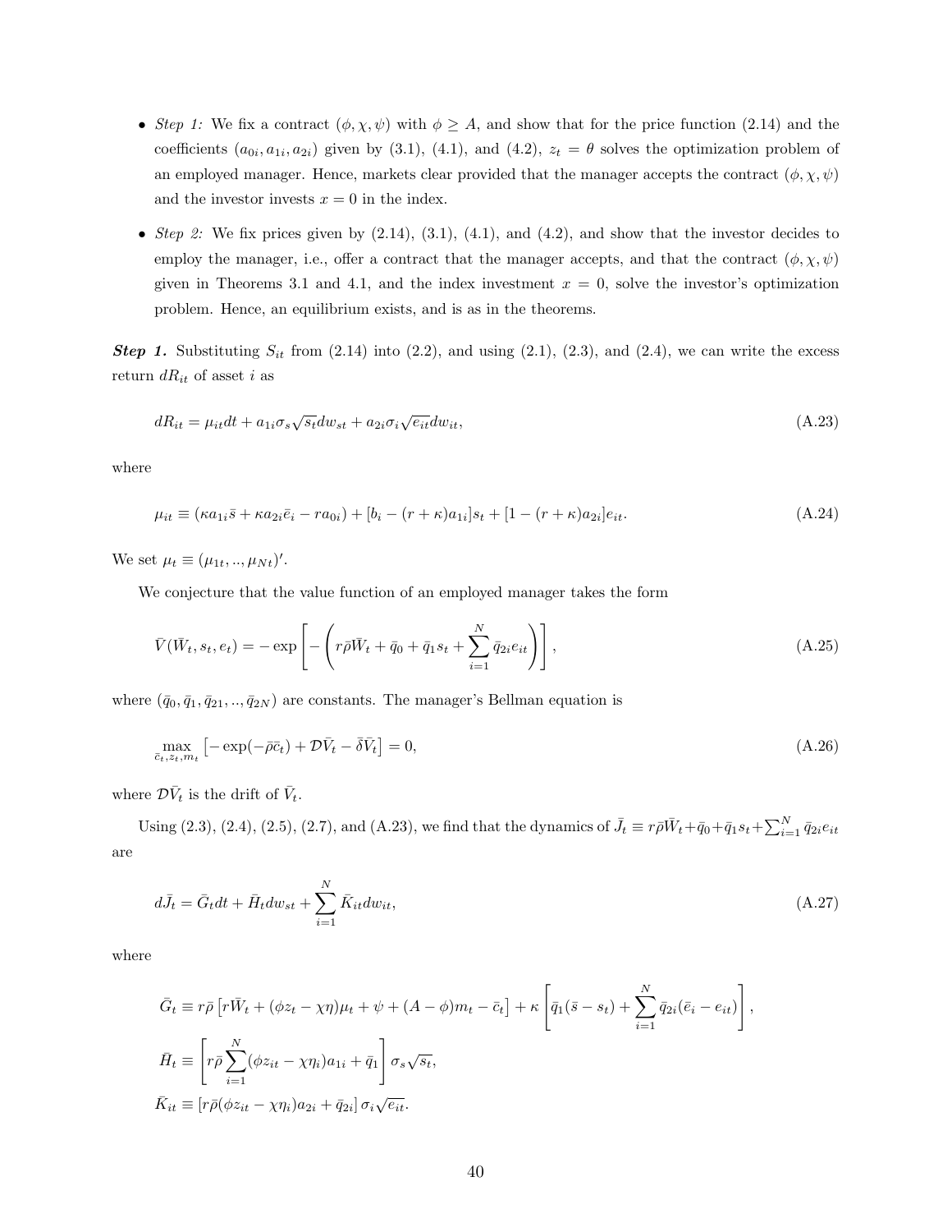- *Step 1:* We fix a contract $(\phi, \chi, \psi)$ with $\phi \geq A$, and show that for the price function (2.14) and the coefficients $(a_{0i}, a_{1i}, a_{2i})$ given by (3.1), (4.1), and (4.2), $z_t = \theta$ solves the optimization problem of an employed manager. Hence, markets clear provided that the manager accepts the contract $(\phi, \chi, \psi)$ and the investor invests $x = 0$ in the index.

- *Step 2:* We fix prices given by (2.14), (3.1), (4.1), and (4.2), and show that the investor decides to employ the manager, i.e., offer a contract that the manager accepts, and that the contract $(\phi, \chi, \psi)$ given in Theorems 3.1 and 4.1, and the index investment $x = 0$, solve the investor's optimization problem. Hence, an equilibrium exists, and is as in the theorems.

***Step 1.*** Substituting $S_{it}$ from (2.14) into (2.2), and using (2.1), (2.3), and (2.4), we can write the excess return $dR_{it}$ of asset $i$ as

$$dR_{it} = \mu_{it}dt + a_{1i}\sigma_s\sqrt{s_t}dw_{st} + a_{2i}\sigma_i\sqrt{e_{it}}dw_{it}, \tag{A.23}$$

where

$$\mu_{it} \equiv (\kappa a_{1i}\bar{s} + \kappa a_{2i}\bar{e}_i - ra_{0i}) + [b_i - (r+\kappa)a_{1i}]s_t + [1 - (r+\kappa)a_{2i}]e_{it}. \tag{A.24}$$

We set $\mu_t \equiv (\mu_{1t}, .., \mu_{Nt})'$.

We conjecture that the value function of an employed manager takes the form

$$\bar{V}(\bar{W}_t, s_t, e_t) = -\exp\left[-\left(r\bar{\rho}\bar{W}_t + \bar{q}_0 + \bar{q}_1 s_t + \sum_{i=1}^N \bar{q}_{2i}e_{it}\right)\right], \tag{A.25}$$

where $(\bar{q}_0, \bar{q}_1, \bar{q}_{21}, .., \bar{q}_{2N})$ are constants. The manager's Bellman equation is

$$\max_{\bar{c}_t, z_t, m_t}\left[-\exp(-\bar{\rho}\bar{c}_t) + \mathcal{D}\bar{V}_t - \bar{\delta}\bar{V}_t\right] = 0, \tag{A.26}$$

where $\mathcal{D}\bar{V}_t$ is the drift of $\bar{V}_t$.

Using (2.3), (2.4), (2.5), (2.7), and (A.23), we find that the dynamics of $\bar{J}_t \equiv r\bar{\rho}\bar{W}_t + \bar{q}_0 + \bar{q}_1 s_t + \sum_{i=1}^N \bar{q}_{2i}e_{it}$ are

$$d\bar{J}_t = \bar{G}_t dt + \bar{H}_t dw_{st} + \sum_{i=1}^N \bar{K}_{it}dw_{it}, \tag{A.27}$$

where

$$\bar{G}_t \equiv r\bar{\rho}\left[r\bar{W}_t + (\phi z_t - \chi\eta)\mu_t + \psi + (A - \phi)m_t - \bar{c}_t\right] + \kappa\left[\bar{q}_1(\bar{s} - s_t) + \sum_{i=1}^N \bar{q}_{2i}(\bar{e}_i - e_{it})\right],$$

$$\bar{H}_t \equiv \left[r\bar{\rho}\sum_{i=1}^N(\phi z_{it} - \chi\eta_i)a_{1i} + \bar{q}_1\right]\sigma_s\sqrt{s_t},$$

$$\bar{K}_{it} \equiv \left[r\bar{\rho}(\phi z_{it} - \chi\eta_i)a_{2i} + \bar{q}_{2i}\right]\sigma_i\sqrt{e_{it}}.$$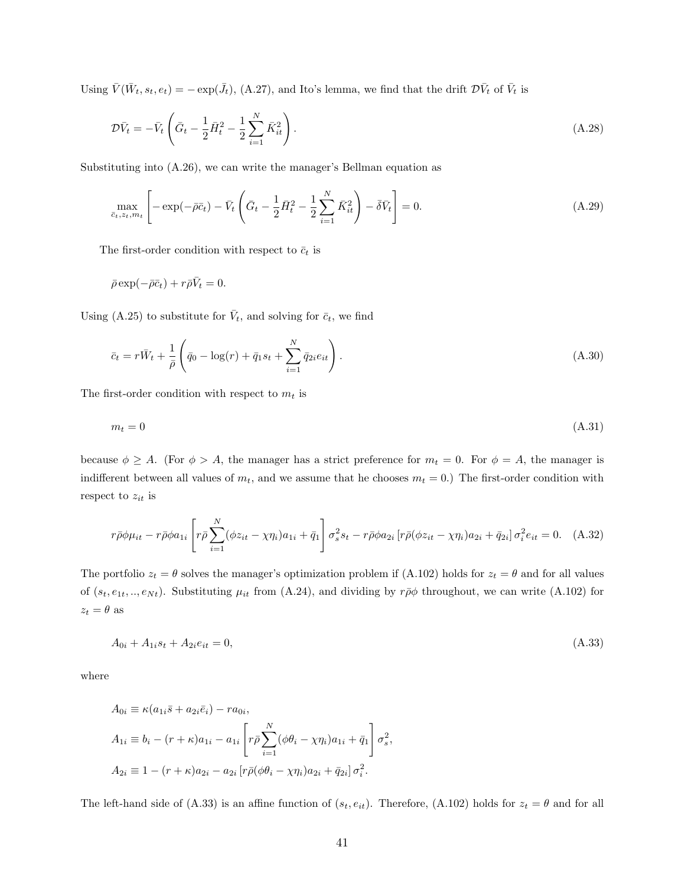Using $\bar{V}(\bar{W}_t, s_t, e_t) = -\exp(\bar{J}_t)$, (A.27), and Ito's lemma, we find that the drift $\mathcal{D}\bar{V}_t$ of $\bar{V}_t$ is

$$\mathcal{D}\bar{V}_t = -\bar{V}_t \left( \bar{G}_t - \frac{1}{2}\bar{H}_t^2 - \frac{1}{2}\sum_{i=1}^{N} \bar{K}_{it}^2 \right). \tag{A.28}$$

Substituting into (A.26), we can write the manager's Bellman equation as

$$\max_{\bar{c}_t, z_t, m_t} \left[ -\exp(-\bar{\rho}\bar{c}_t) - \bar{V}_t \left( \bar{G}_t - \frac{1}{2}\bar{H}_t^2 - \frac{1}{2}\sum_{i=1}^{N} \bar{K}_{it}^2 \right) - \bar{\delta}\bar{V}_t \right] = 0. \tag{A.29}$$

The first-order condition with respect to $\bar{c}_t$ is

$$\bar{\rho}\exp(-\bar{\rho}\bar{c}_t) + r\bar{\rho}\bar{V}_t = 0.$$

Using (A.25) to substitute for $\bar{V}_t$, and solving for $\bar{c}_t$, we find

$$\bar{c}_t = r\bar{W}_t + \frac{1}{\bar{\rho}} \left( \bar{q}_0 - \log(r) + \bar{q}_1 s_t + \sum_{i=1}^{N} \bar{q}_{2i} e_{it} \right). \tag{A.30}$$

The first-order condition with respect to $m_t$ is

$$m_t = 0 \tag{A.31}$$

because $\phi \geq A$. (For $\phi > A$, the manager has a strict preference for $m_t = 0$. For $\phi = A$, the manager is indifferent between all values of $m_t$, and we assume that he chooses $m_t = 0$.) The first-order condition with respect to $z_{it}$ is

$$r\bar{\rho}\phi\mu_{it} - r\bar{\rho}\phi a_{1i} \left[ r\bar{\rho}\sum_{i=1}^{N}(\phi z_{it} - \chi\eta_i)a_{1i} + \bar{q}_1 \right] \sigma_s^2 s_t - r\bar{\rho}\phi a_{2i} \left[ r\bar{\rho}(\phi z_{it} - \chi\eta_i)a_{2i} + \bar{q}_{2i} \right] \sigma_i^2 e_{it} = 0. \tag{A.32}$$

The portfolio $z_t = \theta$ solves the manager's optimization problem if (A.102) holds for $z_t = \theta$ and for all values of $(s_t, e_{1t}, .., e_{Nt})$. Substituting $\mu_{it}$ from (A.24), and dividing by $r\bar{\rho}\phi$ throughout, we can write (A.102) for $z_t = \theta$ as

$$A_{0i} + A_{1i}s_t + A_{2i}e_{it} = 0, \tag{A.33}$$

where

$$A_{0i} \equiv \kappa(a_{1i}\bar{s} + a_{2i}\bar{e}_i) - ra_{0i},$$
$$A_{1i} \equiv b_i - (r+\kappa)a_{1i} - a_{1i} \left[ r\bar{\rho}\sum_{i=1}^{N}(\phi\theta_i - \chi\eta_i)a_{1i} + \bar{q}_1 \right] \sigma_s^2,$$
$$A_{2i} \equiv 1 - (r+\kappa)a_{2i} - a_{2i} \left[ r\bar{\rho}(\phi\theta_i - \chi\eta_i)a_{2i} + \bar{q}_{2i} \right] \sigma_i^2.$$

The left-hand side of (A.33) is an affine function of $(s_t, e_{it})$. Therefore, (A.102) holds for $z_t = \theta$ and for all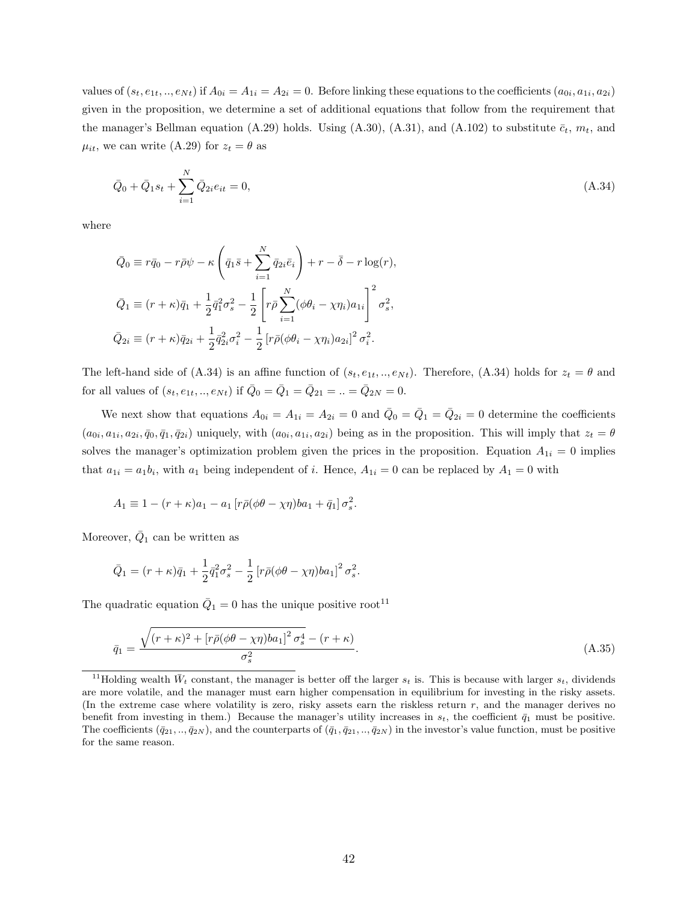values of $(s_t, e_{1t}, .., e_{Nt})$ if $A_{0i} = A_{1i} = A_{2i} = 0$. Before linking these equations to the coefficients $(a_{0i}, a_{1i}, a_{2i})$ given in the proposition, we determine a set of additional equations that follow from the requirement that the manager's Bellman equation (A.29) holds. Using (A.30), (A.31), and (A.102) to substitute $\bar{c}_t$, $m_t$, and $\mu_{it}$, we can write (A.29) for $z_t = \theta$ as

$$\bar{Q}_0 + \bar{Q}_1 s_t + \sum_{i=1}^{N} \bar{Q}_{2i} e_{it} = 0, \tag{A.34}$$

where

$$\bar{Q}_0 \equiv r\bar{q}_0 - r\bar{\rho}\psi - \kappa\left(\bar{q}_1\bar{s} + \sum_{i=1}^{N}\bar{q}_{2i}\bar{e}_i\right) + r - \bar{\delta} - r\log(r),$$

$$\bar{Q}_1 \equiv (r+\kappa)\bar{q}_1 + \frac{1}{2}\bar{q}_1^2\sigma_s^2 - \frac{1}{2}\left[r\bar{\rho}\sum_{i=1}^{N}(\phi\theta_i - \chi\eta_i)a_{1i}\right]^2\sigma_s^2,$$

$$\bar{Q}_{2i} \equiv (r+\kappa)\bar{q}_{2i} + \frac{1}{2}\bar{q}_{2i}^2\sigma_i^2 - \frac{1}{2}\left[r\bar{\rho}(\phi\theta_i - \chi\eta_i)a_{2i}\right]^2\sigma_i^2.$$

The left-hand side of (A.34) is an affine function of $(s_t, e_{1t}, .., e_{Nt})$. Therefore, (A.34) holds for $z_t = \theta$ and for all values of $(s_t, e_{1t}, .., e_{Nt})$ if $\bar{Q}_0 = \bar{Q}_1 = \bar{Q}_{21} = .. = \bar{Q}_{2N} = 0$.

We next show that equations $A_{0i} = A_{1i} = A_{2i} = 0$ and $\bar{Q}_0 = \bar{Q}_1 = \bar{Q}_{2i} = 0$ determine the coefficients $(a_{0i}, a_{1i}, a_{2i}, \bar{q}_0, \bar{q}_1, \bar{q}_{2i})$ uniquely, with $(a_{0i}, a_{1i}, a_{2i})$ being as in the proposition. This will imply that $z_t = \theta$ solves the manager's optimization problem given the prices in the proposition. Equation $A_{1i} = 0$ implies that $a_{1i} = a_1 b_i$, with $a_1$ being independent of $i$. Hence, $A_{1i} = 0$ can be replaced by $A_1 = 0$ with

$$A_1 \equiv 1 - (r+\kappa)a_1 - a_1\left[r\bar{\rho}(\phi\theta - \chi\eta)ba_1 + \bar{q}_1\right]\sigma_s^2.$$

Moreover, $\bar{Q}_1$ can be written as

$$\bar{Q}_1 = (r+\kappa)\bar{q}_1 + \frac{1}{2}\bar{q}_1^2\sigma_s^2 - \frac{1}{2}\left[r\bar{\rho}(\phi\theta - \chi\eta)ba_1\right]^2\sigma_s^2.$$

The quadratic equation $\bar{Q}_1 = 0$ has the unique positive root[11]

$$\bar{q}_1 = \frac{\sqrt{(r+\kappa)^2 + \left[r\bar{\rho}(\phi\theta - \chi\eta)ba_1\right]^2\sigma_s^4} - (r+\kappa)}{\sigma_s^2}. \tag{A.35}$$

[11] Holding wealth $\bar{W}_t$ constant, the manager is better off the larger $s_t$ is. This is because with larger $s_t$, dividends are more volatile, and the manager must earn higher compensation in equilibrium for investing in the risky assets. (In the extreme case where volatility is zero, risky assets earn the riskless return $r$, and the manager derives no benefit from investing in them.) Because the manager's utility increases in $s_t$, the coefficient $\bar{q}_1$ must be positive. The coefficients $(\bar{q}_{21}, .., \bar{q}_{2N})$, and the counterparts of $(\bar{q}_1, \bar{q}_{21}, .., \bar{q}_{2N})$ in the investor's value function, must be positive for the same reason.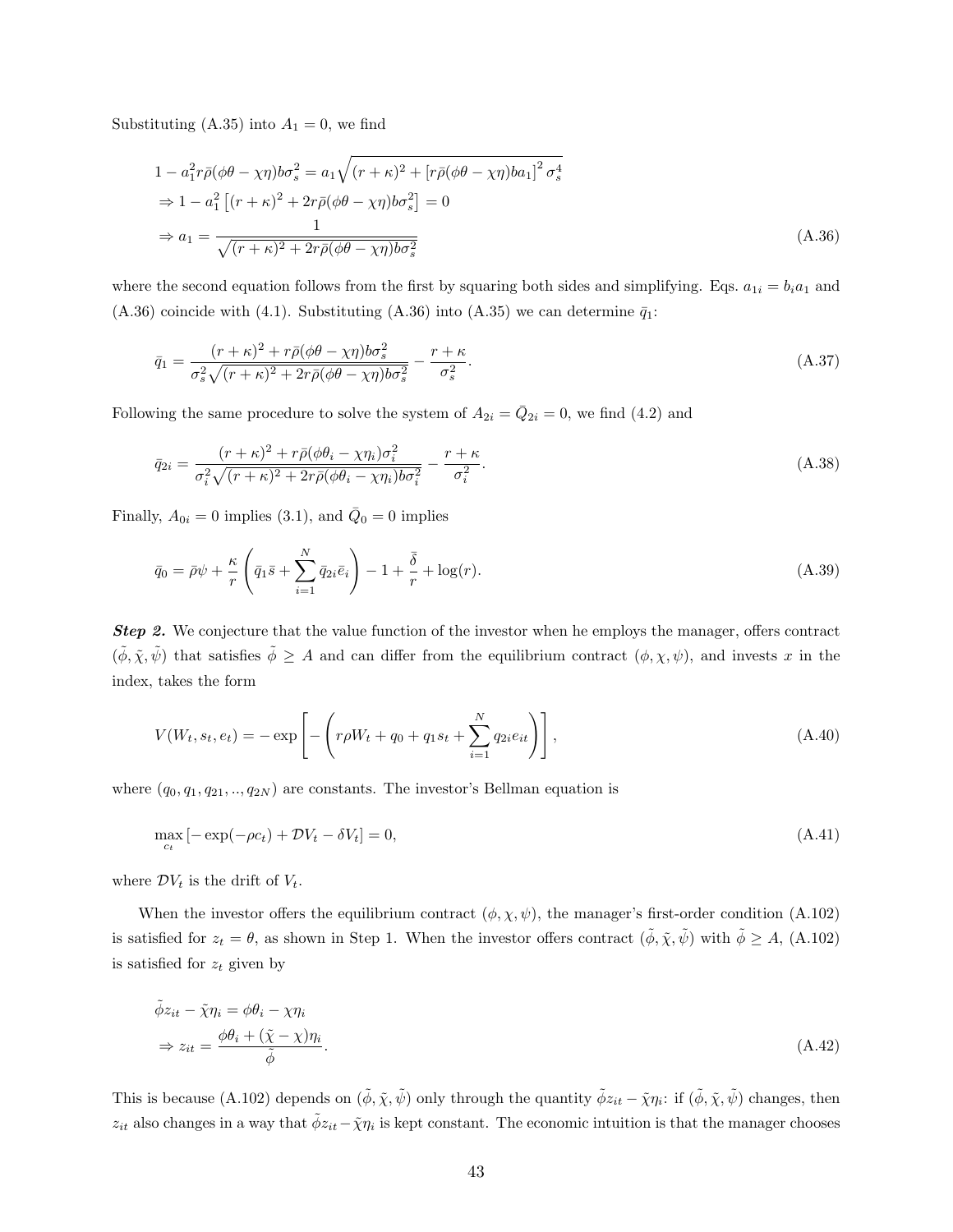Substituting (A.35) into $A_1 = 0$, we find

$$
\begin{aligned}
&1 - a_1^2 r\bar{\rho}(\phi\theta - \chi\eta)b\sigma_s^2 = a_1\sqrt{(r+\kappa)^2 + \left[r\bar{\rho}(\phi\theta - \chi\eta)ba_1\right]^2\sigma_s^4} \\
&\Rightarrow 1 - a_1^2\left[(r+\kappa)^2 + 2r\bar{\rho}(\phi\theta - \chi\eta)b\sigma_s^2\right] = 0 \\
&\Rightarrow a_1 = \frac{1}{\sqrt{(r+\kappa)^2 + 2r\bar{\rho}(\phi\theta - \chi\eta)b\sigma_s^2}} \qquad \text{(A.36)}
\end{aligned}
$$

where the second equation follows from the first by squaring both sides and simplifying. Eqs. $a_{1i} = b_i a_1$ and (A.36) coincide with (4.1). Substituting (A.36) into (A.35) we can determine $\bar{q}_1$:

$$
\bar{q}_1 = \frac{(r+\kappa)^2 + r\bar{\rho}(\phi\theta - \chi\eta)b\sigma_s^2}{\sigma_s^2\sqrt{(r+\kappa)^2 + 2r\bar{\rho}(\phi\theta - \chi\eta)b\sigma_s^2}} - \frac{r+\kappa}{\sigma_s^2}. \qquad \text{(A.37)}
$$

Following the same procedure to solve the system of $A_{2i} = \bar{Q}_{2i} = 0$, we find (4.2) and

$$
\bar{q}_{2i} = \frac{(r+\kappa)^2 + r\bar{\rho}(\phi\theta_i - \chi\eta_i)\sigma_i^2}{\sigma_i^2\sqrt{(r+\kappa)^2 + 2r\bar{\rho}(\phi\theta_i - \chi\eta_i)b\sigma_i^2}} - \frac{r+\kappa}{\sigma_i^2}. \qquad \text{(A.38)}
$$

Finally, $A_{0i} = 0$ implies (3.1), and $\bar{Q}_0 = 0$ implies

$$
\bar{q}_0 = \bar{\rho}\psi + \frac{\kappa}{r}\left(\bar{q}_1\bar{s} + \sum_{i=1}^{N}\bar{q}_{2i}\bar{e}_i\right) - 1 + \frac{\bar{\delta}}{r} + \log(r). \qquad \text{(A.39)}
$$

***Step 2.*** We conjecture that the value function of the investor when he employs the manager, offers contract $(\tilde{\phi}, \tilde{\chi}, \tilde{\psi})$ that satisfies $\tilde{\phi} \geq A$ and can differ from the equilibrium contract $(\phi, \chi, \psi)$, and invests $x$ in the index, takes the form

$$
V(W_t, s_t, e_t) = -\exp\left[-\left(r\rho W_t + q_0 + q_1 s_t + \sum_{i=1}^{N} q_{2i}e_{it}\right)\right], \qquad \text{(A.40)}
$$

where $(q_0, q_1, q_{21}, .., q_{2N})$ are constants. The investor's Bellman equation is

$$
\max_{c_t}\left[-\exp(-\rho c_t) + \mathcal{D}V_t - \delta V_t\right] = 0, \qquad \text{(A.41)}
$$

where $\mathcal{D}V_t$ is the drift of $V_t$.

When the investor offers the equilibrium contract $(\phi, \chi, \psi)$, the manager's first-order condition (A.102) is satisfied for $z_t = \theta$, as shown in Step 1. When the investor offers contract $(\tilde{\phi}, \tilde{\chi}, \tilde{\psi})$ with $\tilde{\phi} \geq A$, (A.102) is satisfied for $z_t$ given by

$$
\begin{aligned}
&\tilde{\phi}z_{it} - \tilde{\chi}\eta_i = \phi\theta_i - \chi\eta_i \\
&\Rightarrow z_{it} = \frac{\phi\theta_i + (\tilde{\chi} - \chi)\eta_i}{\tilde{\phi}}. \qquad \text{(A.42)}
\end{aligned}
$$

This is because (A.102) depends on $(\tilde{\phi}, \tilde{\chi}, \tilde{\psi})$ only through the quantity $\tilde{\phi}z_{it} - \tilde{\chi}\eta_i$: if $(\tilde{\phi}, \tilde{\chi}, \tilde{\psi})$ changes, then $z_{it}$ also changes in a way that $\tilde{\phi}z_{it} - \tilde{\chi}\eta_i$ is kept constant. The economic intuition is that the manager chooses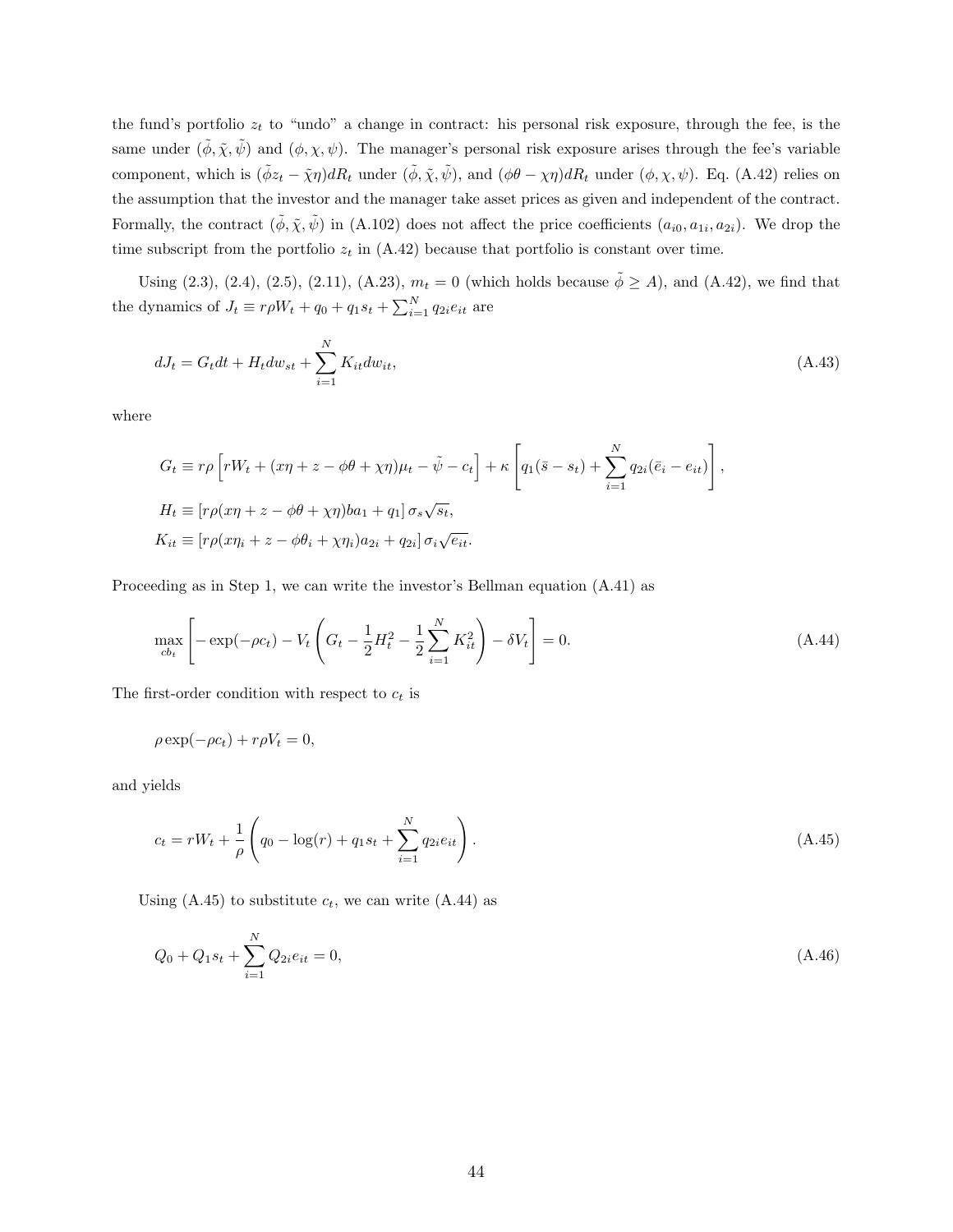the fund's portfolio $z_t$ to "undo" a change in contract: his personal risk exposure, through the fee, is the same under $(\tilde{\phi}, \tilde{\chi}, \tilde{\psi})$ and $(\phi, \chi, \psi)$. The manager's personal risk exposure arises through the fee's variable component, which is $(\tilde{\phi} z_t - \tilde{\chi}\eta)dR_t$ under $(\tilde{\phi}, \tilde{\chi}, \tilde{\psi})$, and $(\phi\theta - \chi\eta)dR_t$ under $(\phi, \chi, \psi)$. Eq. (A.42) relies on the assumption that the investor and the manager take asset prices as given and independent of the contract. Formally, the contract $(\tilde{\phi}, \tilde{\chi}, \tilde{\psi})$ in (A.102) does not affect the price coefficients $(a_{i0}, a_{1i}, a_{2i})$. We drop the time subscript from the portfolio $z_t$ in (A.42) because that portfolio is constant over time.

Using (2.3), (2.4), (2.5), (2.11), (A.23), $m_t = 0$ (which holds because $\tilde{\phi} \geq A$), and (A.42), we find that the dynamics of $J_t \equiv r\rho W_t + q_0 + q_1 s_t + \sum_{i=1}^N q_{2i} e_{it}$ are

$$dJ_t = G_t dt + H_t dw_{st} + \sum_{i=1}^N K_{it} dw_{it}, \tag{A.43}$$

where

$$G_t \equiv r\rho \left[ rW_t + (x\eta + z - \phi\theta + \chi\eta)\mu_t - \tilde{\psi} - c_t \right] + \kappa \left[ q_1(\bar{s} - s_t) + \sum_{i=1}^N q_{2i}(\bar{e}_i - e_{it}) \right],$$

$$H_t \equiv \left[ r\rho(x\eta + z - \phi\theta + \chi\eta) b a_1 + q_1 \right] \sigma_s \sqrt{s_t},$$

$$K_{it} \equiv \left[ r\rho(x\eta_i + z - \phi\theta_i + \chi\eta_i) a_{2i} + q_{2i} \right] \sigma_i \sqrt{e_{it}}.$$

Proceeding as in Step 1, we can write the investor's Bellman equation (A.41) as

$$\max_{cb_t} \left[ -\exp(-\rho c_t) - V_t \left( G_t - \frac{1}{2} H_t^2 - \frac{1}{2} \sum_{i=1}^N K_{it}^2 \right) - \delta V_t \right] = 0. \tag{A.44}$$

The first-order condition with respect to $c_t$ is

$$\rho \exp(-\rho c_t) + r\rho V_t = 0,$$

and yields

$$c_t = rW_t + \frac{1}{\rho} \left( q_0 - \log(r) + q_1 s_t + \sum_{i=1}^N q_{2i} e_{it} \right). \tag{A.45}$$

Using (A.45) to substitute $c_t$, we can write (A.44) as

$$Q_0 + Q_1 s_t + \sum_{i=1}^N Q_{2i} e_{it} = 0, \tag{A.46}$$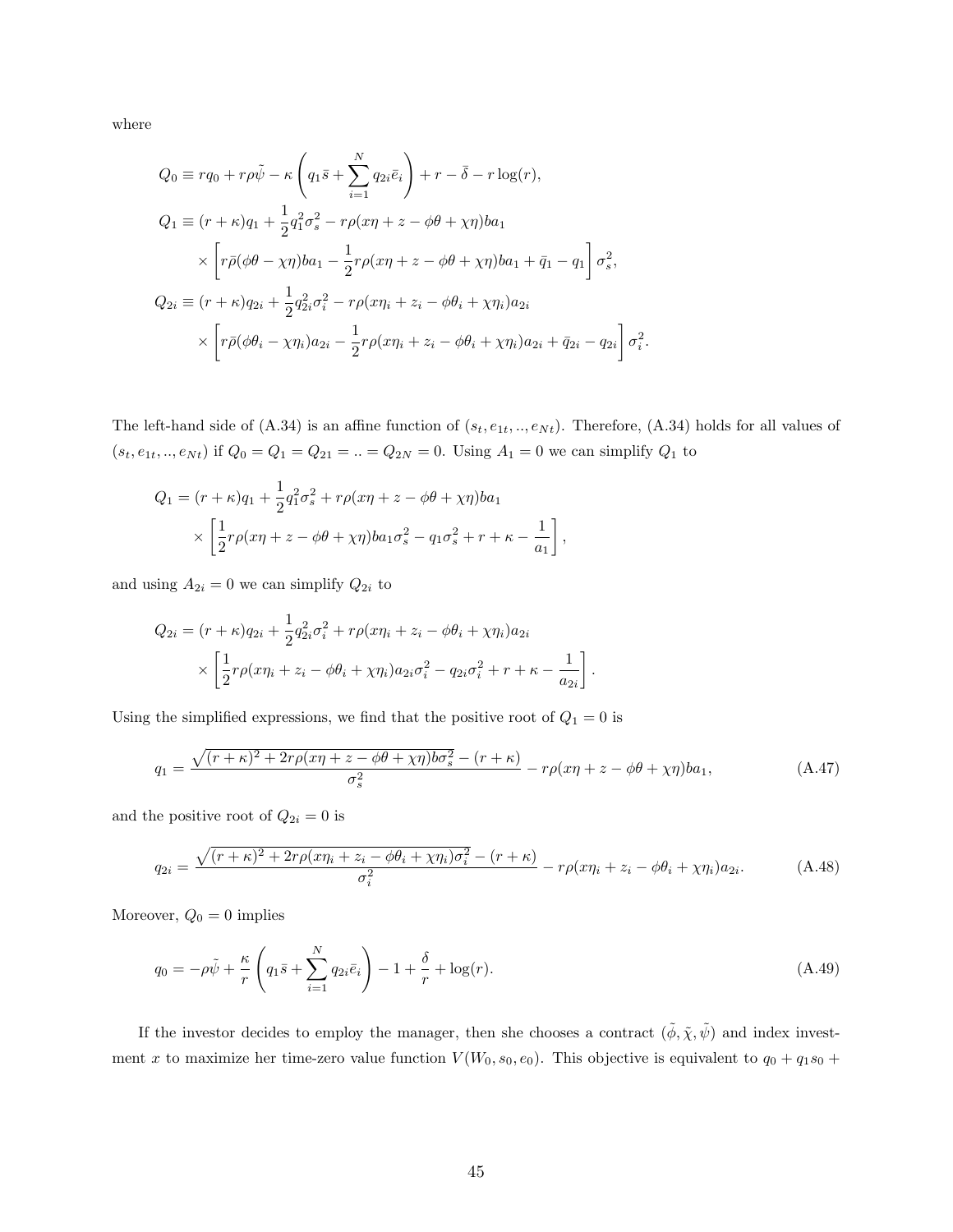where

$$
\begin{aligned}
Q_0 &\equiv rq_0 + r\rho\tilde{\psi} - \kappa\left(q_1\bar{s} + \sum_{i=1}^{N} q_{2i}\bar{e}_i\right) + r - \bar{\delta} - r\log(r), \\
Q_1 &\equiv (r+\kappa)q_1 + \frac{1}{2}q_1^2\sigma_s^2 - r\rho(x\eta + z - \phi\theta + \chi\eta)ba_1 \\
&\quad \times \left[r\bar{\rho}(\phi\theta - \chi\eta)ba_1 - \frac{1}{2}r\rho(x\eta + z - \phi\theta + \chi\eta)ba_1 + \bar{q}_1 - q_1\right]\sigma_s^2, \\
Q_{2i} &\equiv (r+\kappa)q_{2i} + \frac{1}{2}q_{2i}^2\sigma_i^2 - r\rho(x\eta_i + z_i - \phi\theta_i + \chi\eta_i)a_{2i} \\
&\quad \times \left[r\bar{\rho}(\phi\theta_i - \chi\eta_i)a_{2i} - \frac{1}{2}r\rho(x\eta_i + z_i - \phi\theta_i + \chi\eta_i)a_{2i} + \bar{q}_{2i} - q_{2i}\right]\sigma_i^2.
\end{aligned}
$$

The left-hand side of (A.34) is an affine function of $(s_t, e_{1t}, .., e_{Nt})$. Therefore, (A.34) holds for all values of $(s_t, e_{1t}, .., e_{Nt})$ if $Q_0 = Q_1 = Q_{21} = .. = Q_{2N} = 0$. Using $A_1 = 0$ we can simplify $Q_1$ to

$$
\begin{aligned}
Q_1 &= (r+\kappa)q_1 + \frac{1}{2}q_1^2\sigma_s^2 + r\rho(x\eta + z - \phi\theta + \chi\eta)ba_1 \\
&\quad \times \left[\frac{1}{2}r\rho(x\eta + z - \phi\theta + \chi\eta)ba_1\sigma_s^2 - q_1\sigma_s^2 + r + \kappa - \frac{1}{a_1}\right],
\end{aligned}
$$

and using $A_{2i} = 0$ we can simplify $Q_{2i}$ to

$$
\begin{aligned}
Q_{2i} &= (r+\kappa)q_{2i} + \frac{1}{2}q_{2i}^2\sigma_i^2 + r\rho(x\eta_i + z_i - \phi\theta_i + \chi\eta_i)a_{2i} \\
&\quad \times \left[\frac{1}{2}r\rho(x\eta_i + z_i - \phi\theta_i + \chi\eta_i)a_{2i}\sigma_i^2 - q_{2i}\sigma_i^2 + r + \kappa - \frac{1}{a_{2i}}\right].
\end{aligned}
$$

Using the simplified expressions, we find that the positive root of $Q_1 = 0$ is

$$
q_1 = \frac{\sqrt{(r+\kappa)^2 + 2r\rho(x\eta + z - \phi\theta + \chi\eta)b\sigma_s^2} - (r+\kappa)}{\sigma_s^2} - r\rho(x\eta + z - \phi\theta + \chi\eta)ba_1, \tag{A.47}
$$

and the positive root of $Q_{2i} = 0$ is

$$
q_{2i} = \frac{\sqrt{(r+\kappa)^2 + 2r\rho(x\eta_i + z_i - \phi\theta_i + \chi\eta_i)\sigma_i^2} - (r+\kappa)}{\sigma_i^2} - r\rho(x\eta_i + z_i - \phi\theta_i + \chi\eta_i)a_{2i}. \tag{A.48}
$$

Moreover, $Q_0 = 0$ implies

$$
q_0 = -\rho\tilde{\psi} + \frac{\kappa}{r}\left(q_1\bar{s} + \sum_{i=1}^{N} q_{2i}\bar{e}_i\right) - 1 + \frac{\delta}{r} + \log(r). \tag{A.49}
$$

If the investor decides to employ the manager, then she chooses a contract $(\tilde{\phi}, \tilde{\chi}, \tilde{\psi})$ and index investment $x$ to maximize her time-zero value function $V(W_0, s_0, e_0)$. This objective is equivalent to $q_0 + q_1 s_0 +$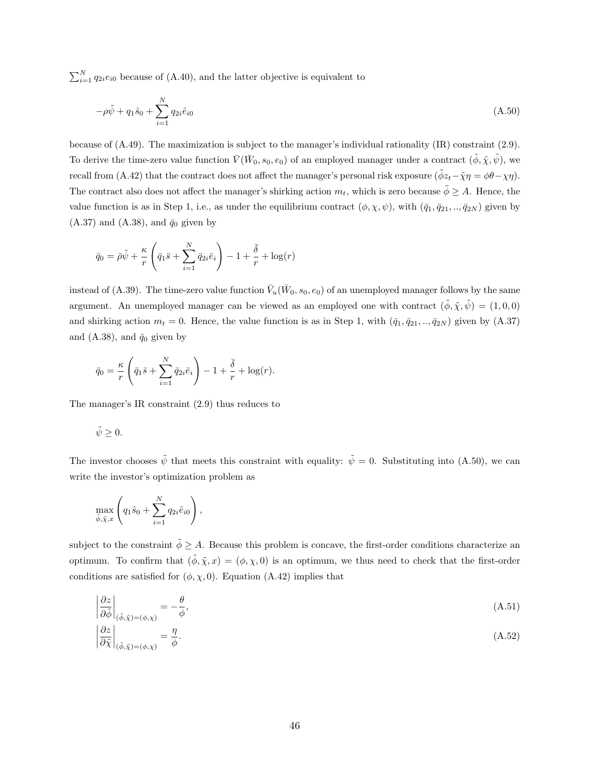$\sum_{i=1}^{N} q_{2i} e_{i0}$ because of (A.40), and the latter objective is equivalent to

$$-\rho\tilde{\psi} + q_1 \hat{s}_0 + \sum_{i=1}^{N} q_{2i} \hat{e}_{i0} \tag{A.50}$$

because of (A.49). The maximization is subject to the manager's individual rationality (IR) constraint (2.9). To derive the time-zero value function $\bar{V}(\bar{W}_0, s_0, e_0)$ of an employed manager under a contract $(\tilde{\phi}, \tilde{\chi}, \tilde{\psi})$, we recall from (A.42) that the contract does not affect the manager's personal risk exposure ($\tilde{\phi} z_t - \tilde{\chi}\eta = \phi\theta - \chi\eta$). The contract also does not affect the manager's shirking action $m_t$, which is zero because $\tilde{\phi} \geq A$. Hence, the value function is as in Step 1, i.e., as under the equilibrium contract $(\phi, \chi, \psi)$, with $(\bar{q}_1, \bar{q}_{21}, .., \bar{q}_{2N})$ given by (A.37) and (A.38), and $\bar{q}_0$ given by

$$\bar{q}_0 = \bar{\rho}\tilde{\psi} + \frac{\kappa}{r}\left(\bar{q}_1 \bar{s} + \sum_{i=1}^{N} \bar{q}_{2i} \bar{e}_i\right) - 1 + \frac{\bar{\delta}}{r} + \log(r)$$

instead of (A.39). The time-zero value function $\bar{V}_u(\bar{W}_0, s_0, e_0)$ of an unemployed manager follows by the same argument. An unemployed manager can be viewed as an employed one with contract $(\tilde{\phi}, \tilde{\chi}, \tilde{\psi}) = (1, 0, 0)$ and shirking action $m_t = 0$. Hence, the value function is as in Step 1, with $(\bar{q}_1, \bar{q}_{21}, .., \bar{q}_{2N})$ given by (A.37) and (A.38), and $\bar{q}_0$ given by

$$\bar{q}_0 = \frac{\kappa}{r}\left(\bar{q}_1 \bar{s} + \sum_{i=1}^{N} \bar{q}_{2i} \bar{e}_i\right) - 1 + \frac{\bar{\delta}}{r} + \log(r).$$

The manager's IR constraint (2.9) thus reduces to

$$\tilde{\psi} \geq 0.$$

The investor chooses $\tilde{\psi}$ that meets this constraint with equality: $\tilde{\psi} = 0$. Substituting into (A.50), we can write the investor's optimization problem as

$$\max_{\tilde{\phi}, \tilde{\chi}, x} \left(q_1 \hat{s}_0 + \sum_{i=1}^{N} q_{2i} \hat{e}_{i0}\right),$$

subject to the constraint $\tilde{\phi} \geq A$. Because this problem is concave, the first-order conditions characterize an optimum. To confirm that $(\tilde{\phi}, \tilde{\chi}, x) = (\phi, \chi, 0)$ is an optimum, we thus need to check that the first-order conditions are satisfied for $(\phi, \chi, 0)$. Equation (A.42) implies that

$$\left|\frac{\partial z}{\partial \tilde{\phi}}\right|_{(\tilde{\phi}, \tilde{\chi}) = (\phi, \chi)} = -\frac{\theta}{\phi}, \tag{A.51}$$

$$\left|\frac{\partial z}{\partial \tilde{\chi}}\right|_{(\tilde{\phi}, \tilde{\chi}) = (\phi, \chi)} = \frac{\eta}{\phi}. \tag{A.52}$$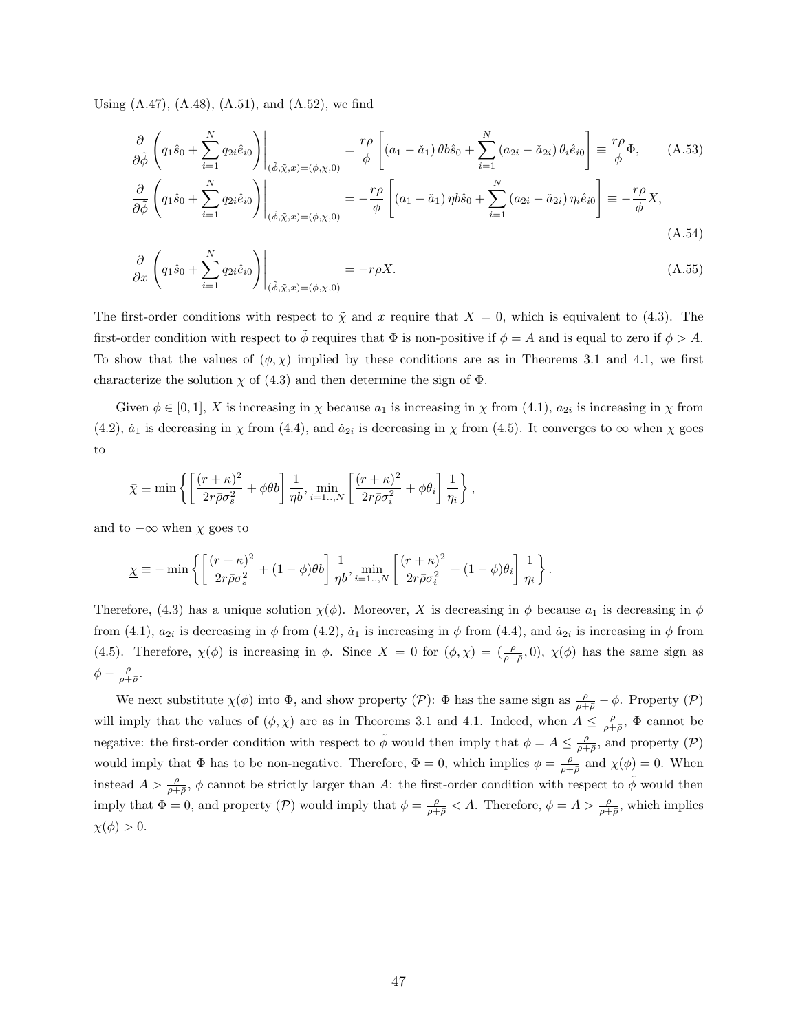Using (A.47), (A.48), (A.51), and (A.52), we find

$$\frac{\partial}{\partial \tilde{\phi}} \left( q_1 \hat{s}_0 + \sum_{i=1}^{N} q_{2i} \hat{e}_{i0} \right) \Bigg|_{(\tilde{\phi}, \tilde{\chi}, x) = (\phi, \chi, 0)} = \frac{r\rho}{\phi} \left[ (a_1 - \check{a}_1) \theta b \hat{s}_0 + \sum_{i=1}^{N} (a_{2i} - \check{a}_{2i}) \theta_i \hat{e}_{i0} \right] \equiv \frac{r\rho}{\phi} \Phi, \tag{A.53}$$

$$\frac{\partial}{\partial \tilde{\phi}} \left( q_1 \hat{s}_0 + \sum_{i=1}^{N} q_{2i} \hat{e}_{i0} \right) \Bigg|_{(\tilde{\phi}, \tilde{\chi}, x) = (\phi, \chi, 0)} = -\frac{r\rho}{\phi} \left[ (a_1 - \check{a}_1) \eta b \hat{s}_0 + \sum_{i=1}^{N} (a_{2i} - \check{a}_{2i}) \eta_i \hat{e}_{i0} \right] \equiv -\frac{r\rho}{\phi} X, \tag{A.54}$$

$$\frac{\partial}{\partial x} \left( q_1 \hat{s}_0 + \sum_{i=1}^{N} q_{2i} \hat{e}_{i0} \right) \Bigg|_{(\tilde{\phi}, \tilde{\chi}, x) = (\phi, \chi, 0)} = -r\rho X. \tag{A.55}$$

The first-order conditions with respect to $\tilde{\chi}$ and $x$ require that $X = 0$, which is equivalent to (4.3). The first-order condition with respect to $\tilde{\phi}$ requires that $\Phi$ is non-positive if $\phi = A$ and is equal to zero if $\phi > A$. To show that the values of $(\phi, \chi)$ implied by these conditions are as in Theorems 3.1 and 4.1, we first characterize the solution $\chi$ of (4.3) and then determine the sign of $\Phi$.

Given $\phi \in [0, 1]$, $X$ is increasing in $\chi$ because $a_1$ is increasing in $\chi$ from (4.1), $a_{2i}$ is increasing in $\chi$ from (4.2), $\check{a}_1$ is decreasing in $\chi$ from (4.4), and $\check{a}_{2i}$ is decreasing in $\chi$ from (4.5). It converges to $\infty$ when $\chi$ goes to

$$\bar{\chi} \equiv \min \left\{ \left[ \frac{(r+\kappa)^2}{2r\bar{\rho}\sigma_s^2} + \phi\theta b \right] \frac{1}{\eta b}, \min_{i=1..,N} \left[ \frac{(r+\kappa)^2}{2r\bar{\rho}\sigma_i^2} + \phi\theta_i \right] \frac{1}{\eta_i} \right\},$$

and to $-\infty$ when $\chi$ goes to

$$\underline{\chi} \equiv -\min \left\{ \left[ \frac{(r+\kappa)^2}{2r\bar{\rho}\sigma_s^2} + (1-\phi)\theta b \right] \frac{1}{\eta b}, \min_{i=1..,N} \left[ \frac{(r+\kappa)^2}{2r\bar{\rho}\sigma_i^2} + (1-\phi)\theta_i \right] \frac{1}{\eta_i} \right\}.$$

Therefore, (4.3) has a unique solution $\chi(\phi)$. Moreover, $X$ is decreasing in $\phi$ because $a_1$ is decreasing in $\phi$ from (4.1), $a_{2i}$ is decreasing in $\phi$ from (4.2), $\check{a}_1$ is increasing in $\phi$ from (4.4), and $\check{a}_{2i}$ is increasing in $\phi$ from (4.5). Therefore, $\chi(\phi)$ is increasing in $\phi$. Since $X = 0$ for $(\phi, \chi) = (\frac{\rho}{\rho+\bar{\rho}}, 0)$, $\chi(\phi)$ has the same sign as $\phi - \frac{\rho}{\rho+\bar{\rho}}$.

We next substitute $\chi(\phi)$ into $\Phi$, and show property $(\mathcal{P})$: $\Phi$ has the same sign as $\frac{\rho}{\rho+\bar{\rho}} - \phi$. Property $(\mathcal{P})$ will imply that the values of $(\phi, \chi)$ are as in Theorems 3.1 and 4.1. Indeed, when $A \leq \frac{\rho}{\rho+\bar{\rho}}$, $\Phi$ cannot be negative: the first-order condition with respect to $\tilde{\phi}$ would then imply that $\phi = A \leq \frac{\rho}{\rho+\bar{\rho}}$, and property $(\mathcal{P})$ would imply that $\Phi$ has to be non-negative. Therefore, $\Phi = 0$, which implies $\phi = \frac{\rho}{\rho+\bar{\rho}}$ and $\chi(\phi) = 0$. When instead $A > \frac{\rho}{\rho+\bar{\rho}}$, $\phi$ cannot be strictly larger than $A$: the first-order condition with respect to $\tilde{\phi}$ would then imply that $\Phi = 0$, and property $(\mathcal{P})$ would imply that $\phi = \frac{\rho}{\rho+\bar{\rho}} < A$. Therefore, $\phi = A > \frac{\rho}{\rho+\bar{\rho}}$, which implies $\chi(\phi) > 0$.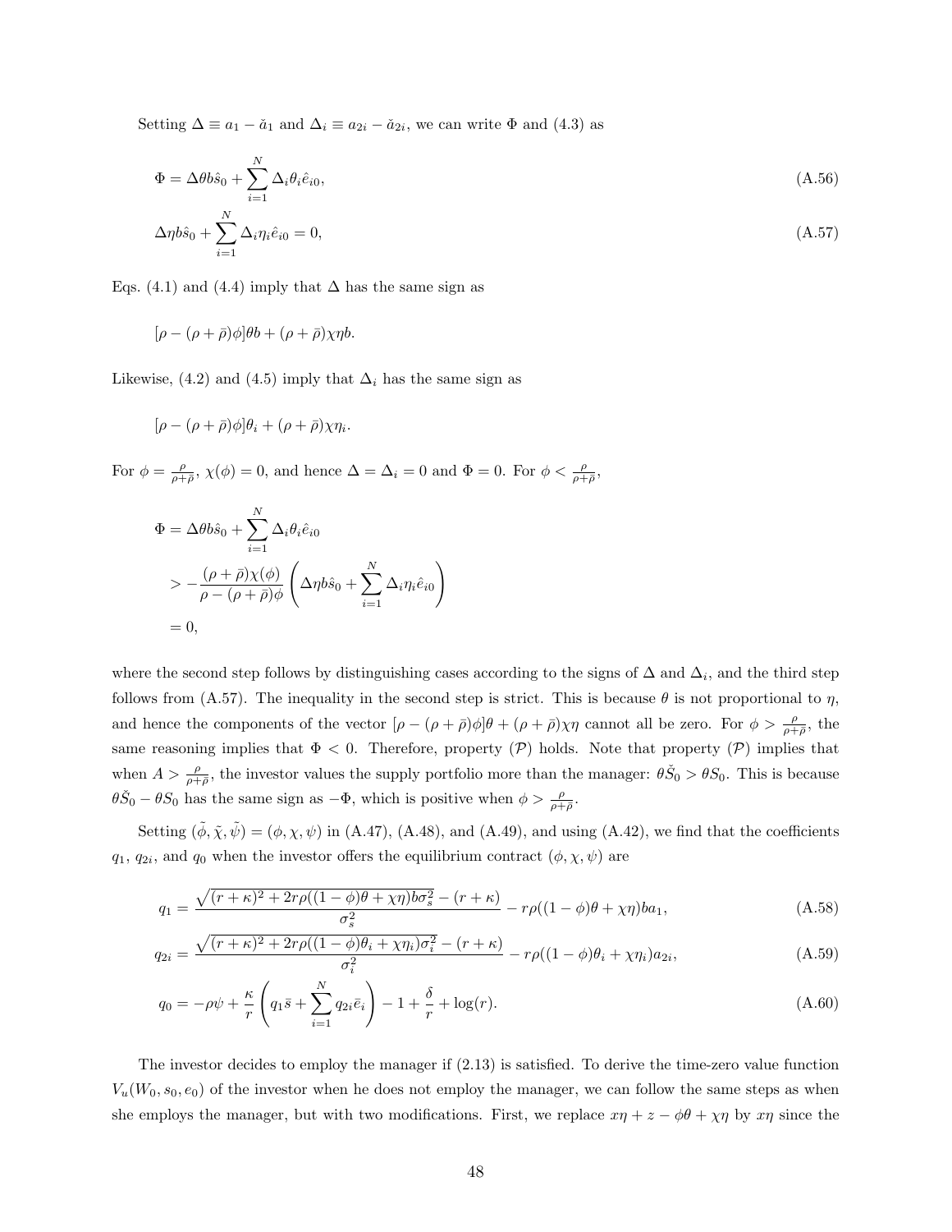Setting $\Delta \equiv a_1 - \check{a}_1$ and $\Delta_i \equiv a_{2i} - \check{a}_{2i}$, we can write $\Phi$ and (4.3) as

$$\Phi = \Delta\theta b\hat{s}_0 + \sum_{i=1}^{N} \Delta_i \theta_i \hat{e}_{i0}, \tag{A.56}$$

$$\Delta\eta b\hat{s}_0 + \sum_{i=1}^{N} \Delta_i \eta_i \hat{e}_{i0} = 0, \tag{A.57}$$

Eqs. (4.1) and (4.4) imply that $\Delta$ has the same sign as

$$[\rho - (\rho + \bar{\rho})\phi]\theta b + (\rho + \bar{\rho})\chi\eta b.$$

Likewise, (4.2) and (4.5) imply that $\Delta_i$ has the same sign as

$$[\rho - (\rho + \bar{\rho})\phi]\theta_i + (\rho + \bar{\rho})\chi\eta_i.$$

For $\phi = \frac{\rho}{\rho+\bar{\rho}}$, $\chi(\phi) = 0$, and hence $\Delta = \Delta_i = 0$ and $\Phi = 0$. For $\phi < \frac{\rho}{\rho+\bar{\rho}}$,

$$\begin{aligned}
\Phi &= \Delta\theta b\hat{s}_0 + \sum_{i=1}^{N} \Delta_i \theta_i \hat{e}_{i0} \\
&> -\frac{(\rho + \bar{\rho})\chi(\phi)}{\rho - (\rho + \bar{\rho})\phi} \left( \Delta\eta b\hat{s}_0 + \sum_{i=1}^{N} \Delta_i \eta_i \hat{e}_{i0} \right) \\
&= 0,
\end{aligned}$$

where the second step follows by distinguishing cases according to the signs of $\Delta$ and $\Delta_i$, and the third step follows from (A.57). The inequality in the second step is strict. This is because $\theta$ is not proportional to $\eta$, and hence the components of the vector $[\rho - (\rho + \bar{\rho})\phi]\theta + (\rho + \bar{\rho})\chi\eta$ cannot all be zero. For $\phi > \frac{\rho}{\rho+\bar{\rho}}$, the same reasoning implies that $\Phi < 0$. Therefore, property $(\mathcal{P})$ holds. Note that property $(\mathcal{P})$ implies that when $A > \frac{\rho}{\rho+\bar{\rho}}$, the investor values the supply portfolio more than the manager: $\theta\check{S}_0 > \theta S_0$. This is because $\theta\check{S}_0 - \theta S_0$ has the same sign as $-\Phi$, which is positive when $\phi > \frac{\rho}{\rho+\bar{\rho}}$.

Setting $(\tilde{\phi}, \tilde{\chi}, \tilde{\psi}) = (\phi, \chi, \psi)$ in (A.47), (A.48), and (A.49), and using (A.42), we find that the coefficients $q_1$, $q_{2i}$, and $q_0$ when the investor offers the equilibrium contract $(\phi, \chi, \psi)$ are

$$q_1 = \frac{\sqrt{(r+\kappa)^2 + 2r\rho((1-\phi)\theta + \chi\eta)b\sigma_s^2} - (r+\kappa)}{\sigma_s^2} - r\rho((1-\phi)\theta + \chi\eta)ba_1, \tag{A.58}$$

$$q_{2i} = \frac{\sqrt{(r+\kappa)^2 + 2r\rho((1-\phi)\theta_i + \chi\eta_i)\sigma_i^2} - (r+\kappa)}{\sigma_i^2} - r\rho((1-\phi)\theta_i + \chi\eta_i)a_{2i}, \tag{A.59}$$

$$q_0 = -\rho\psi + \frac{\kappa}{r}\left(q_1\bar{s} + \sum_{i=1}^{N} q_{2i}\bar{e}_i\right) - 1 + \frac{\delta}{r} + \log(r). \tag{A.60}$$

The investor decides to employ the manager if (2.13) is satisfied. To derive the time-zero value function $V_u(W_0, s_0, e_0)$ of the investor when he does not employ the manager, we can follow the same steps as when she employs the manager, but with two modifications. First, we replace $x\eta + z - \phi\theta + \chi\eta$ by $x\eta$ since the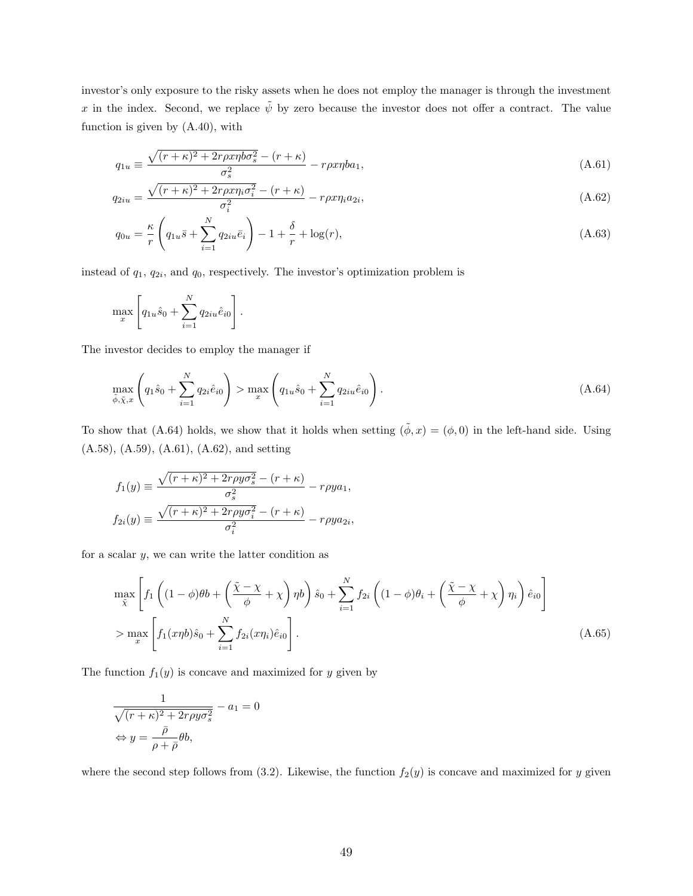investor's only exposure to the risky assets when he does not employ the manager is through the investment $x$ in the index. Second, we replace $\tilde{\psi}$ by zero because the investor does not offer a contract. The value function is given by (A.40), with

$$q_{1u} \equiv \frac{\sqrt{(r+\kappa)^2 + 2r\rho x\eta b\sigma_s^2} - (r+\kappa)}{\sigma_s^2} - r\rho x\eta b a_1, \tag{A.61}$$

$$q_{2iu} = \frac{\sqrt{(r+\kappa)^2 + 2r\rho x\eta_i\sigma_i^2} - (r+\kappa)}{\sigma_i^2} - r\rho x\eta_i a_{2i}, \tag{A.62}$$

$$q_{0u} = \frac{\kappa}{r}\left(q_{1u}\bar{s} + \sum_{i=1}^{N} q_{2iu}\bar{e}_i\right) - 1 + \frac{\delta}{r} + \log(r), \tag{A.63}$$

instead of $q_1$, $q_{2i}$, and $q_0$, respectively. The investor's optimization problem is

$$\max_x \left[q_{1u}\hat{s}_0 + \sum_{i=1}^{N} q_{2iu}\hat{e}_{i0}\right].$$

The investor decides to employ the manager if

$$\max_{\tilde{\phi},\tilde{\chi},x}\left(q_1\hat{s}_0 + \sum_{i=1}^{N} q_{2i}\hat{e}_{i0}\right) > \max_x\left(q_{1u}\hat{s}_0 + \sum_{i=1}^{N} q_{2iu}\hat{e}_{i0}\right). \tag{A.64}$$

To show that (A.64) holds, we show that it holds when setting $(\tilde{\phi}, x) = (\phi, 0)$ in the left-hand side. Using (A.58), (A.59), (A.61), (A.62), and setting

$$f_1(y) \equiv \frac{\sqrt{(r+\kappa)^2 + 2r\rho y\sigma_s^2} - (r+\kappa)}{\sigma_s^2} - r\rho y a_1,$$

$$f_{2i}(y) \equiv \frac{\sqrt{(r+\kappa)^2 + 2r\rho y\sigma_i^2} - (r+\kappa)}{\sigma_i^2} - r\rho y a_{2i},$$

for a scalar $y$, we can write the latter condition as

$$\max_{\tilde{\chi}}\left[f_1\left((1-\phi)\theta b + \left(\frac{\tilde{\chi}-\chi}{\phi} + \chi\right)\eta b\right)\hat{s}_0 + \sum_{i=1}^{N} f_{2i}\left((1-\phi)\theta_i + \left(\frac{\tilde{\chi}-\chi}{\phi} + \chi\right)\eta_i\right)\hat{e}_{i0}\right]$$
$$> \max_x\left[f_1(x\eta b)\hat{s}_0 + \sum_{i=1}^{N} f_{2i}(x\eta_i)\hat{e}_{i0}\right]. \tag{A.65}$$

The function $f_1(y)$ is concave and maximized for $y$ given by

$$\frac{1}{\sqrt{(r+\kappa)^2 + 2r\rho y\sigma_s^2}} - a_1 = 0$$
$$\Leftrightarrow y = \frac{\bar{\rho}}{\rho + \bar{\rho}}\theta b,$$

where the second step follows from (3.2). Likewise, the function $f_2(y)$ is concave and maximized for $y$ given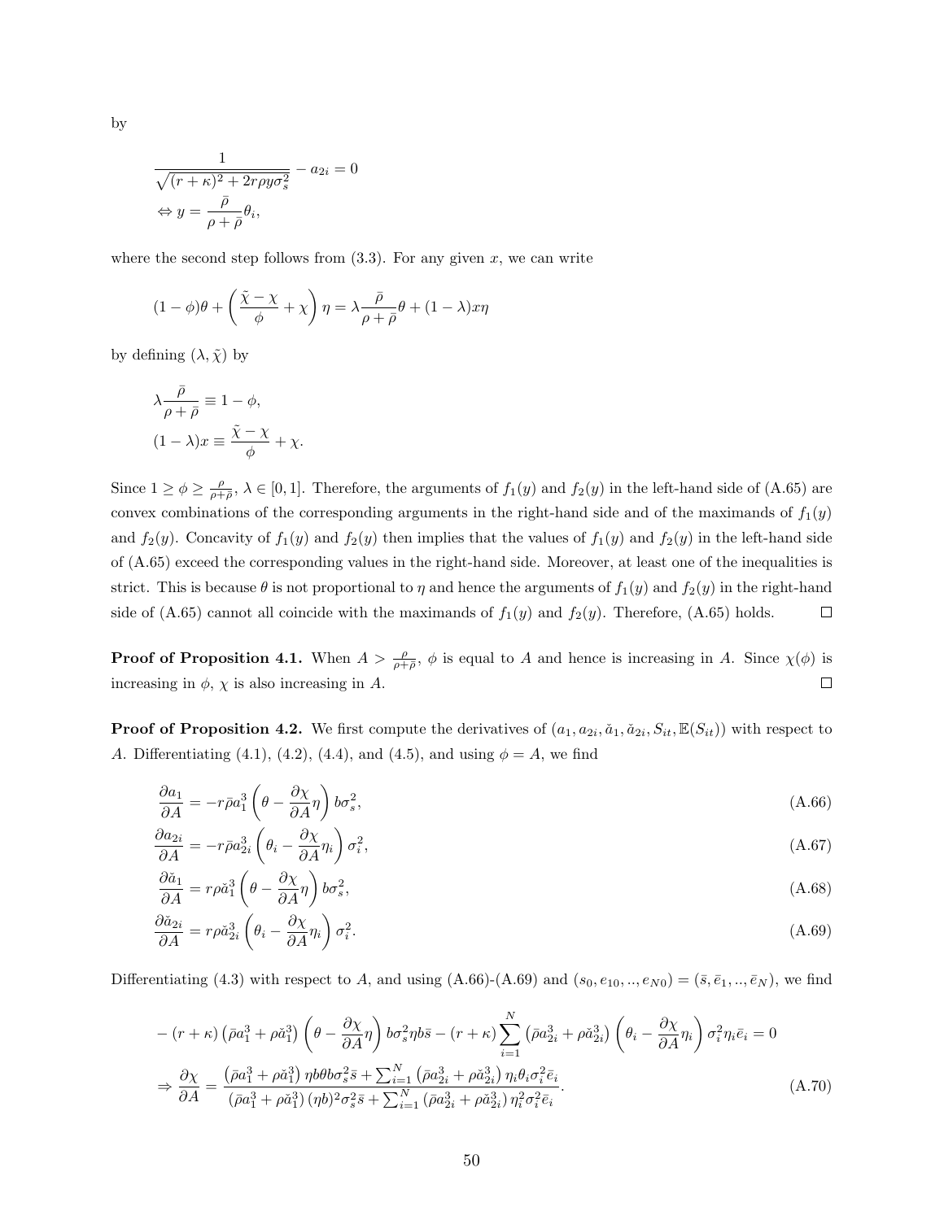by

$$\frac{1}{\sqrt{(r+\kappa)^2 + 2r\rho y \sigma_s^2}} - a_{2i} = 0$$

$$\Leftrightarrow y = \frac{\bar{\rho}}{\rho + \bar{\rho}}\theta_i,$$

where the second step follows from (3.3). For any given $x$, we can write

$$(1-\phi)\theta + \left(\frac{\tilde{\chi} - \chi}{\phi} + \chi\right)\eta = \lambda\frac{\bar{\rho}}{\rho+\bar{\rho}}\theta + (1-\lambda)x\eta$$

by defining $(\lambda, \tilde{\chi})$ by

$$\lambda\frac{\bar{\rho}}{\rho+\bar{\rho}} \equiv 1 - \phi,$$

$$(1-\lambda)x \equiv \frac{\tilde{\chi} - \chi}{\phi} + \chi.$$

Since $1 \geq \phi \geq \frac{\rho}{\rho+\bar{\rho}}$, $\lambda \in [0,1]$. Therefore, the arguments of $f_1(y)$ and $f_2(y)$ in the left-hand side of (A.65) are convex combinations of the corresponding arguments in the right-hand side and of the maximands of $f_1(y)$ and $f_2(y)$. Concavity of $f_1(y)$ and $f_2(y)$ then implies that the values of $f_1(y)$ and $f_2(y)$ in the left-hand side of (A.65) exceed the corresponding values in the right-hand side. Moreover, at least one of the inequalities is strict. This is because $\theta$ is not proportional to $\eta$ and hence the arguments of $f_1(y)$ and $f_2(y)$ in the right-hand side of (A.65) cannot all coincide with the maximands of $f_1(y)$ and $f_2(y)$. Therefore, (A.65) holds. □

**Proof of Proposition 4.1.** When $A > \frac{\rho}{\rho+\bar{\rho}}$, $\phi$ is equal to $A$ and hence is increasing in $A$. Since $\chi(\phi)$ is increasing in $\phi$, $\chi$ is also increasing in $A$. □

**Proof of Proposition 4.2.** We first compute the derivatives of $(a_1, a_{2i}, \check{a}_1, \check{a}_{2i}, S_{it}, \mathbb{E}(S_{it}))$ with respect to $A$. Differentiating (4.1), (4.2), (4.4), and (4.5), and using $\phi = A$, we find

$$\frac{\partial a_1}{\partial A} = -r\bar{\rho}a_1^3\left(\theta - \frac{\partial\chi}{\partial A}\eta\right)b\sigma_s^2, \tag{A.66}$$

$$\frac{\partial a_{2i}}{\partial A} = -r\bar{\rho}a_{2i}^3\left(\theta_i - \frac{\partial\chi}{\partial A}\eta_i\right)\sigma_i^2, \tag{A.67}$$

$$\frac{\partial \check{a}_1}{\partial A} = r\rho\check{a}_1^3\left(\theta - \frac{\partial\chi}{\partial A}\eta\right)b\sigma_s^2, \tag{A.68}$$

$$\frac{\partial \check{a}_{2i}}{\partial A} = r\rho\check{a}_{2i}^3\left(\theta_i - \frac{\partial\chi}{\partial A}\eta_i\right)\sigma_i^2. \tag{A.69}$$

Differentiating (4.3) with respect to $A$, and using (A.66)-(A.69) and $(s_0, e_{10}, .., e_{N0}) = (\bar{s}, \bar{e}_1, .., \bar{e}_N)$, we find

$$-(r+\kappa)\left(\bar{\rho}a_1^3 + \rho\check{a}_1^3\right)\left(\theta - \frac{\partial\chi}{\partial A}\eta\right)b\sigma_s^2\eta b\bar{s} - (r+\kappa)\sum_{i=1}^{N}\left(\bar{\rho}a_{2i}^3 + \rho\check{a}_{2i}^3\right)\left(\theta_i - \frac{\partial\chi}{\partial A}\eta_i\right)\sigma_i^2\eta_i\bar{e}_i = 0$$

$$\Rightarrow \frac{\partial\chi}{\partial A} = \frac{\left(\bar{\rho}a_1^3 + \rho\check{a}_1^3\right)\eta b\theta b\sigma_s^2\bar{s} + \sum_{i=1}^{N}\left(\bar{\rho}a_{2i}^3 + \rho\check{a}_{2i}^3\right)\eta_i\theta_i\sigma_i^2\bar{e}_i}{\left(\bar{\rho}a_1^3 + \rho\check{a}_1^3\right)(\eta b)^2\sigma_s^2\bar{s} + \sum_{i=1}^{N}\left(\bar{\rho}a_{2i}^3 + \rho\check{a}_{2i}^3\right)\eta_i^2\sigma_i^2\bar{e}_i}. \tag{A.70}$$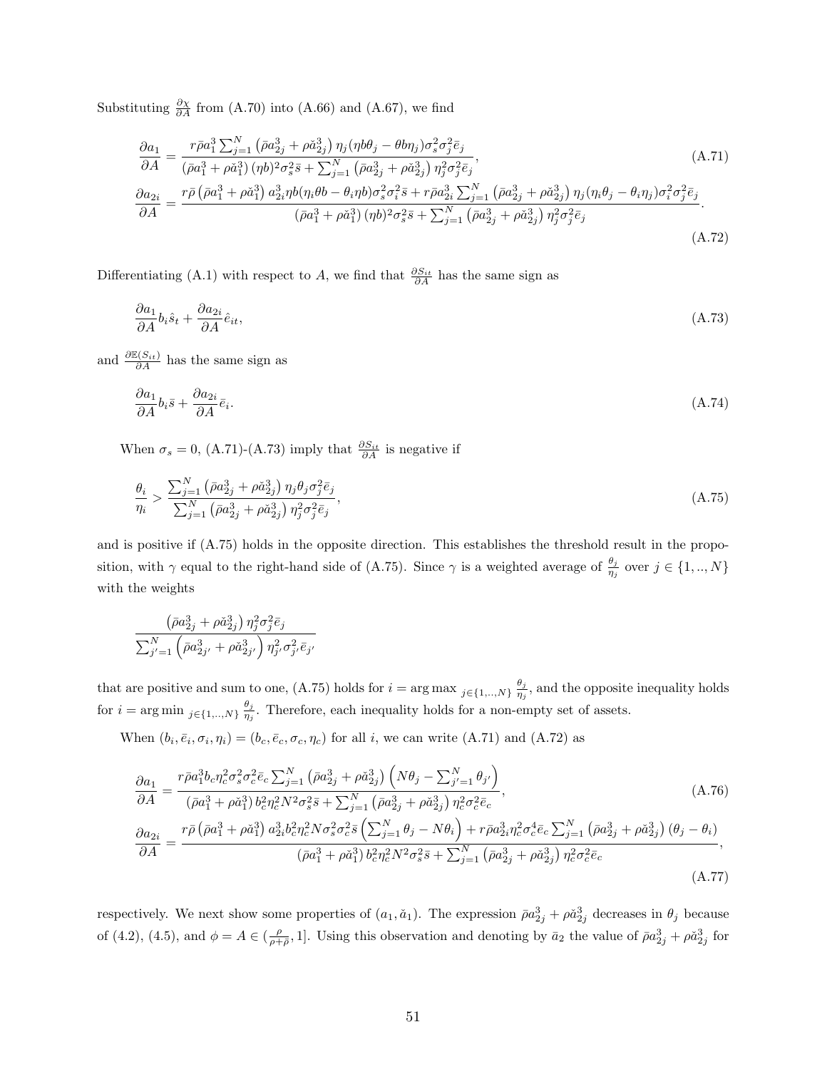Substituting $\frac{\partial \chi}{\partial A}$ from (A.70) into (A.66) and (A.67), we find

$$\frac{\partial a_1}{\partial A} = \frac{r\bar{\rho}a_1^3 \sum_{j=1}^N \left(\bar{\rho}a_{2j}^3 + \rho\check{a}_{2j}^3\right)\eta_j(\eta b\theta_j - \theta b\eta_j)\sigma_s^2\sigma_j^2\bar{e}_j}{\left(\bar{\rho}a_1^3 + \rho\check{a}_1^3\right)(\eta b)^2\sigma_s^2\bar{s} + \sum_{j=1}^N \left(\bar{\rho}a_{2j}^3 + \rho\check{a}_{2j}^3\right)\eta_j^2\sigma_j^2\bar{e}_j}, \tag{A.71}$$

$$\frac{\partial a_{2i}}{\partial A} = \frac{r\bar{\rho}\left(\bar{\rho}a_1^3 + \rho\check{a}_1^3\right)a_{2i}^3\eta b(\eta_i\theta b - \theta_i\eta b)\sigma_s^2\sigma_i^2\bar{s} + r\bar{\rho}a_{2i}^3\sum_{j=1}^N \left(\bar{\rho}a_{2j}^3 + \rho\check{a}_{2j}^3\right)\eta_j(\eta_i\theta_j - \theta_i\eta_j)\sigma_i^2\sigma_j^2\bar{e}_j}{\left(\bar{\rho}a_1^3 + \rho\check{a}_1^3\right)(\eta b)^2\sigma_s^2\bar{s} + \sum_{j=1}^N \left(\bar{\rho}a_{2j}^3 + \rho\check{a}_{2j}^3\right)\eta_j^2\sigma_j^2\bar{e}_j}. \tag{A.72}$$

Differentiating (A.1) with respect to $A$, we find that $\frac{\partial S_{it}}{\partial A}$ has the same sign as

$$\frac{\partial a_1}{\partial A}b_i\hat{s}_t + \frac{\partial a_{2i}}{\partial A}\hat{e}_{it}, \tag{A.73}$$

and $\frac{\partial \mathbb{E}(S_{it})}{\partial A}$ has the same sign as

$$\frac{\partial a_1}{\partial A}b_i\bar{s} + \frac{\partial a_{2i}}{\partial A}\bar{e}_i. \tag{A.74}$$

When $\sigma_s = 0$, (A.71)-(A.73) imply that $\frac{\partial S_{it}}{\partial A}$ is negative if

$$\frac{\theta_i}{\eta_i} > \frac{\sum_{j=1}^N \left(\bar{\rho}a_{2j}^3 + \rho\check{a}_{2j}^3\right)\eta_j\theta_j\sigma_j^2\bar{e}_j}{\sum_{j=1}^N \left(\bar{\rho}a_{2j}^3 + \rho\check{a}_{2j}^3\right)\eta_j^2\sigma_j^2\bar{e}_j}, \tag{A.75}$$

and is positive if (A.75) holds in the opposite direction. This establishes the threshold result in the proposition, with $\gamma$ equal to the right-hand side of (A.75). Since $\gamma$ is a weighted average of $\frac{\theta_j}{\eta_j}$ over $j \in \{1,..,N\}$ with the weights

$$\frac{\left(\bar{\rho}a_{2j}^3 + \rho\check{a}_{2j}^3\right)\eta_j^2\sigma_j^2\bar{e}_j}{\sum_{j'=1}^N \left(\bar{\rho}a_{2j'}^3 + \rho\check{a}_{2j'}^3\right)\eta_{j'}^2\sigma_{j'}^2\bar{e}_{j'}}$$

that are positive and sum to one, (A.75) holds for $i = \arg\max_{j\in\{1,..,N\}} \frac{\theta_j}{\eta_j}$, and the opposite inequality holds for $i = \arg\min_{j\in\{1,..,N\}} \frac{\theta_j}{\eta_j}$. Therefore, each inequality holds for a non-empty set of assets.

When $(b_i, \bar{e}_i, \sigma_i, \eta_i) = (b_c, \bar{e}_c, \sigma_c, \eta_c)$ for all $i$, we can write (A.71) and (A.72) as

$$\frac{\partial a_1}{\partial A} = \frac{r\bar{\rho}a_1^3 b_c\eta_c^2\sigma_s^2\sigma_c^2\bar{e}_c\sum_{j=1}^N \left(\bar{\rho}a_{2j}^3 + \rho\check{a}_{2j}^3\right)\left(N\theta_j - \sum_{j'=1}^N \theta_{j'}\right)}{\left(\bar{\rho}a_1^3 + \rho\check{a}_1^3\right)b_c^2\eta_c^2N^2\sigma_s^2\bar{s} + \sum_{j=1}^N \left(\bar{\rho}a_{2j}^3 + \rho\check{a}_{2j}^3\right)\eta_c^2\sigma_c^2\bar{e}_c}, \tag{A.76}$$

$$\frac{\partial a_{2i}}{\partial A} = \frac{r\bar{\rho}\left(\bar{\rho}a_1^3 + \rho\check{a}_1^3\right)a_{2i}^3 b_c^2\eta_c^2N\sigma_s^2\sigma_c^2\bar{s}\left(\sum_{j=1}^N \theta_j - N\theta_i\right) + r\bar{\rho}a_{2i}^3\eta_c^2\sigma_c^4\bar{e}_c\sum_{j=1}^N \left(\bar{\rho}a_{2j}^3 + \rho\check{a}_{2j}^3\right)(\theta_j - \theta_i)}{\left(\bar{\rho}a_1^3 + \rho\check{a}_1^3\right)b_c^2\eta_c^2N^2\sigma_s^2\bar{s} + \sum_{j=1}^N \left(\bar{\rho}a_{2j}^3 + \rho\check{a}_{2j}^3\right)\eta_c^2\sigma_c^2\bar{e}_c}, \tag{A.77}$$

respectively. We next show some properties of $(a_1, \check{a}_1)$. The expression $\bar{\rho}a_{2j}^3 + \rho\check{a}_{2j}^3$ decreases in $\theta_j$ because of (4.2), (4.5), and $\phi = A \in (\frac{\rho}{\rho+\bar{\rho}}, 1]$. Using this observation and denoting by $\bar{a}_2$ the value of $\bar{\rho}a_{2j}^3 + \rho\check{a}_{2j}^3$ for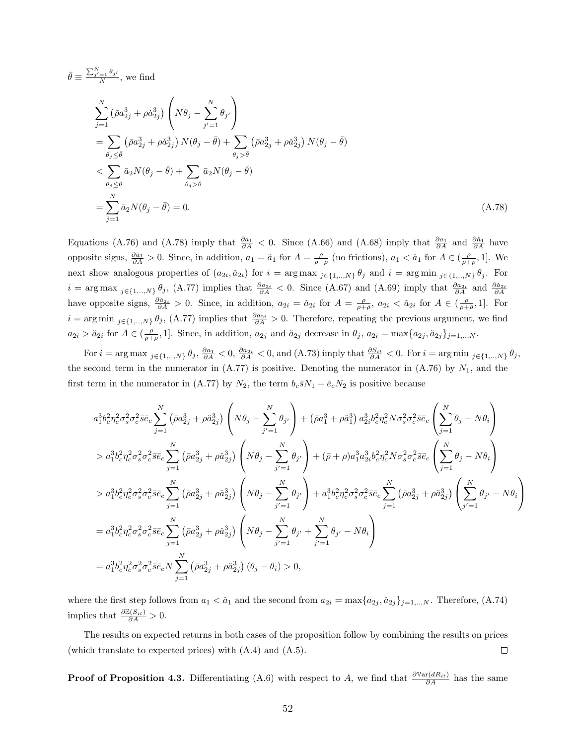$\bar{\theta} \equiv \frac{\sum_{j'=1}^{N} \theta_{j'}}{N}$, we find

$$
\begin{aligned}
&\sum_{j=1}^{N} \left(\bar{\rho} a_{2j}^3 + \rho \breve{a}_{2j}^3\right) \left(N\theta_j - \sum_{j'=1}^{N} \theta_{j'}\right) \\
&= \sum_{\theta_j \le \bar{\theta}} \left(\bar{\rho} a_{2j}^3 + \rho \breve{a}_{2j}^3\right) N(\theta_j - \bar{\theta}) + \sum_{\theta_j > \bar{\theta}} \left(\bar{\rho} a_{2j}^3 + \rho \breve{a}_{2j}^3\right) N(\theta_j - \bar{\theta}) \\
&< \sum_{\theta_j \le \bar{\theta}} \bar{a}_2 N(\theta_j - \bar{\theta}) + \sum_{\theta_j > \bar{\theta}} \bar{a}_2 N(\theta_j - \bar{\theta}) \\
&= \sum_{j=1}^{N} \bar{a}_2 N(\theta_j - \bar{\theta}) = 0.
\end{aligned}
\tag{A.78}
$$

Equations (A.76) and (A.78) imply that $\frac{\partial a_1}{\partial A} < 0$. Since (A.66) and (A.68) imply that $\frac{\partial a_1}{\partial A}$ and $\frac{\partial \breve{a}_1}{\partial A}$ have opposite signs, $\frac{\partial \breve{a}_1}{\partial A} > 0$. Since, in addition, $a_1 = \breve{a}_1$ for $A = \frac{\rho}{\rho+\bar{\rho}}$ (no frictions), $a_1 < \breve{a}_1$ for $A \in (\frac{\rho}{\rho+\bar{\rho}}, 1]$. We next show analogous properties of $(a_{2i}, \breve{a}_{2i})$ for $i = \arg\max_{j\in\{1,..,N\}} \theta_j$ and $i = \arg\min_{j\in\{1,..,N\}} \theta_j$. For $i = \arg\max_{j\in\{1,..,N\}} \theta_j$, (A.77) implies that $\frac{\partial a_{2i}}{\partial A} < 0$. Since (A.67) and (A.69) imply that $\frac{\partial a_{2i}}{\partial A}$ and $\frac{\partial \breve{a}_{2i}}{\partial A}$ have opposite signs, $\frac{\partial \breve{a}_{2i}}{\partial A} > 0$. Since, in addition, $a_{2i} = \breve{a}_{2i}$ for $A = \frac{\rho}{\rho+\bar{\rho}}$, $a_{2i} < \breve{a}_{2i}$ for $A \in (\frac{\rho}{\rho+\bar{\rho}}, 1]$. For $i = \arg\min_{j\in\{1,..,N\}} \theta_j$, (A.77) implies that $\frac{\partial a_{2i}}{\partial A} > 0$. Therefore, repeating the previous argument, we find $a_{2i} > \breve{a}_{2i}$ for $A \in (\frac{\rho}{\rho+\bar{\rho}}, 1]$. Since, in addition, $a_{2j}$ and $\breve{a}_{2j}$ decrease in $\theta_j$, $a_{2i} = \max\{a_{2j}, \breve{a}_{2j}\}_{j=1,..,N}$.

For $i = \arg\max_{j\in\{1,..,N\}} \theta_j$, $\frac{\partial a_1}{\partial A} < 0$, $\frac{\partial a_{2i}}{\partial A} < 0$, and (A.73) imply that $\frac{\partial S_{it}}{\partial A} < 0$. For $i = \arg\min_{j\in\{1,..,N\}} \theta_j$, the second term in the numerator in (A.77) is positive. Denoting the numerator in (A.76) by $N_1$, and the first term in the numerator in (A.77) by $N_2$, the term $b_c \bar{s} N_1 + \bar{e}_c N_2$ is positive because

$$
\begin{aligned}
&a_1^3 b_c^2 \eta_c^2 \sigma_s^2 \sigma_c^2 \bar{s} \bar{e}_c \sum_{j=1}^{N} \left(\bar{\rho} a_{2j}^3 + \rho \breve{a}_{2j}^3\right) \left(N\theta_j - \sum_{j'=1}^{N} \theta_{j'}\right) + \left(\bar{\rho} a_1^3 + \rho \breve{a}_1^3\right) a_{2i}^3 b_c^2 \eta_c^2 N \sigma_s^2 \sigma_c^2 \bar{s} \bar{e}_c \left(\sum_{j=1}^{N} \theta_j - N\theta_i\right) \\
&> a_1^3 b_c^2 \eta_c^2 \sigma_s^2 \sigma_c^2 \bar{s} \bar{e}_c \sum_{j=1}^{N} \left(\bar{\rho} a_{2j}^3 + \rho \breve{a}_{2j}^3\right) \left(N\theta_j - \sum_{j'=1}^{N} \theta_{j'}\right) + (\bar{\rho} + \rho) a_1^3 a_{2i}^3 b_c^2 \eta_c^2 N \sigma_s^2 \sigma_c^2 \bar{s} \bar{e}_c \left(\sum_{j=1}^{N} \theta_j - N\theta_i\right) \\
&> a_1^3 b_c^2 \eta_c^2 \sigma_s^2 \sigma_c^2 \bar{s} \bar{e}_c \sum_{j=1}^{N} \left(\bar{\rho} a_{2j}^3 + \rho \breve{a}_{2j}^3\right) \left(N\theta_j - \sum_{j'=1}^{N} \theta_{j'}\right) + a_1^3 b_c^2 \eta_c^2 \sigma_s^2 \sigma_c^2 \bar{s} \bar{e}_c \sum_{j=1}^{N} \left(\bar{\rho} a_{2j}^3 + \rho \breve{a}_{2j}^3\right) \left(\sum_{j'=1}^{N} \theta_{j'} - N\theta_i\right) \\
&= a_1^3 b_c^2 \eta_c^2 \sigma_s^2 \sigma_c^2 \bar{s} \bar{e}_c \sum_{j=1}^{N} \left(\bar{\rho} a_{2j}^3 + \rho \breve{a}_{2j}^3\right) \left(N\theta_j - \sum_{j'=1}^{N} \theta_{j'} + \sum_{j'=1}^{N} \theta_{j'} - N\theta_i\right) \\
&= a_1^3 b_c^2 \eta_c^2 \sigma_s^2 \sigma_c^2 \bar{s} \bar{e}_c N \sum_{j=1}^{N} \left(\bar{\rho} a_{2j}^3 + \rho \breve{a}_{2j}^3\right) (\theta_j - \theta_i) > 0,
\end{aligned}
$$

where the first step follows from $a_1 < \breve{a}_1$ and the second from $a_{2i} = \max\{a_{2j}, \breve{a}_{2j}\}_{j=1,..,N}$. Therefore, (A.74) implies that $\frac{\partial \mathbb{E}(S_{it})}{\partial A} > 0$.

The results on expected returns in both cases of the proposition follow by combining the results on prices (which translate to expected prices) with (A.4) and (A.5). ◻

**Proof of Proposition 4.3.** Differentiating (A.6) with respect to $A$, we find that $\frac{\partial \mathbb{V}\text{ar}(dR_{it})}{\partial A}$ has the same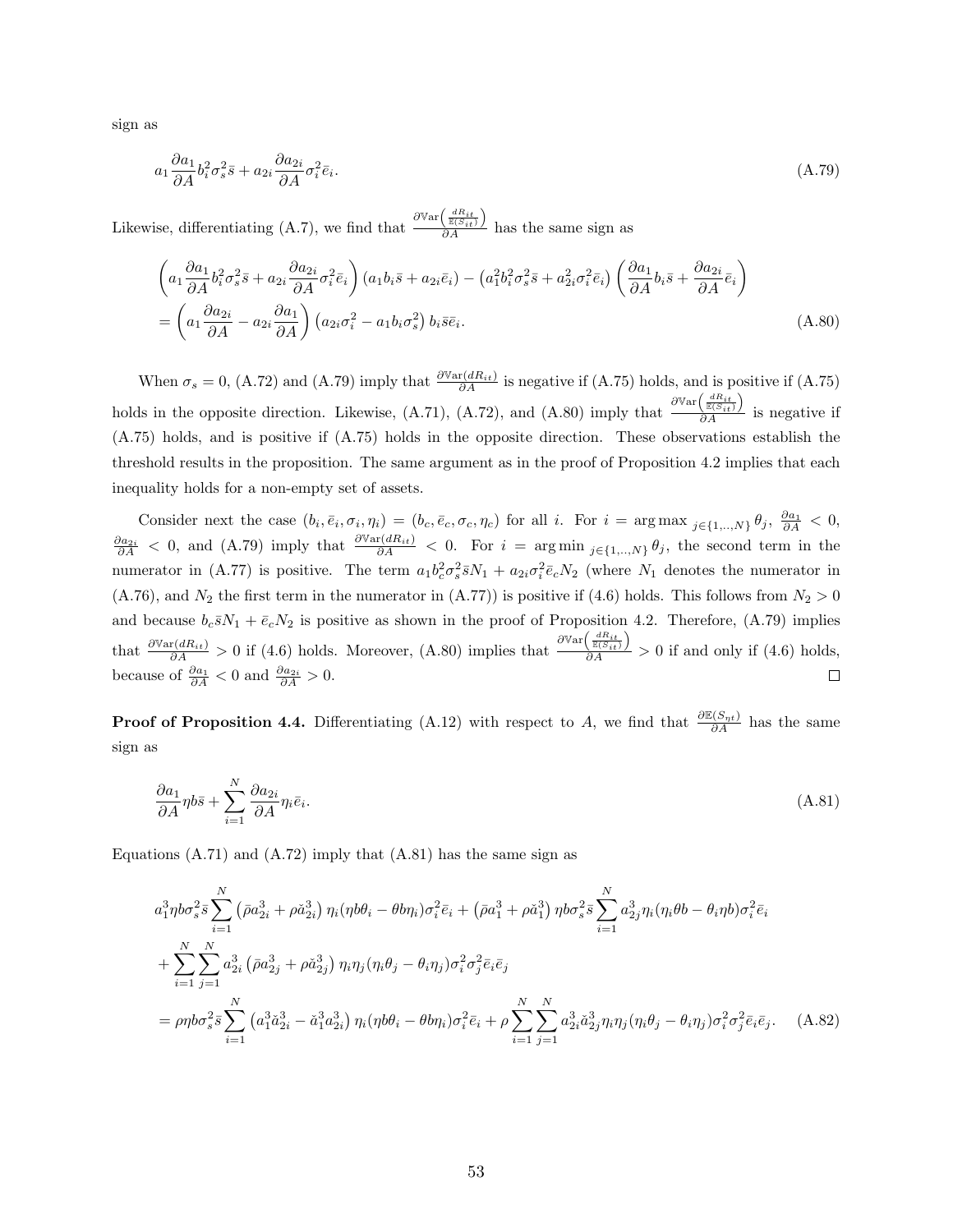sign as

$$a_1 \frac{\partial a_1}{\partial A} b_i^2 \sigma_s^2 \bar{s} + a_{2i} \frac{\partial a_{2i}}{\partial A} \sigma_i^2 \bar{e}_i. \tag{A.79}$$

Likewise, differentiating (A.7), we find that $\frac{\partial \mathbb{V}\text{ar}\left(\frac{dR_{it}}{\mathbb{E}(S_{it})}\right)}{\partial A}$ has the same sign as

$$\begin{aligned}
&\left(a_1 \frac{\partial a_1}{\partial A} b_i^2 \sigma_s^2 \bar{s} + a_{2i} \frac{\partial a_{2i}}{\partial A} \sigma_i^2 \bar{e}_i\right)(a_1 b_i \bar{s} + a_{2i}\bar{e}_i) - \left(a_1^2 b_i^2 \sigma_s^2 \bar{s} + a_{2i}^2 \sigma_i^2 \bar{e}_i\right)\left(\frac{\partial a_1}{\partial A} b_i \bar{s} + \frac{\partial a_{2i}}{\partial A} \bar{e}_i\right) \\
&= \left(a_1 \frac{\partial a_{2i}}{\partial A} - a_{2i} \frac{\partial a_1}{\partial A}\right)\left(a_{2i}\sigma_i^2 - a_1 b_i \sigma_s^2\right) b_i \bar{s}\bar{e}_i.
\end{aligned} \tag{A.80}$$

When $\sigma_s = 0$, (A.72) and (A.79) imply that $\frac{\partial \mathbb{V}\text{ar}(dR_{it})}{\partial A}$ is negative if (A.75) holds, and is positive if (A.75) holds in the opposite direction. Likewise, (A.71), (A.72), and (A.80) imply that $\frac{\partial \mathbb{V}\text{ar}\left(\frac{dR_{it}}{\mathbb{E}(S_{it})}\right)}{\partial A}$ is negative if (A.75) holds, and is positive if (A.75) holds in the opposite direction. These observations establish the threshold results in the proposition. The same argument as in the proof of Proposition 4.2 implies that each inequality holds for a non-empty set of assets.

Consider next the case $(b_i, \bar{e}_i, \sigma_i, \eta_i) = (b_c, \bar{e}_c, \sigma_c, \eta_c)$ for all $i$. For $i = \arg\max_{j\in\{1,..,N\}} \theta_j$, $\frac{\partial a_1}{\partial A} < 0$, $\frac{\partial a_{2i}}{\partial A} < 0$, and (A.79) imply that $\frac{\partial \mathbb{V}\text{ar}(dR_{it})}{\partial A} < 0$. For $i = \arg\min_{j\in\{1,..,N\}} \theta_j$, the second term in the numerator in (A.77) is positive. The term $a_1 b_c^2 \sigma_s^2 \bar{s} N_1 + a_{2i}\sigma_i^2 \bar{e}_c N_2$ (where $N_1$ denotes the numerator in (A.76), and $N_2$ the first term in the numerator in (A.77)) is positive if (4.6) holds. This follows from $N_2 > 0$ and because $b_c \bar{s} N_1 + \bar{e}_c N_2$ is positive as shown in the proof of Proposition 4.2. Therefore, (A.79) implies that $\frac{\partial \mathbb{V}\text{ar}(dR_{it})}{\partial A} > 0$ if (4.6) holds. Moreover, (A.80) implies that $\frac{\partial \mathbb{V}\text{ar}\left(\frac{dR_{it}}{\mathbb{E}(S_{it})}\right)}{\partial A} > 0$ if and only if (4.6) holds, because of $\frac{\partial a_1}{\partial A} < 0$ and $\frac{\partial a_{2i}}{\partial A} > 0$. $\square$

**Proof of Proposition 4.4.** Differentiating (A.12) with respect to $A$, we find that $\frac{\partial \mathbb{E}(S_{\eta t})}{\partial A}$ has the same sign as

$$\frac{\partial a_1}{\partial A} \eta b \bar{s} + \sum_{i=1}^N \frac{\partial a_{2i}}{\partial A} \eta_i \bar{e}_i. \tag{A.81}$$

Equations (A.71) and (A.72) imply that (A.81) has the same sign as

$$\begin{aligned}
&a_1^3 \eta b \sigma_s^2 \bar{s} \sum_{i=1}^N \left(\bar{\rho} a_{2i}^3 + \rho \check{a}_{2i}^3\right) \eta_i (\eta b \theta_i - \theta b \eta_i) \sigma_i^2 \bar{e}_i + \left(\bar{\rho} a_1^3 + \rho \check{a}_1^3\right) \eta b \sigma_s^2 \bar{s} \sum_{i=1}^N a_{2j}^3 \eta_i (\eta_i \theta b - \theta_i \eta b) \sigma_i^2 \bar{e}_i \\
&+ \sum_{i=1}^N \sum_{j=1}^N a_{2i}^3 \left(\bar{\rho} a_{2j}^3 + \rho \check{a}_{2j}^3\right) \eta_i \eta_j (\eta_i \theta_j - \theta_i \eta_j) \sigma_i^2 \sigma_j^2 \bar{e}_i \bar{e}_j \\
&= \rho \eta b \sigma_s^2 \bar{s} \sum_{i=1}^N \left(a_1^3 \check{a}_{2i}^3 - \check{a}_1^3 a_{2i}^3\right) \eta_i (\eta b \theta_i - \theta b \eta_i) \sigma_i^2 \bar{e}_i + \rho \sum_{i=1}^N \sum_{j=1}^N a_{2i}^3 \check{a}_{2j}^3 \eta_i \eta_j (\eta_i \theta_j - \theta_i \eta_j) \sigma_i^2 \sigma_j^2 \bar{e}_i \bar{e}_j.
\end{aligned} \tag{A.82}$$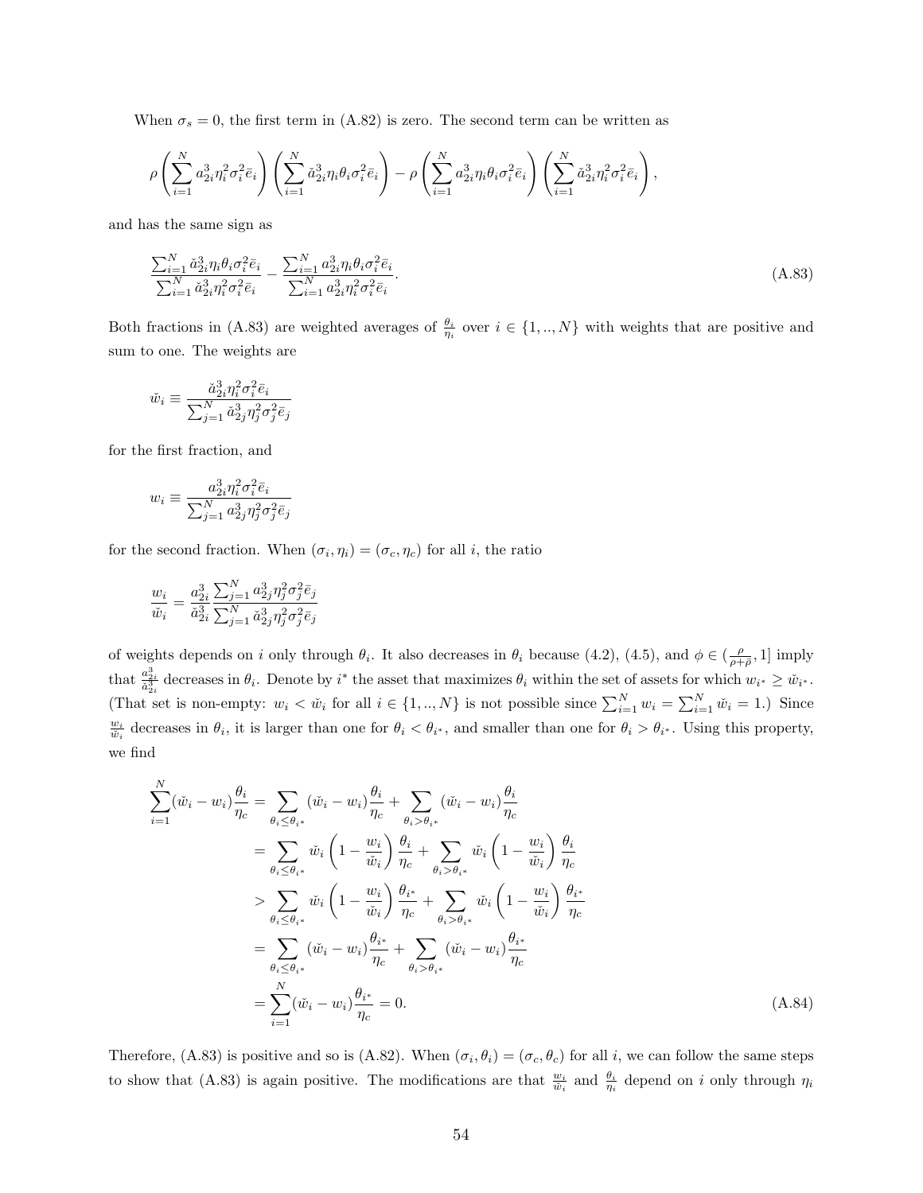When $\sigma_s = 0$, the first term in (A.82) is zero. The second term can be written as

$$\rho\left(\sum_{i=1}^{N} a_{2i}^3 \eta_i^2 \sigma_i^2 \bar{e}_i\right)\left(\sum_{i=1}^{N} \check{a}_{2i}^3 \eta_i \theta_i \sigma_i^2 \bar{e}_i\right) - \rho\left(\sum_{i=1}^{N} a_{2i}^3 \eta_i \theta_i \sigma_i^2 \bar{e}_i\right)\left(\sum_{i=1}^{N} \check{a}_{2i}^3 \eta_i^2 \sigma_i^2 \bar{e}_i\right),$$

and has the same sign as

$$\frac{\sum_{i=1}^{N} \check{a}_{2i}^3 \eta_i \theta_i \sigma_i^2 \bar{e}_i}{\sum_{i=1}^{N} \check{a}_{2i}^3 \eta_i^2 \sigma_i^2 \bar{e}_i} - \frac{\sum_{i=1}^{N} a_{2i}^3 \eta_i \theta_i \sigma_i^2 \bar{e}_i}{\sum_{i=1}^{N} a_{2i}^3 \eta_i^2 \sigma_i^2 \bar{e}_i}. \tag{A.83}$$

Both fractions in (A.83) are weighted averages of $\frac{\theta_i}{\eta_i}$ over $i \in \{1, .., N\}$ with weights that are positive and sum to one. The weights are

$$\check{w}_i \equiv \frac{\check{a}_{2i}^3 \eta_i^2 \sigma_i^2 \bar{e}_i}{\sum_{j=1}^{N} \check{a}_{2j}^3 \eta_j^2 \sigma_j^2 \bar{e}_j}$$

for the first fraction, and

$$w_i \equiv \frac{a_{2i}^3 \eta_i^2 \sigma_i^2 \bar{e}_i}{\sum_{j=1}^{N} a_{2j}^3 \eta_j^2 \sigma_j^2 \bar{e}_j}$$

for the second fraction. When $(\sigma_i, \eta_i) = (\sigma_c, \eta_c)$ for all $i$, the ratio

$$\frac{w_i}{\check{w}_i} = \frac{a_{2i}^3}{\check{a}_{2i}^3} \frac{\sum_{j=1}^{N} a_{2j}^3 \eta_j^2 \sigma_j^2 \bar{e}_j}{\sum_{j=1}^{N} \check{a}_{2j}^3 \eta_j^2 \sigma_j^2 \bar{e}_j}$$

of weights depends on $i$ only through $\theta_i$. It also decreases in $\theta_i$ because (4.2), (4.5), and $\phi \in (\frac{\rho}{\rho + \bar{\rho}}, 1]$ imply that $\frac{a_{2i}^3}{\check{a}_{2i}^3}$ decreases in $\theta_i$. Denote by $i^*$ the asset that maximizes $\theta_i$ within the set of assets for which $w_{i^*} \geq \check{w}_{i^*}$. (That set is non-empty: $w_i < \check{w}_i$ for all $i \in \{1, .., N\}$ is not possible since $\sum_{i=1}^{N} w_i = \sum_{i=1}^{N} \check{w}_i = 1$.) Since $\frac{w_i}{\check{w}_i}$ decreases in $\theta_i$, it is larger than one for $\theta_i < \theta_{i^*}$, and smaller than one for $\theta_i > \theta_{i^*}$. Using this property, we find

$$\begin{aligned}
\sum_{i=1}^{N} (\check{w}_i - w_i) \frac{\theta_i}{\eta_c} &= \sum_{\theta_i \leq \theta_{i^*}} (\check{w}_i - w_i) \frac{\theta_i}{\eta_c} + \sum_{\theta_i > \theta_{i^*}} (\check{w}_i - w_i) \frac{\theta_i}{\eta_c} \\
&= \sum_{\theta_i \leq \theta_{i^*}} \check{w}_i \left(1 - \frac{w_i}{\check{w}_i}\right) \frac{\theta_i}{\eta_c} + \sum_{\theta_i > \theta_{i^*}} \check{w}_i \left(1 - \frac{w_i}{\check{w}_i}\right) \frac{\theta_i}{\eta_c} \\
&> \sum_{\theta_i \leq \theta_{i^*}} \check{w}_i \left(1 - \frac{w_i}{\check{w}_i}\right) \frac{\theta_{i^*}}{\eta_c} + \sum_{\theta_i > \theta_{i^*}} \check{w}_i \left(1 - \frac{w_i}{\check{w}_i}\right) \frac{\theta_{i^*}}{\eta_c} \\
&= \sum_{\theta_i \leq \theta_{i^*}} (\check{w}_i - w_i) \frac{\theta_{i^*}}{\eta_c} + \sum_{\theta_i > \theta_{i^*}} (\check{w}_i - w_i) \frac{\theta_{i^*}}{\eta_c} \\
&= \sum_{i=1}^{N} (\check{w}_i - w_i) \frac{\theta_{i^*}}{\eta_c} = 0.
\end{aligned} \tag{A.84}$$

Therefore, (A.83) is positive and so is (A.82). When $(\sigma_i, \theta_i) = (\sigma_c, \theta_c)$ for all $i$, we can follow the same steps to show that (A.83) is again positive. The modifications are that $\frac{w_i}{\check{w}_i}$ and $\frac{\theta_i}{\eta_i}$ depend on $i$ only through $\eta_i$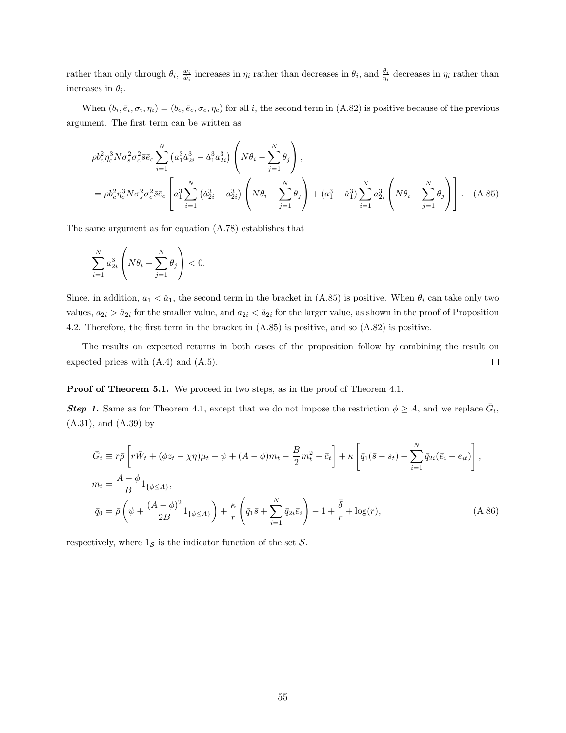rather than only through $\theta_i$, $\frac{w_i}{\check{w}_i}$ increases in $\eta_i$ rather than decreases in $\theta_i$, and $\frac{\theta_i}{\eta_i}$ decreases in $\eta_i$ rather than increases in $\theta_i$.

When $(b_i, \bar{e}_i, \sigma_i, \eta_i) = (b_c, \bar{e}_c, \sigma_c, \eta_c)$ for all $i$, the second term in (A.82) is positive because of the previous argument. The first term can be written as

$$
\begin{aligned}
&\rho b_c^2 \eta_c^3 N \sigma_s^2 \sigma_c^2 \bar{s} \bar{e}_c \sum_{i=1}^N \left( a_1^3 \check{a}_{2i}^3 - \check{a}_1^3 a_{2i}^3 \right) \left( N\theta_i - \sum_{j=1}^N \theta_j \right), \\
&= \rho b_c^2 \eta_c^3 N \sigma_s^2 \sigma_c^2 \bar{s} \bar{e}_c \left[ a_1^3 \sum_{i=1}^N \left( \check{a}_{2i}^3 - a_{2i}^3 \right) \left( N\theta_i - \sum_{j=1}^N \theta_j \right) + (a_1^3 - \check{a}_1^3) \sum_{i=1}^N a_{2i}^3 \left( N\theta_i - \sum_{j=1}^N \theta_j \right) \right]. \quad \text{(A.85)}
\end{aligned}
$$

The same argument as for equation (A.78) establishes that

$$
\sum_{i=1}^N a_{2i}^3 \left( N\theta_i - \sum_{j=1}^N \theta_j \right) < 0.
$$

Since, in addition, $a_1 < \check{a}_1$, the second term in the bracket in (A.85) is positive. When $\theta_i$ can take only two values, $a_{2i} > \check{a}_{2i}$ for the smaller value, and $a_{2i} < \check{a}_{2i}$ for the larger value, as shown in the proof of Proposition 4.2. Therefore, the first term in the bracket in (A.85) is positive, and so (A.82) is positive.

The results on expected returns in both cases of the proposition follow by combining the result on expected prices with (A.4) and (A.5). □

**Proof of Theorem 5.1.** We proceed in two steps, as in the proof of Theorem 4.1.

***Step 1.*** Same as for Theorem 4.1, except that we do not impose the restriction $\phi \geq A$, and we replace $\bar{G}_t$, (A.31), and (A.39) by

$$
\begin{aligned}
\bar{G}_t &\equiv r\bar{\rho} \left[ r\bar{W}_t + (\phi z_t - \chi\eta)\mu_t + \psi + (A - \phi)m_t - \frac{B}{2}m_t^2 - \bar{c}_t \right] + \kappa \left[ \bar{q}_1(\bar{s} - s_t) + \sum_{i=1}^N \bar{q}_{2i}(\bar{e}_i - e_{it}) \right], \\
m_t &= \frac{A - \phi}{B} 1_{\{\phi \leq A\}}, \\
\bar{q}_0 &= \bar{\rho} \left( \psi + \frac{(A - \phi)^2}{2B} 1_{\{\phi \leq A\}} \right) + \frac{\kappa}{r} \left( \bar{q}_1 \bar{s} + \sum_{i=1}^N \bar{q}_{2i} \bar{e}_i \right) - 1 + \frac{\bar{\delta}}{r} + \log(r), \qquad \text{(A.86)}
\end{aligned}
$$

respectively, where $1_{\mathcal{S}}$ is the indicator function of the set $\mathcal{S}$.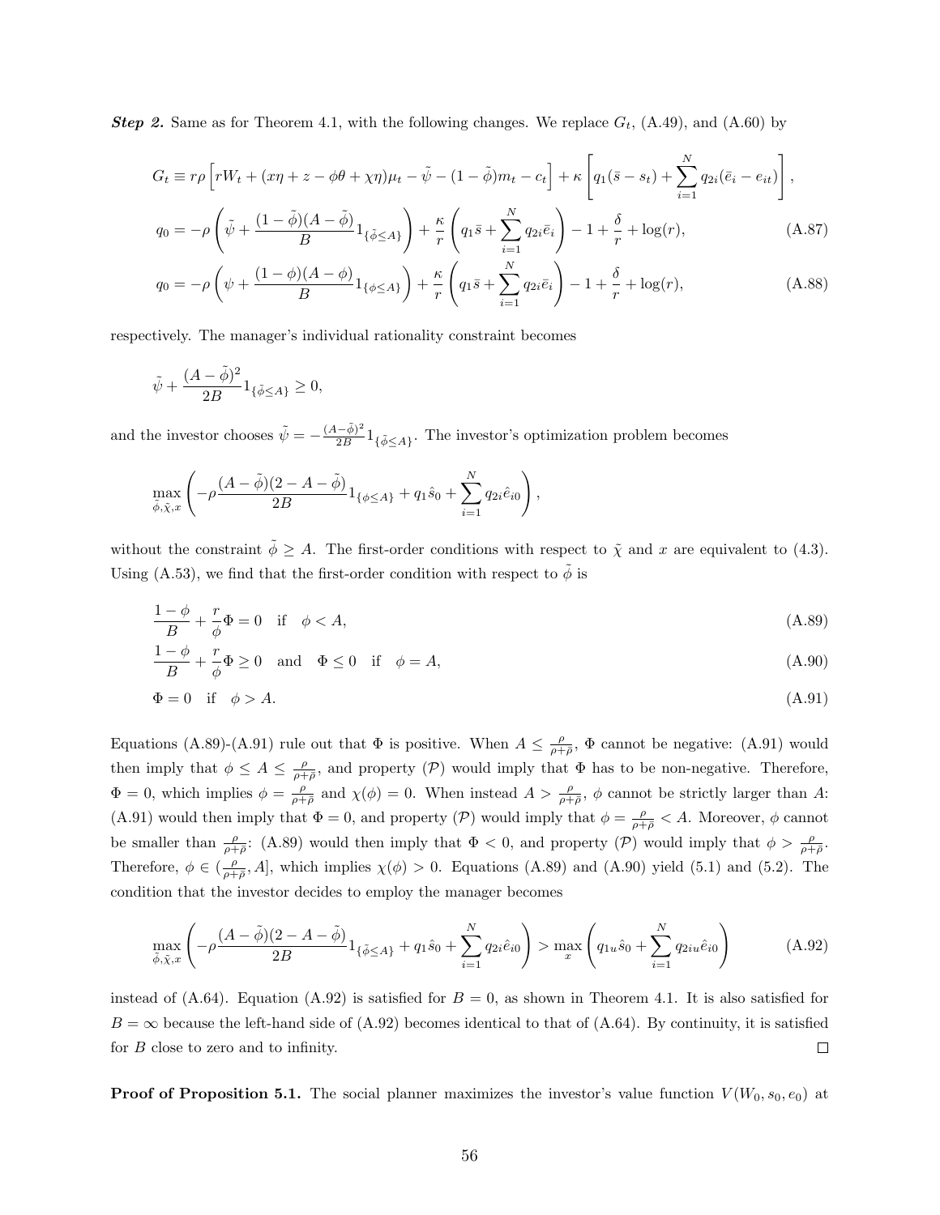***Step 2.*** Same as for Theorem 4.1, with the following changes. We replace $G_t$, (A.49), and (A.60) by

$$G_t \equiv r\rho \left[ rW_t + (x\eta + z - \phi\theta + \chi\eta)\mu_t - \tilde{\psi} - (1-\tilde{\phi})m_t - c_t \right] + \kappa \left[ q_1(\bar{s} - s_t) + \sum_{i=1}^{N} q_{2i}(\bar{e}_i - e_{it}) \right],$$

$$q_0 = -\rho \left( \tilde{\psi} + \frac{(1-\tilde{\phi})(A-\tilde{\phi})}{B} 1_{\{\tilde{\phi} \le A\}} \right) + \frac{\kappa}{r} \left( q_1 \bar{s} + \sum_{i=1}^{N} q_{2i}\bar{e}_i \right) - 1 + \frac{\delta}{r} + \log(r), \tag{A.87}$$

$$q_0 = -\rho \left( \psi + \frac{(1-\phi)(A-\phi)}{B} 1_{\{\phi \le A\}} \right) + \frac{\kappa}{r} \left( q_1 \bar{s} + \sum_{i=1}^{N} q_{2i}\bar{e}_i \right) - 1 + \frac{\delta}{r} + \log(r), \tag{A.88}$$

respectively. The manager's individual rationality constraint becomes

$$\tilde{\psi} + \frac{(A-\tilde{\phi})^2}{2B} 1_{\{\tilde{\phi} \le A\}} \ge 0,$$

and the investor chooses $\tilde{\psi} = -\frac{(A-\tilde{\phi})^2}{2B} 1_{\{\tilde{\phi} \le A\}}$. The investor's optimization problem becomes

$$\max_{\tilde{\phi}, \tilde{\chi}, x} \left( -\rho \frac{(A-\tilde{\phi})(2-A-\tilde{\phi})}{2B} 1_{\{\phi \le A\}} + q_1 \hat{s}_0 + \sum_{i=1}^{N} q_{2i}\hat{e}_{i0} \right),$$

without the constraint $\tilde{\phi} \ge A$. The first-order conditions with respect to $\tilde{\chi}$ and $x$ are equivalent to (4.3). Using (A.53), we find that the first-order condition with respect to $\tilde{\phi}$ is

$$\frac{1-\phi}{B} + \frac{r}{\phi}\Phi = 0 \quad \text{if} \quad \phi < A, \tag{A.89}$$

$$\frac{1-\phi}{B} + \frac{r}{\phi}\Phi \ge 0 \quad \text{and} \quad \Phi \le 0 \quad \text{if} \quad \phi = A, \tag{A.90}$$

$$\Phi = 0 \quad \text{if} \quad \phi > A. \tag{A.91}$$

Equations (A.89)-(A.91) rule out that $\Phi$ is positive. When $A \le \frac{\rho}{\rho+\bar{\rho}}$, $\Phi$ cannot be negative: (A.91) would then imply that $\phi \le A \le \frac{\rho}{\rho+\bar{\rho}}$, and property ($\mathcal{P}$) would imply that $\Phi$ has to be non-negative. Therefore, $\Phi = 0$, which implies $\phi = \frac{\rho}{\rho+\bar{\rho}}$ and $\chi(\phi) = 0$. When instead $A > \frac{\rho}{\rho+\bar{\rho}}$, $\phi$ cannot be strictly larger than $A$: (A.91) would then imply that $\Phi = 0$, and property ($\mathcal{P}$) would imply that $\phi = \frac{\rho}{\rho+\bar{\rho}} < A$. Moreover, $\phi$ cannot be smaller than $\frac{\rho}{\rho+\bar{\rho}}$: (A.89) would then imply that $\Phi < 0$, and property ($\mathcal{P}$) would imply that $\phi > \frac{\rho}{\rho+\bar{\rho}}$. Therefore, $\phi \in (\frac{\rho}{\rho+\bar{\rho}}, A]$, which implies $\chi(\phi) > 0$. Equations (A.89) and (A.90) yield (5.1) and (5.2). The condition that the investor decides to employ the manager becomes

$$\max_{\tilde{\phi}, \tilde{\chi}, x} \left( -\rho \frac{(A-\tilde{\phi})(2-A-\tilde{\phi})}{2B} 1_{\{\tilde{\phi} \le A\}} + q_1 \hat{s}_0 + \sum_{i=1}^{N} q_{2i}\hat{e}_{i0} \right) > \max_{x} \left( q_{1u}\hat{s}_0 + \sum_{i=1}^{N} q_{2iu}\hat{e}_{i0} \right) \tag{A.92}$$

instead of (A.64). Equation (A.92) is satisfied for $B = 0$, as shown in Theorem 4.1. It is also satisfied for $B = \infty$ because the left-hand side of (A.92) becomes identical to that of (A.64). By continuity, it is satisfied for $B$ close to zero and to infinity. □

**Proof of Proposition 5.1.** The social planner maximizes the investor's value function $V(W_0, s_0, e_0)$ at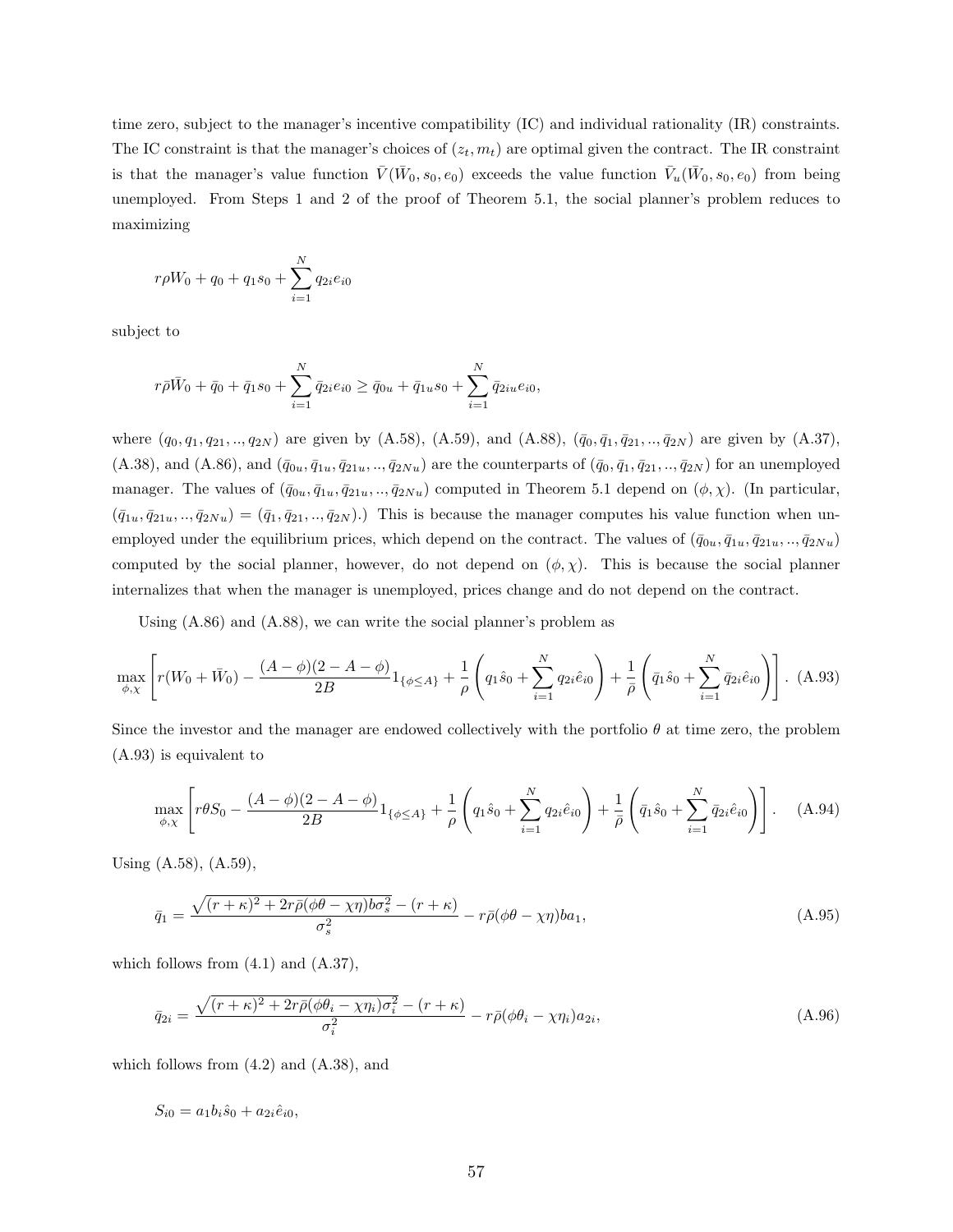time zero, subject to the manager's incentive compatibility (IC) and individual rationality (IR) constraints. The IC constraint is that the manager's choices of $(z_t, m_t)$ are optimal given the contract. The IR constraint is that the manager's value function $\bar{V}(\bar{W}_0, s_0, e_0)$ exceeds the value function $\bar{V}_u(\bar{W}_0, s_0, e_0)$ from being unemployed. From Steps 1 and 2 of the proof of Theorem 5.1, the social planner's problem reduces to maximizing

$$r\rho W_0 + q_0 + q_1 s_0 + \sum_{i=1}^{N} q_{2i} e_{i0}$$

subject to

$$r\bar{\rho}\bar{W}_0 + \bar{q}_0 + \bar{q}_1 s_0 + \sum_{i=1}^{N} \bar{q}_{2i} e_{i0} \geq \bar{q}_{0u} + \bar{q}_{1u} s_0 + \sum_{i=1}^{N} \bar{q}_{2iu} e_{i0},$$

where $(q_0, q_1, q_{21}, .., q_{2N})$ are given by (A.58), (A.59), and (A.88), $(\bar{q}_0, \bar{q}_1, \bar{q}_{21}, .., \bar{q}_{2N})$ are given by (A.37), (A.38), and (A.86), and $(\bar{q}_{0u}, \bar{q}_{1u}, \bar{q}_{21u}, .., \bar{q}_{2Nu})$ are the counterparts of $(\bar{q}_0, \bar{q}_1, \bar{q}_{21}, .., \bar{q}_{2N})$ for an unemployed manager. The values of $(\bar{q}_{0u}, \bar{q}_{1u}, \bar{q}_{21u}, .., \bar{q}_{2Nu})$ computed in Theorem 5.1 depend on $(\phi, \chi)$. (In particular, $(\bar{q}_{1u}, \bar{q}_{21u}, .., \bar{q}_{2Nu}) = (\bar{q}_1, \bar{q}_{21}, .., \bar{q}_{2N})$.) This is because the manager computes his value function when unemployed under the equilibrium prices, which depend on the contract. The values of $(\bar{q}_{0u}, \bar{q}_{1u}, \bar{q}_{21u}, .., \bar{q}_{2Nu})$ computed by the social planner, however, do not depend on $(\phi, \chi)$. This is because the social planner internalizes that when the manager is unemployed, prices change and do not depend on the contract.

Using (A.86) and (A.88), we can write the social planner's problem as

$$\max_{\phi,\chi} \left[ r(W_0 + \bar{W}_0) - \frac{(A-\phi)(2-A-\phi)}{2B} 1_{\{\phi \leq A\}} + \frac{1}{\rho}\left( q_1 \hat{s}_0 + \sum_{i=1}^{N} q_{2i} \hat{e}_{i0} \right) + \frac{1}{\bar{\rho}}\left( \bar{q}_1 \hat{s}_0 + \sum_{i=1}^{N} \bar{q}_{2i} \hat{e}_{i0} \right) \right]. \quad \text{(A.93)}$$

Since the investor and the manager are endowed collectively with the portfolio $\theta$ at time zero, the problem (A.93) is equivalent to

$$\max_{\phi,\chi} \left[ r\theta S_0 - \frac{(A-\phi)(2-A-\phi)}{2B} 1_{\{\phi \leq A\}} + \frac{1}{\rho}\left( q_1 \hat{s}_0 + \sum_{i=1}^{N} q_{2i} \hat{e}_{i0} \right) + \frac{1}{\bar{\rho}}\left( \bar{q}_1 \hat{s}_0 + \sum_{i=1}^{N} \bar{q}_{2i} \hat{e}_{i0} \right) \right]. \quad \text{(A.94)}$$

Using (A.58), (A.59),

$$\bar{q}_1 = \frac{\sqrt{(r+\kappa)^2 + 2r\bar{\rho}(\phi\theta - \chi\eta)b\sigma_s^2} - (r+\kappa)}{\sigma_s^2} - r\bar{\rho}(\phi\theta - \chi\eta)ba_1, \quad \text{(A.95)}$$

which follows from (4.1) and (A.37),

$$\bar{q}_{2i} = \frac{\sqrt{(r+\kappa)^2 + 2r\bar{\rho}(\phi\theta_i - \chi\eta_i)\sigma_i^2} - (r+\kappa)}{\sigma_i^2} - r\bar{\rho}(\phi\theta_i - \chi\eta_i)a_{2i}, \quad \text{(A.96)}$$

which follows from (4.2) and (A.38), and

$$S_{i0} = a_1 b_i \hat{s}_0 + a_{2i}\hat{e}_{i0},$$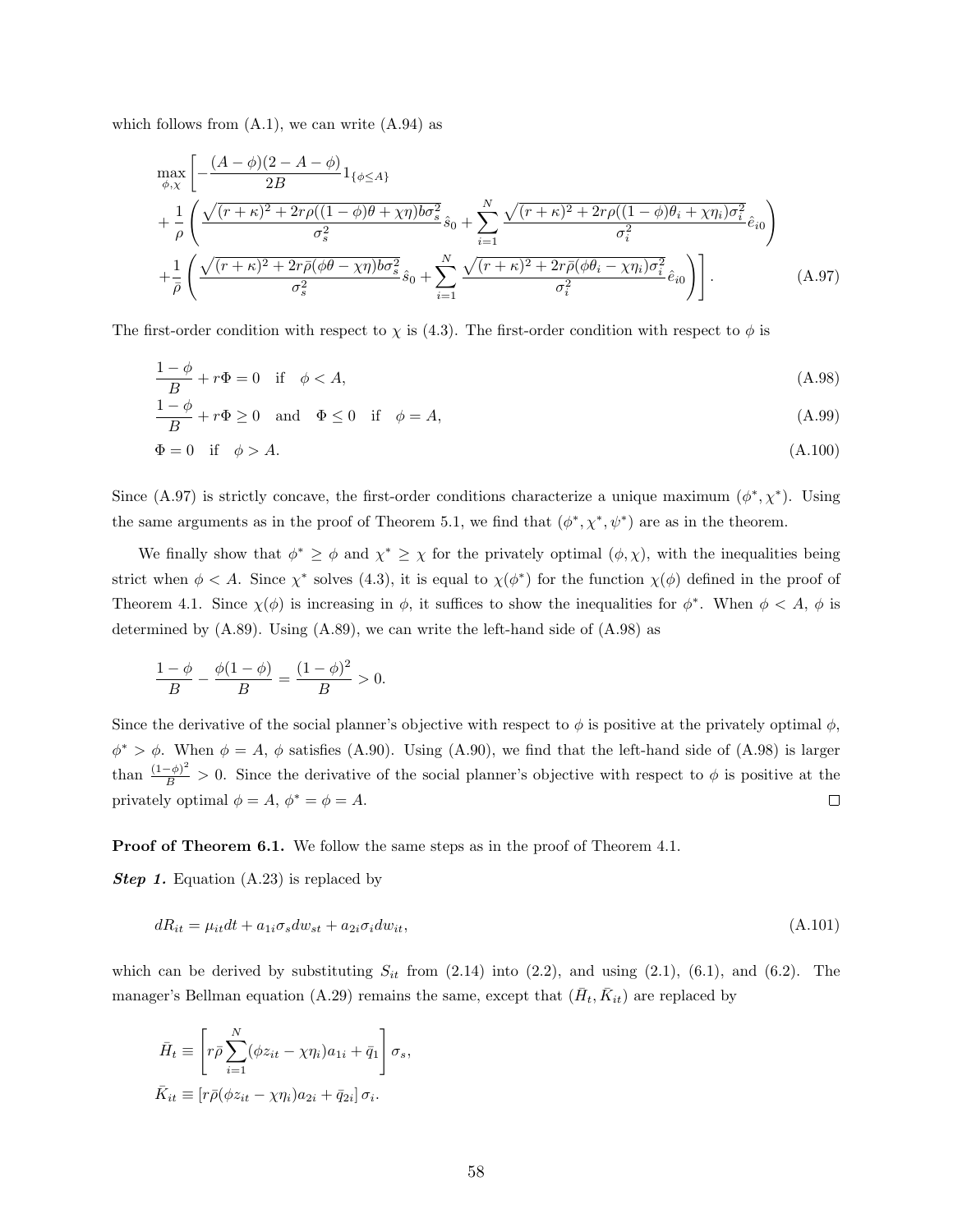which follows from (A.1), we can write (A.94) as

$$
\begin{aligned}
\max_{\phi,\chi} \Bigg[ & -\frac{(A-\phi)(2-A-\phi)}{2B} 1_{\{\phi \le A\}} \\
& + \frac{1}{\rho} \left( \frac{\sqrt{(r+\kappa)^2 + 2r\rho((1-\phi)\theta + \chi\eta) b\sigma_s^2}}{\sigma_s^2} \hat{s}_0 + \sum_{i=1}^N \frac{\sqrt{(r+\kappa)^2 + 2r\rho((1-\phi)\theta_i + \chi\eta_i)\sigma_i^2}}{\sigma_i^2} \hat{e}_{i0} \right) \\
& + \frac{1}{\bar{\rho}} \left( \frac{\sqrt{(r+\kappa)^2 + 2r\bar{\rho}(\phi\theta - \chi\eta) b\sigma_s^2}}{\sigma_s^2} \hat{s}_0 + \sum_{i=1}^N \frac{\sqrt{(r+\kappa)^2 + 2r\bar{\rho}(\phi\theta_i - \chi\eta_i)\sigma_i^2}}{\sigma_i^2} \hat{e}_{i0} \right) \Bigg]. \qquad \text{(A.97)}
\end{aligned}
$$

The first-order condition with respect to $\chi$ is (4.3). The first-order condition with respect to $\phi$ is

$$\frac{1-\phi}{B} + r\Phi = 0 \quad \text{if} \quad \phi < A, \qquad \text{(A.98)}$$

$$\frac{1-\phi}{B} + r\Phi \ge 0 \quad \text{and} \quad \Phi \le 0 \quad \text{if} \quad \phi = A, \qquad \text{(A.99)}$$

$$\Phi = 0 \quad \text{if} \quad \phi > A. \qquad \text{(A.100)}$$

Since (A.97) is strictly concave, the first-order conditions characterize a unique maximum $(\phi^*, \chi^*)$. Using the same arguments as in the proof of Theorem 5.1, we find that $(\phi^*, \chi^*, \psi^*)$ are as in the theorem.

We finally show that $\phi^* \ge \phi$ and $\chi^* \ge \chi$ for the privately optimal $(\phi, \chi)$, with the inequalities being strict when $\phi < A$. Since $\chi^*$ solves (4.3), it is equal to $\chi(\phi^*)$ for the function $\chi(\phi)$ defined in the proof of Theorem 4.1. Since $\chi(\phi)$ is increasing in $\phi$, it suffices to show the inequalities for $\phi^*$. When $\phi < A$, $\phi$ is determined by (A.89). Using (A.89), we can write the left-hand side of (A.98) as

$$\frac{1-\phi}{B} - \frac{\phi(1-\phi)}{B} = \frac{(1-\phi)^2}{B} > 0.$$

Since the derivative of the social planner's objective with respect to $\phi$ is positive at the privately optimal $\phi$, $\phi^* > \phi$. When $\phi = A$, $\phi$ satisfies (A.90). Using (A.90), we find that the left-hand side of (A.98) is larger than $\frac{(1-\phi)^2}{B} > 0$. Since the derivative of the social planner's objective with respect to $\phi$ is positive at the privately optimal $\phi = A$, $\phi^* = \phi = A$. ☐

**Proof of Theorem 6.1.** We follow the same steps as in the proof of Theorem 4.1.

***Step 1.*** Equation (A.23) is replaced by

$$dR_{it} = \mu_{it} dt + a_{1i}\sigma_s dw_{st} + a_{2i}\sigma_i dw_{it}, \qquad \text{(A.101)}$$

which can be derived by substituting $S_{it}$ from (2.14) into (2.2), and using (2.1), (6.1), and (6.2). The manager's Bellman equation (A.29) remains the same, except that $(\bar{H}_t, \bar{K}_{it})$ are replaced by

$$\bar{H}_t \equiv \left[ r\bar{\rho} \sum_{i=1}^N (\phi z_{it} - \chi\eta_i) a_{1i} + \bar{q}_1 \right] \sigma_s,$$

$$\bar{K}_{it} \equiv \left[ r\bar{\rho}(\phi z_{it} - \chi\eta_i) a_{2i} + \bar{q}_{2i} \right] \sigma_i.$$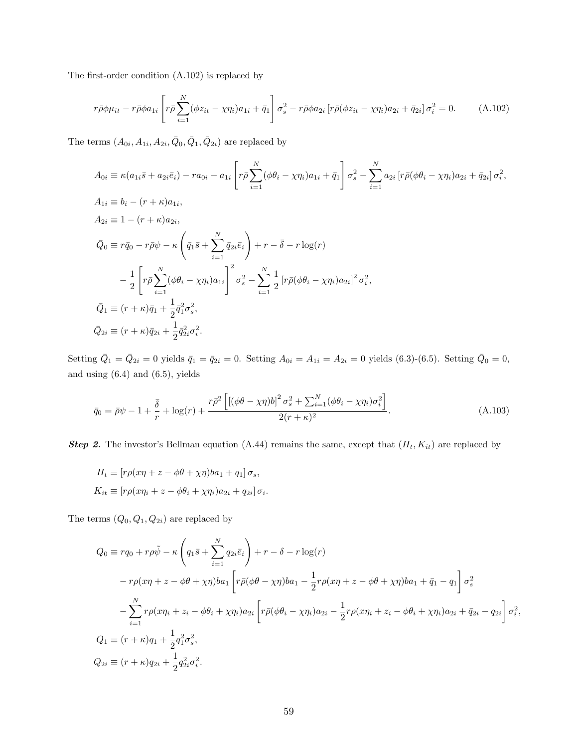The first-order condition (A.102) is replaced by

$$r\bar{\rho}\phi\mu_{it} - r\bar{\rho}\phi a_{1i}\left[r\bar{\rho}\sum_{i=1}^{N}(\phi z_{it} - \chi\eta_i)a_{1i} + \bar{q}_1\right]\sigma_s^2 - r\bar{\rho}\phi a_{2i}\left[r\bar{\rho}(\phi z_{it} - \chi\eta_i)a_{2i} + \bar{q}_{2i}\right]\sigma_i^2 = 0. \tag{A.102}$$

The terms $(A_{0i}, A_{1i}, A_{2i}, \bar{Q}_0, \bar{Q}_1, \bar{Q}_{2i})$ are replaced by

$$A_{0i} \equiv \kappa(a_{1i}\bar{s} + a_{2i}\bar{e}_i) - ra_{0i} - a_{1i}\left[r\bar{\rho}\sum_{i=1}^{N}(\phi\theta_i - \chi\eta_i)a_{1i} + \bar{q}_1\right]\sigma_s^2 - \sum_{i=1}^{N}a_{2i}\left[r\bar{\rho}(\phi\theta_i - \chi\eta_i)a_{2i} + \bar{q}_{2i}\right]\sigma_i^2,$$

$$A_{1i} \equiv b_i - (r+\kappa)a_{1i},$$

$$A_{2i} \equiv 1 - (r+\kappa)a_{2i},$$

$$\bar{Q}_0 \equiv r\bar{q}_0 - r\bar{\rho}\psi - \kappa\left(\bar{q}_1\bar{s} + \sum_{i=1}^{N}\bar{q}_{2i}\bar{e}_i\right) + r - \bar{\delta} - r\log(r)$$
$$- \frac{1}{2}\left[r\bar{\rho}\sum_{i=1}^{N}(\phi\theta_i - \chi\eta_i)a_{1i}\right]^2\sigma_s^2 - \sum_{i=1}^{N}\frac{1}{2}\left[r\bar{\rho}(\phi\theta_i - \chi\eta_i)a_{2i}\right]^2\sigma_i^2,$$

$$\bar{Q}_1 \equiv (r+\kappa)\bar{q}_1 + \frac{1}{2}\bar{q}_1^2\sigma_s^2,$$

$$\bar{Q}_{2i} \equiv (r+\kappa)\bar{q}_{2i} + \frac{1}{2}\bar{q}_{2i}^2\sigma_i^2.$$

Setting $\bar{Q}_1 = \bar{Q}_{2i} = 0$ yields $\bar{q}_1 = \bar{q}_{2i} = 0$. Setting $A_{0i} = A_{1i} = A_{2i} = 0$ yields (6.3)-(6.5). Setting $\bar{Q}_0 = 0$, and using (6.4) and (6.5), yields

$$\bar{q}_0 = \bar{\rho}\psi - 1 + \frac{\bar{\delta}}{r} + \log(r) + \frac{r\bar{\rho}^2\left[\left[(\phi\theta - \chi\eta)b\right]^2\sigma_s^2 + \sum_{i=1}^{N}(\phi\theta_i - \chi\eta_i)\sigma_i^2\right]}{2(r+\kappa)^2}. \tag{A.103}$$

***Step 2.*** The investor's Bellman equation (A.44) remains the same, except that $(H_t, K_{it})$ are replaced by

$$H_t \equiv \left[r\rho(x\eta + z - \phi\theta + \chi\eta)ba_1 + q_1\right]\sigma_s,$$
$$K_{it} \equiv \left[r\rho(x\eta_i + z - \phi\theta_i + \chi\eta_i)a_{2i} + q_{2i}\right]\sigma_i.$$

The terms $(Q_0, Q_1, Q_{2i})$ are replaced by

$$Q_0 \equiv rq_0 + r\rho\tilde{\psi} - \kappa\left(q_1\bar{s} + \sum_{i=1}^{N}q_{2i}\bar{e}_i\right) + r - \delta - r\log(r)$$
$$- r\rho(x\eta + z - \phi\theta + \chi\eta)ba_1\left[r\bar{\rho}(\phi\theta - \chi\eta)ba_1 - \frac{1}{2}r\rho(x\eta + z - \phi\theta + \chi\eta)ba_1 + \bar{q}_1 - q_1\right]\sigma_s^2$$
$$- \sum_{i=1}^{N}r\rho(x\eta_i + z_i - \phi\theta_i + \chi\eta_i)a_{2i}\left[r\bar{\rho}(\phi\theta_i - \chi\eta_i)a_{2i} - \frac{1}{2}r\rho(x\eta_i + z_i - \phi\theta_i + \chi\eta_i)a_{2i} + \bar{q}_{2i} - q_{2i}\right]\sigma_i^2,$$

$$Q_1 \equiv (r+\kappa)q_1 + \frac{1}{2}q_1^2\sigma_s^2,$$

$$Q_{2i} \equiv (r+\kappa)q_{2i} + \frac{1}{2}q_{2i}^2\sigma_i^2.$$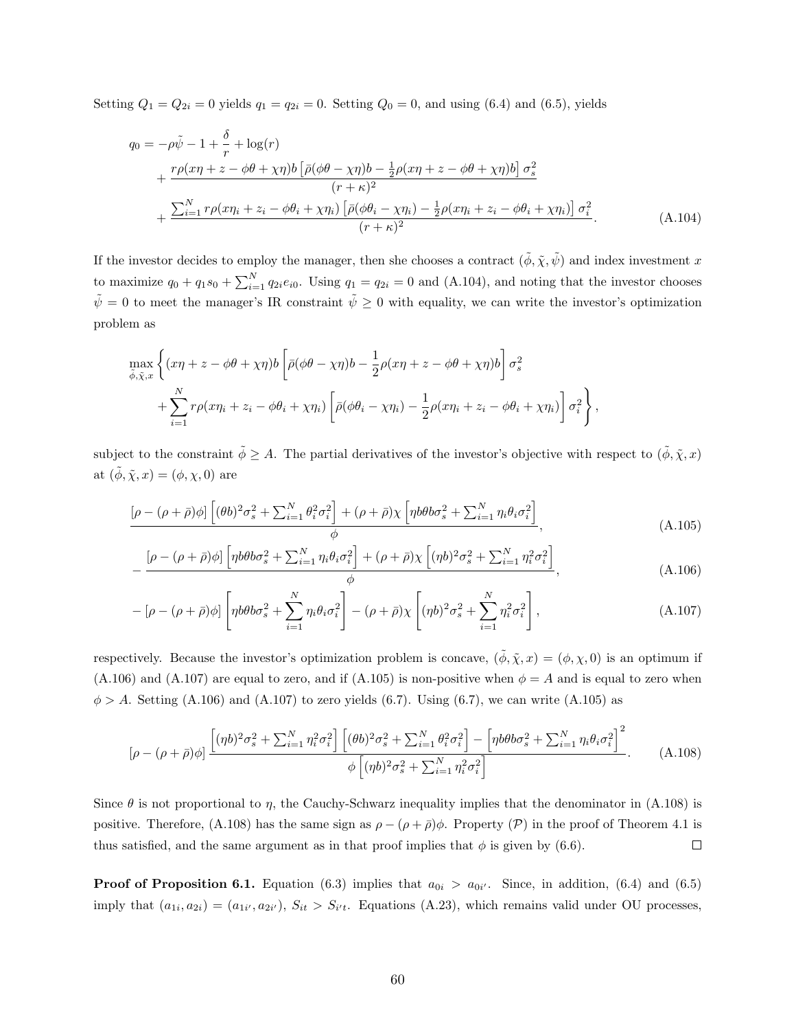Setting $Q_1 = Q_{2i} = 0$ yields $q_1 = q_{2i} = 0$. Setting $Q_0 = 0$, and using (6.4) and (6.5), yields

$$
\begin{aligned}
q_0 = & -\rho\tilde{\psi} - 1 + \frac{\delta}{r} + \log(r) \\
& + \frac{r\rho(x\eta + z - \phi\theta + \chi\eta)b\left[\bar{\rho}(\phi\theta - \chi\eta)b - \frac{1}{2}\rho(x\eta + z - \phi\theta + \chi\eta)b\right]\sigma_s^2}{(r+\kappa)^2} \\
& + \frac{\sum_{i=1}^N r\rho(x\eta_i + z_i - \phi\theta_i + \chi\eta_i)\left[\bar{\rho}(\phi\theta_i - \chi\eta_i) - \frac{1}{2}\rho(x\eta_i + z_i - \phi\theta_i + \chi\eta_i)\right]\sigma_i^2}{(r+\kappa)^2}. \qquad \text{(A.104)}
\end{aligned}
$$

If the investor decides to employ the manager, then she chooses a contract $(\tilde{\phi}, \tilde{\chi}, \tilde{\psi})$ and index investment $x$ to maximize $q_0 + q_1 s_0 + \sum_{i=1}^N q_{2i} e_{i0}$. Using $q_1 = q_{2i} = 0$ and (A.104), and noting that the investor chooses $\tilde{\psi} = 0$ to meet the manager's IR constraint $\tilde{\psi} \geq 0$ with equality, we can write the investor's optimization problem as

$$
\begin{aligned}
\max_{\tilde{\phi}, \tilde{\chi}, x} \Bigg\{ & (x\eta + z - \phi\theta + \chi\eta)b\left[\bar{\rho}(\phi\theta - \chi\eta)b - \frac{1}{2}\rho(x\eta + z - \phi\theta + \chi\eta)b\right]\sigma_s^2 \\
& + \sum_{i=1}^N r\rho(x\eta_i + z_i - \phi\theta_i + \chi\eta_i)\left[\bar{\rho}(\phi\theta_i - \chi\eta_i) - \frac{1}{2}\rho(x\eta_i + z_i - \phi\theta_i + \chi\eta_i)\right]\sigma_i^2 \Bigg\},
\end{aligned}
$$

subject to the constraint $\tilde{\phi} \geq A$. The partial derivatives of the investor's objective with respect to $(\tilde{\phi}, \tilde{\chi}, x)$ at $(\tilde{\phi}, \tilde{\chi}, x) = (\phi, \chi, 0)$ are

$$
\frac{[\rho - (\rho + \bar{\rho})\phi]\left[(\theta b)^2\sigma_s^2 + \sum_{i=1}^N \theta_i^2\sigma_i^2\right] + (\rho + \bar{\rho})\chi\left[\eta b\theta b\sigma_s^2 + \sum_{i=1}^N \eta_i\theta_i\sigma_i^2\right]}{\phi}, \qquad \text{(A.105)}
$$

$$
-\frac{[\rho - (\rho + \bar{\rho})\phi]\left[\eta b\theta b\sigma_s^2 + \sum_{i=1}^N \eta_i\theta_i\sigma_i^2\right] + (\rho + \bar{\rho})\chi\left[(\eta b)^2\sigma_s^2 + \sum_{i=1}^N \eta_i^2\sigma_i^2\right]}{\phi}, \qquad \text{(A.106)}
$$

$$
-[\rho - (\rho + \bar{\rho})\phi]\left[\eta b\theta b\sigma_s^2 + \sum_{i=1}^N \eta_i\theta_i\sigma_i^2\right] - (\rho + \bar{\rho})\chi\left[(\eta b)^2\sigma_s^2 + \sum_{i=1}^N \eta_i^2\sigma_i^2\right], \qquad \text{(A.107)}
$$

respectively. Because the investor's optimization problem is concave, $(\tilde{\phi}, \tilde{\chi}, x) = (\phi, \chi, 0)$ is an optimum if (A.106) and (A.107) are equal to zero, and if (A.105) is non-positive when $\phi = A$ and is equal to zero when $\phi > A$. Setting (A.106) and (A.107) to zero yields (6.7). Using (6.7), we can write (A.105) as

$$
[\rho - (\rho + \bar{\rho})\phi]\frac{\left[(\eta b)^2\sigma_s^2 + \sum_{i=1}^N \eta_i^2\sigma_i^2\right]\left[(\theta b)^2\sigma_s^2 + \sum_{i=1}^N \theta_i^2\sigma_i^2\right] - \left[\eta b\theta b\sigma_s^2 + \sum_{i=1}^N \eta_i\theta_i\sigma_i^2\right]^2}{\phi\left[(\eta b)^2\sigma_s^2 + \sum_{i=1}^N \eta_i^2\sigma_i^2\right]}. \qquad \text{(A.108)}
$$

Since $\theta$ is not proportional to $\eta$, the Cauchy-Schwarz inequality implies that the denominator in (A.108) is positive. Therefore, (A.108) has the same sign as $\rho - (\rho + \bar{\rho})\phi$. Property $(\mathcal{P})$ in the proof of Theorem 4.1 is thus satisfied, and the same argument as in that proof implies that $\phi$ is given by (6.6). $\square$

**Proof of Proposition 6.1.** Equation (6.3) implies that $a_{0i} > a_{0i'}$. Since, in addition, (6.4) and (6.5) imply that $(a_{1i}, a_{2i}) = (a_{1i'}, a_{2i'})$, $S_{it} > S_{i't}$. Equations (A.23), which remains valid under OU processes,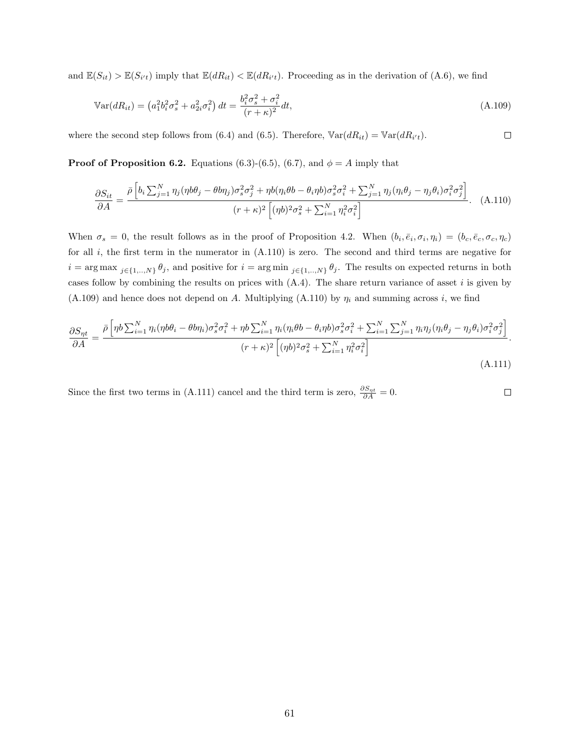and $\mathbb{E}(S_{it}) > \mathbb{E}(S_{i't})$ imply that $\mathbb{E}(dR_{it}) < \mathbb{E}(dR_{i't})$. Proceeding as in the derivation of (A.6), we find

$$\mathbb{V}\text{ar}(dR_{it}) = \left(a_1^2 b_i^2 \sigma_s^2 + a_{2i}^2 \sigma_i^2\right) dt = \frac{b_i^2 \sigma_s^2 + \sigma_i^2}{(r+\kappa)^2} dt, \tag{A.109}$$

where the second step follows from (6.4) and (6.5). Therefore, $\mathbb{V}\text{ar}(dR_{it}) = \mathbb{V}\text{ar}(dR_{i't})$. □

**Proof of Proposition 6.2.** Equations (6.3)-(6.5), (6.7), and $\phi = A$ imply that

$$\frac{\partial S_{it}}{\partial A} = \frac{\bar{\rho}\left[b_i \sum_{j=1}^N \eta_j(\eta b\theta_j - \theta b\eta_j)\sigma_s^2\sigma_j^2 + \eta b(\eta_i \theta b - \theta_i \eta b)\sigma_s^2\sigma_i^2 + \sum_{j=1}^N \eta_j(\eta_i\theta_j - \eta_j\theta_i)\sigma_i^2\sigma_j^2\right]}{(r+\kappa)^2\left[(\eta b)^2\sigma_s^2 + \sum_{i=1}^N \eta_i^2\sigma_i^2\right]}. \tag{A.110}$$

When $\sigma_s = 0$, the result follows as in the proof of Proposition 4.2. When $(b_i, \bar{e}_i, \sigma_i, \eta_i) = (b_c, \bar{e}_c, \sigma_c, \eta_c)$ for all $i$, the first term in the numerator in (A.110) is zero. The second and third terms are negative for $i = \arg\max_{j\in\{1,..,N\}} \theta_j$, and positive for $i = \arg\min_{j\in\{1,..,N\}} \theta_j$. The results on expected returns in both cases follow by combining the results on prices with (A.4). The share return variance of asset $i$ is given by (A.109) and hence does not depend on $A$. Multiplying (A.110) by $\eta_i$ and summing across $i$, we find

$$\frac{\partial S_{\eta t}}{\partial A} = \frac{\bar{\rho}\left[\eta b\sum_{i=1}^N \eta_i(\eta b\theta_i - \theta b\eta_i)\sigma_s^2\sigma_i^2 + \eta b\sum_{i=1}^N \eta_i(\eta_i\theta b - \theta_i\eta b)\sigma_s^2\sigma_i^2 + \sum_{i=1}^N\sum_{j=1}^N \eta_i\eta_j(\eta_i\theta_j - \eta_j\theta_i)\sigma_i^2\sigma_j^2\right]}{(r+\kappa)^2\left[(\eta b)^2\sigma_s^2 + \sum_{i=1}^N \eta_i^2\sigma_i^2\right]}. \tag{A.111}$$

Since the first two terms in (A.111) cancel and the third term is zero, $\frac{\partial S_{\eta t}}{\partial A} = 0$. □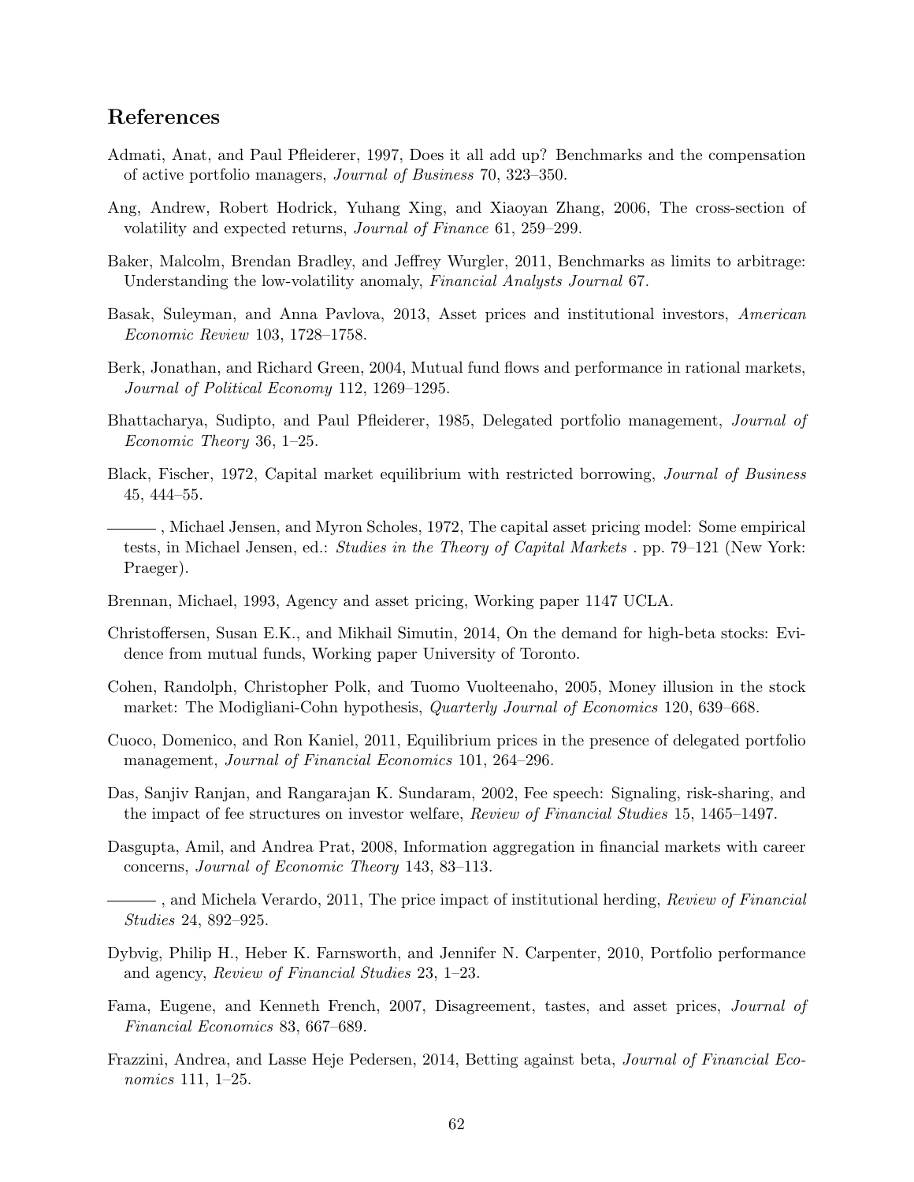## References

Admati, Anat, and Paul Pfleiderer, 1997, Does it all add up? Benchmarks and the compensation of active portfolio managers, *Journal of Business* 70, 323–350.

Ang, Andrew, Robert Hodrick, Yuhang Xing, and Xiaoyan Zhang, 2006, The cross-section of volatility and expected returns, *Journal of Finance* 61, 259–299.

Baker, Malcolm, Brendan Bradley, and Jeffrey Wurgler, 2011, Benchmarks as limits to arbitrage: Understanding the low-volatility anomaly, *Financial Analysts Journal* 67.

Basak, Suleyman, and Anna Pavlova, 2013, Asset prices and institutional investors, *American Economic Review* 103, 1728–1758.

Berk, Jonathan, and Richard Green, 2004, Mutual fund flows and performance in rational markets, *Journal of Political Economy* 112, 1269–1295.

Bhattacharya, Sudipto, and Paul Pfleiderer, 1985, Delegated portfolio management, *Journal of Economic Theory* 36, 1–25.

Black, Fischer, 1972, Capital market equilibrium with restricted borrowing, *Journal of Business* 45, 444–55.

———, Michael Jensen, and Myron Scholes, 1972, The capital asset pricing model: Some empirical tests, in Michael Jensen, ed.: *Studies in the Theory of Capital Markets* . pp. 79–121 (New York: Praeger).

Brennan, Michael, 1993, Agency and asset pricing, Working paper 1147 UCLA.

Christoffersen, Susan E.K., and Mikhail Simutin, 2014, On the demand for high-beta stocks: Evidence from mutual funds, Working paper University of Toronto.

Cohen, Randolph, Christopher Polk, and Tuomo Vuolteenaho, 2005, Money illusion in the stock market: The Modigliani-Cohn hypothesis, *Quarterly Journal of Economics* 120, 639–668.

Cuoco, Domenico, and Ron Kaniel, 2011, Equilibrium prices in the presence of delegated portfolio management, *Journal of Financial Economics* 101, 264–296.

Das, Sanjiv Ranjan, and Rangarajan K. Sundaram, 2002, Fee speech: Signaling, risk-sharing, and the impact of fee structures on investor welfare, *Review of Financial Studies* 15, 1465–1497.

Dasgupta, Amil, and Andrea Prat, 2008, Information aggregation in financial markets with career concerns, *Journal of Economic Theory* 143, 83–113.

———, and Michela Verardo, 2011, The price impact of institutional herding, *Review of Financial Studies* 24, 892–925.

Dybvig, Philip H., Heber K. Farnsworth, and Jennifer N. Carpenter, 2010, Portfolio performance and agency, *Review of Financial Studies* 23, 1–23.

Fama, Eugene, and Kenneth French, 2007, Disagreement, tastes, and asset prices, *Journal of Financial Economics* 83, 667–689.

Frazzini, Andrea, and Lasse Heje Pedersen, 2014, Betting against beta, *Journal of Financial Economics* 111, 1–25.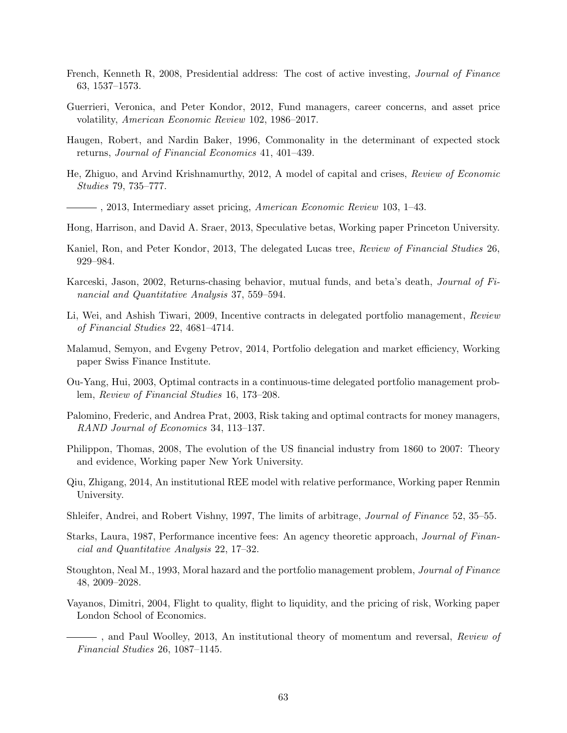French, Kenneth R, 2008, Presidential address: The cost of active investing, *Journal of Finance* 63, 1537–1573.

Guerrieri, Veronica, and Peter Kondor, 2012, Fund managers, career concerns, and asset price volatility, *American Economic Review* 102, 1986–2017.

Haugen, Robert, and Nardin Baker, 1996, Commonality in the determinant of expected stock returns, *Journal of Financial Economics* 41, 401–439.

He, Zhiguo, and Arvind Krishnamurthy, 2012, A model of capital and crises, *Review of Economic Studies* 79, 735–777.

———, 2013, Intermediary asset pricing, *American Economic Review* 103, 1–43.

Hong, Harrison, and David A. Sraer, 2013, Speculative betas, Working paper Princeton University.

Kaniel, Ron, and Peter Kondor, 2013, The delegated Lucas tree, *Review of Financial Studies* 26, 929–984.

Karceski, Jason, 2002, Returns-chasing behavior, mutual funds, and beta's death, *Journal of Financial and Quantitative Analysis* 37, 559–594.

Li, Wei, and Ashish Tiwari, 2009, Incentive contracts in delegated portfolio management, *Review of Financial Studies* 22, 4681–4714.

Malamud, Semyon, and Evgeny Petrov, 2014, Portfolio delegation and market efficiency, Working paper Swiss Finance Institute.

Ou-Yang, Hui, 2003, Optimal contracts in a continuous-time delegated portfolio management problem, *Review of Financial Studies* 16, 173–208.

Palomino, Frederic, and Andrea Prat, 2003, Risk taking and optimal contracts for money managers, *RAND Journal of Economics* 34, 113–137.

Philippon, Thomas, 2008, The evolution of the US financial industry from 1860 to 2007: Theory and evidence, Working paper New York University.

Qiu, Zhigang, 2014, An institutional REE model with relative performance, Working paper Renmin University.

Shleifer, Andrei, and Robert Vishny, 1997, The limits of arbitrage, *Journal of Finance* 52, 35–55.

Starks, Laura, 1987, Performance incentive fees: An agency theoretic approach, *Journal of Financial and Quantitative Analysis* 22, 17–32.

Stoughton, Neal M., 1993, Moral hazard and the portfolio management problem, *Journal of Finance* 48, 2009–2028.

Vayanos, Dimitri, 2004, Flight to quality, flight to liquidity, and the pricing of risk, Working paper London School of Economics.

———, and Paul Woolley, 2013, An institutional theory of momentum and reversal, *Review of Financial Studies* 26, 1087–1145.